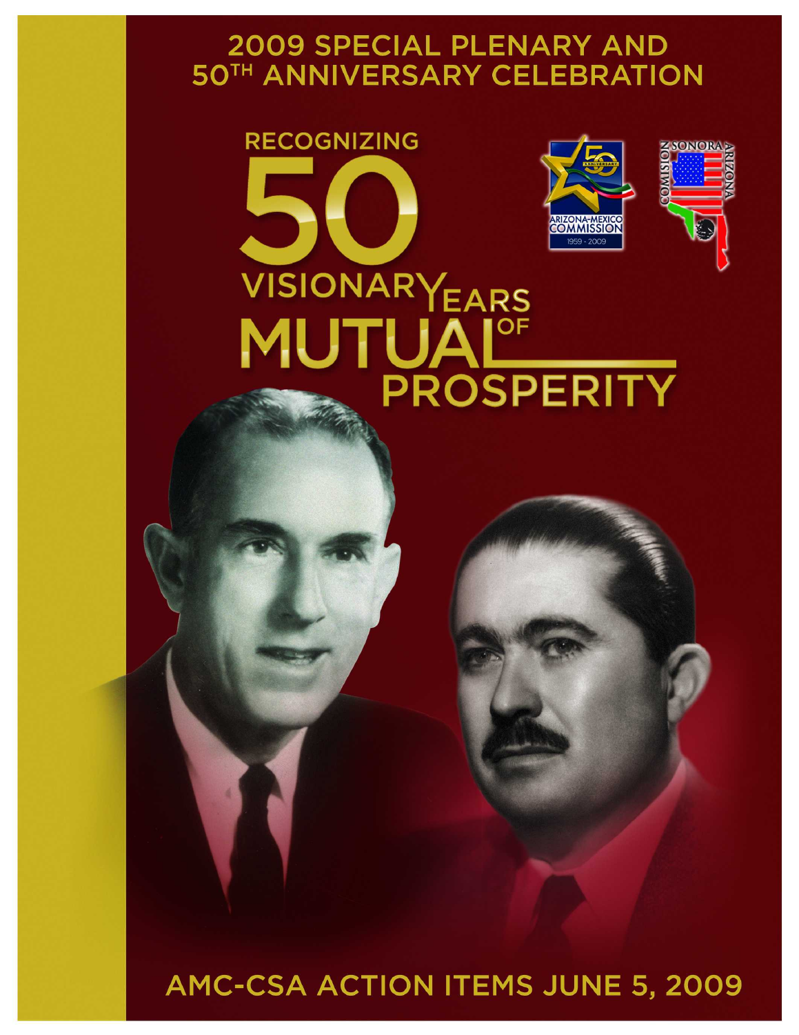# 2009 SPECIAL PLENARY AND 50TH ANNIVERSARY CELEBRATION

## RECOGNIZING 50 VISIONARY YEARS OF MUTUAL PROSPERITY

ARIZONA-MEXICO COMMISSION 1959 - 2009

COMISION SONORA ARIZONA

## AMC-CSA ACTION ITEMS JUNE 5, 2009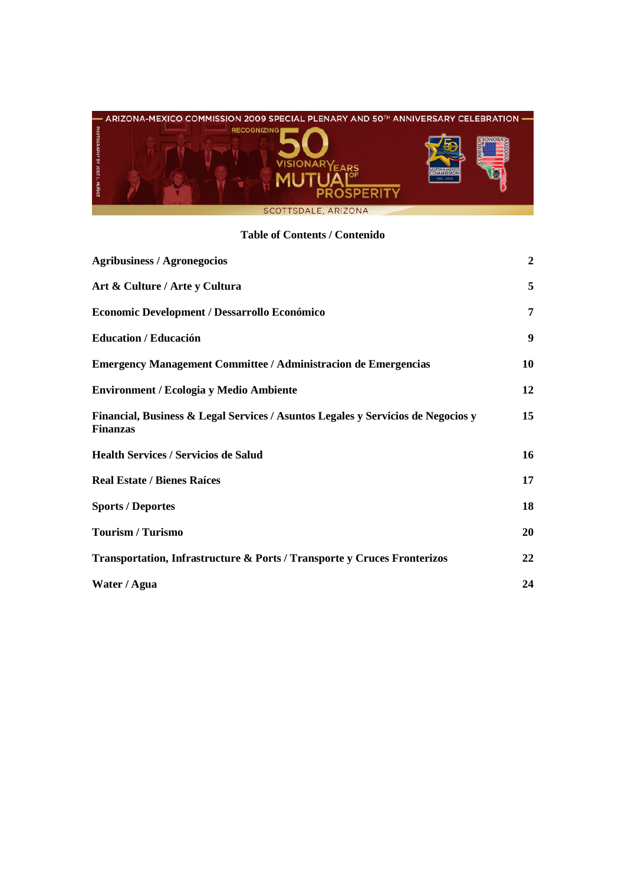ARIZONA-MEXICO COMMISSION 2009 SPECIAL PLENARY AND 50TH ANNIVERSARY CELEBRATION

RECOGNIZING 50 VISIONARY YEARS OF MUTUAL PROSPERITY

SCOTTSDALE, ARIZONA

## Table of Contents / Contenido

| | |
|---|---|
| **Agribusiness / Agronegocios** | **2** |
| **Art & Culture / Arte y Cultura** | **5** |
| **Economic Development / Dessarrollo Económico** | **7** |
| **Education / Educación** | **9** |
| **Emergency Management Committee / Administracion de Emergencias** | **10** |
| **Environment / Ecologia y Medio Ambiente** | **12** |
| **Financial, Business & Legal Services / Asuntos Legales y Servicios de Negocios y Finanzas** | **15** |
| **Health Services / Servicios de Salud** | **16** |
| **Real Estate / Bienes Raíces** | **17** |
| **Sports / Deportes** | **18** |
| **Tourism / Turismo** | **20** |
| **Transportation, Infrastructure & Ports / Transporte y Cruces Fronterizos** | **22** |
| **Water / Agua** | **24** |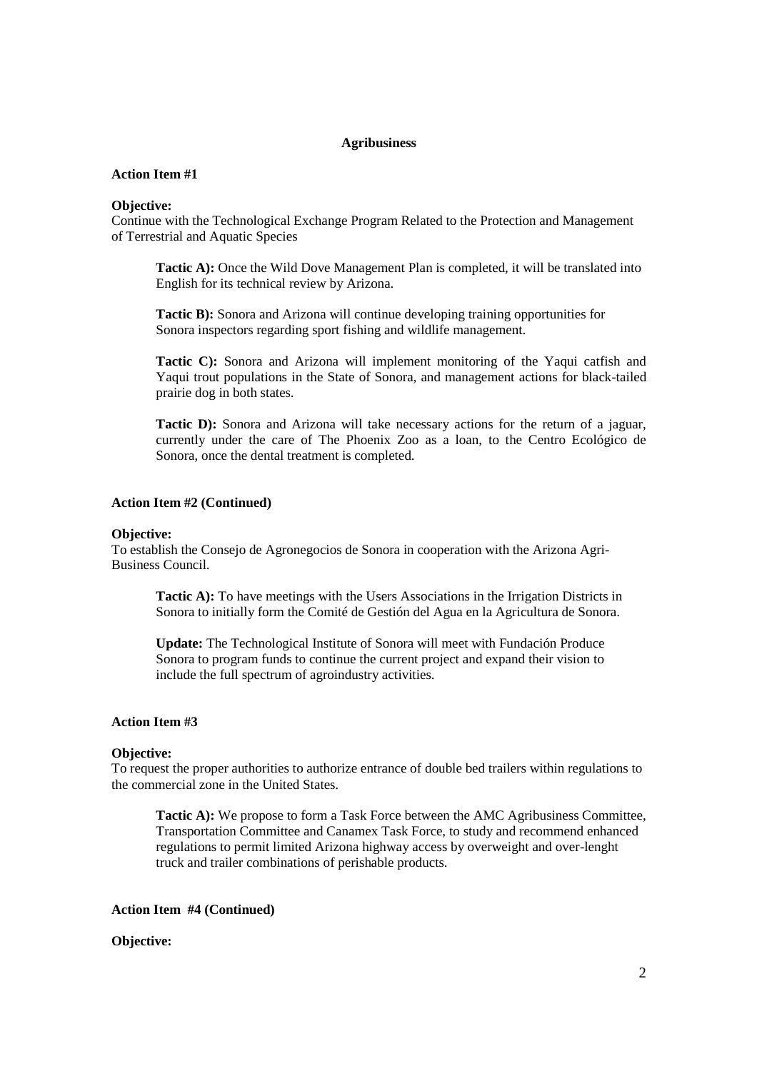## Agribusiness

**Action Item #1**

**Objective:**
Continue with the Technological Exchange Program Related to the Protection and Management of Terrestrial and Aquatic Species

> **Tactic A):** Once the Wild Dove Management Plan is completed, it will be translated into English for its technical review by Arizona.
>
> **Tactic B):** Sonora and Arizona will continue developing training opportunities for Sonora inspectors regarding sport fishing and wildlife management.
>
> **Tactic C):** Sonora and Arizona will implement monitoring of the Yaqui catfish and Yaqui trout populations in the State of Sonora, and management actions for black-tailed prairie dog in both states.
>
> **Tactic D):** Sonora and Arizona will take necessary actions for the return of a jaguar, currently under the care of The Phoenix Zoo as a loan, to the Centro Ecológico de Sonora, once the dental treatment is completed.

**Action Item #2 (Continued)**

**Objective:**
To establish the Consejo de Agronegocios de Sonora in cooperation with the Arizona Agri-Business Council.

> **Tactic A):** To have meetings with the Users Associations in the Irrigation Districts in Sonora to initially form the Comité de Gestión del Agua en la Agricultura de Sonora.
>
> **Update:** The Technological Institute of Sonora will meet with Fundación Produce Sonora to program funds to continue the current project and expand their vision to include the full spectrum of agroindustry activities.

**Action Item #3**

**Objective:**
To request the proper authorities to authorize entrance of double bed trailers within regulations to the commercial zone in the United States.

> **Tactic A):** We propose to form a Task Force between the AMC Agribusiness Committee, Transportation Committee and Canamex Task Force, to study and recommend enhanced regulations to permit limited Arizona highway access by overweight and over-lenght truck and trailer combinations of perishable products.

**Action Item #4 (Continued)**

**Objective:**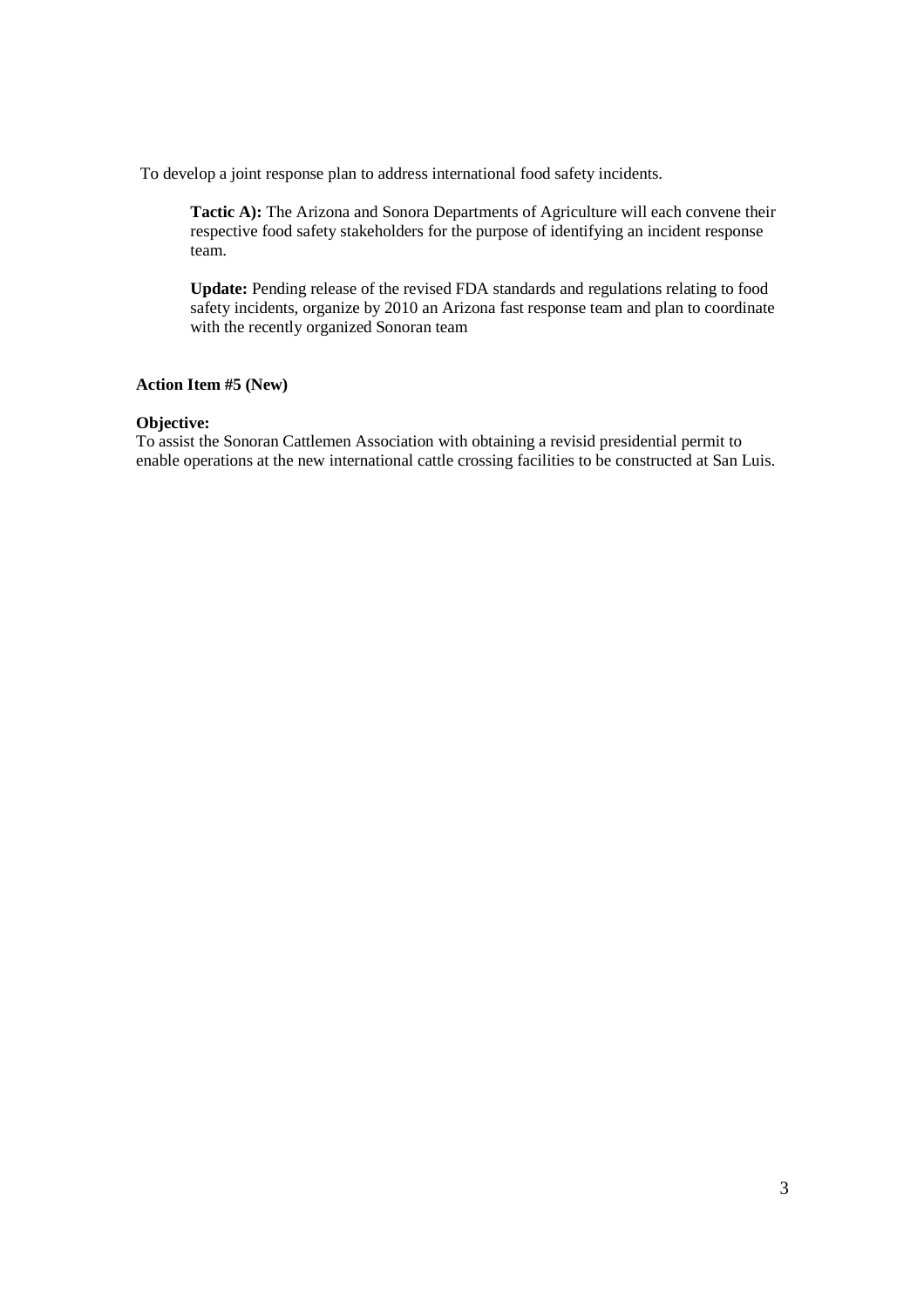To develop a joint response plan to address international food safety incidents.

**Tactic A):** The Arizona and Sonora Departments of Agriculture will each convene their respective food safety stakeholders for the purpose of identifying an incident response team.

**Update:** Pending release of the revised FDA standards and regulations relating to food safety incidents, organize by 2010 an Arizona fast response team and plan to coordinate with the recently organized Sonoran team

**Action Item #5 (New)**

**Objective:**
To assist the Sonoran Cattlemen Association with obtaining a revisid presidential permit to enable operations at the new international cattle crossing facilities to be constructed at San Luis.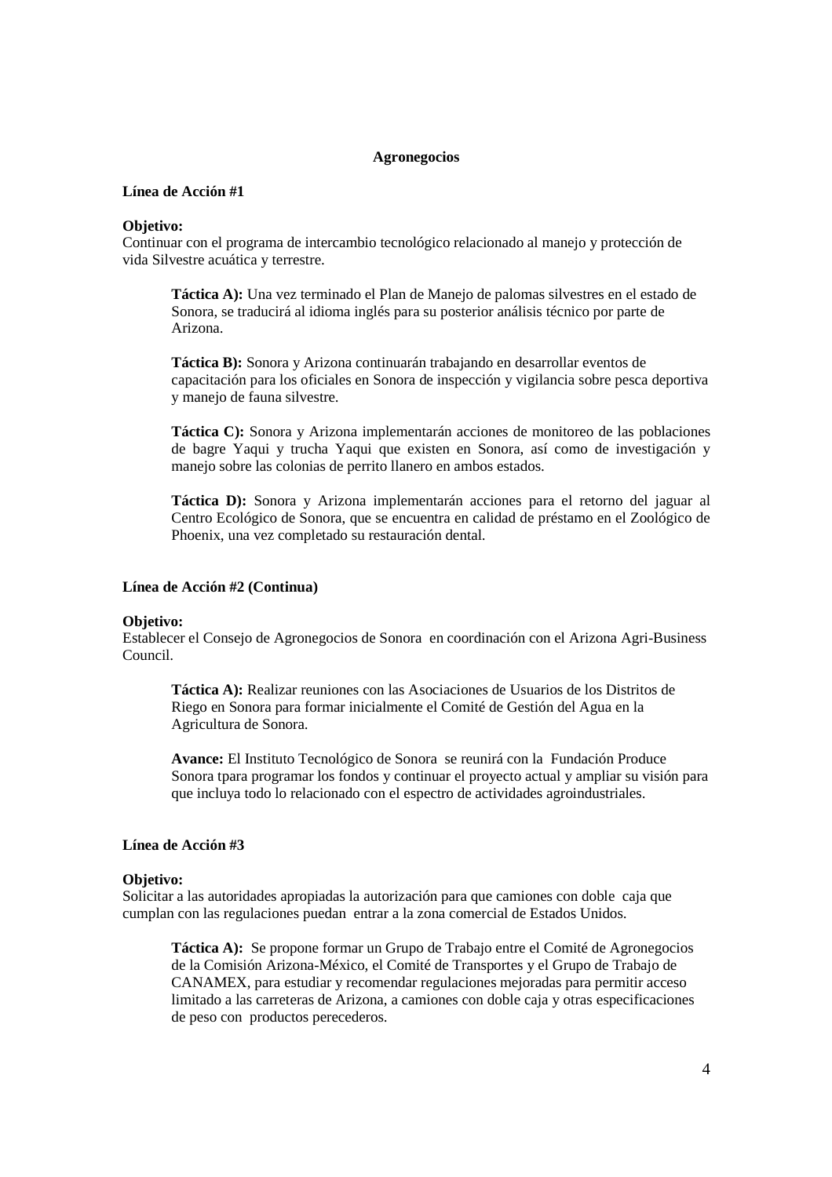## Agronegocios

**Línea de Acción #1**

**Objetivo:**
Continuar con el programa de intercambio tecnológico relacionado al manejo y protección de vida Silvestre acuática y terrestre.

> **Táctica A):** Una vez terminado el Plan de Manejo de palomas silvestres en el estado de Sonora, se traducirá al idioma inglés para su posterior análisis técnico por parte de Arizona.
>
> **Táctica B):** Sonora y Arizona continuarán trabajando en desarrollar eventos de capacitación para los oficiales en Sonora de inspección y vigilancia sobre pesca deportiva y manejo de fauna silvestre.
>
> **Táctica C):** Sonora y Arizona implementarán acciones de monitoreo de las poblaciones de bagre Yaqui y trucha Yaqui que existen en Sonora, así como de investigación y manejo sobre las colonias de perrito llanero en ambos estados.
>
> **Táctica D):** Sonora y Arizona implementarán acciones para el retorno del jaguar al Centro Ecológico de Sonora, que se encuentra en calidad de préstamo en el Zoológico de Phoenix, una vez completado su restauración dental.

**Línea de Acción #2 (Continua)**

**Objetivo:**
Establecer el Consejo de Agronegocios de Sonora en coordinación con el Arizona Agri-Business Council.

> **Táctica A):** Realizar reuniones con las Asociaciones de Usuarios de los Distritos de Riego en Sonora para formar inicialmente el Comité de Gestión del Agua en la Agricultura de Sonora.
>
> **Avance:** El Instituto Tecnológico de Sonora se reunirá con la Fundación Produce Sonora tpara programar los fondos y continuar el proyecto actual y ampliar su visión para que incluya todo lo relacionado con el espectro de actividades agroindustriales.

**Línea de Acción #3**

**Objetivo:**
Solicitar a las autoridades apropiadas la autorización para que camiones con doble caja que cumplan con las regulaciones puedan entrar a la zona comercial de Estados Unidos.

> **Táctica A):** Se propone formar un Grupo de Trabajo entre el Comité de Agronegocios de la Comisión Arizona-México, el Comité de Transportes y el Grupo de Trabajo de CANAMEX, para estudiar y recomendar regulaciones mejoradas para permitir acceso limitado a las carreteras de Arizona, a camiones con doble caja y otras especificaciones de peso con productos perecederos.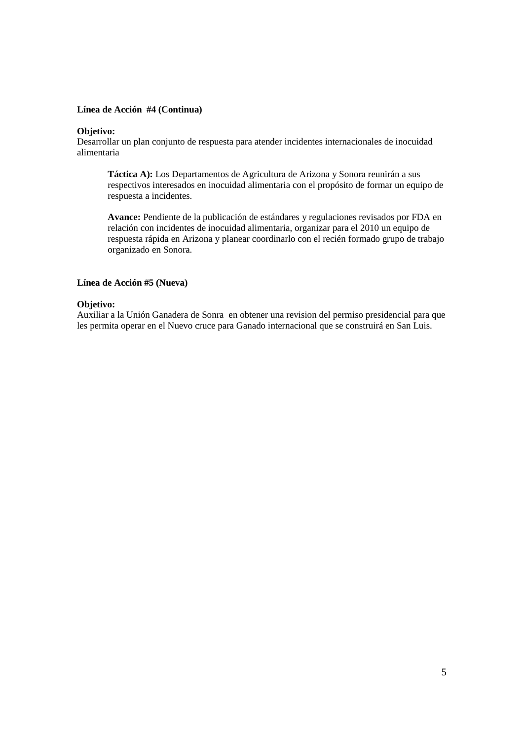**Línea de Acción #4 (Continua)**

**Objetivo:**
Desarrollar un plan conjunto de respuesta para atender incidentes internacionales de inocuidad alimentaria

> **Táctica A):** Los Departamentos de Agricultura de Arizona y Sonora reunirán a sus respectivos interesados en inocuidad alimentaria con el propósito de formar un equipo de respuesta a incidentes.
>
> **Avance:** Pendiente de la publicación de estándares y regulaciones revisados por FDA en relación con incidentes de inocuidad alimentaria, organizar para el 2010 un equipo de respuesta rápida en Arizona y planear coordinarlo con el recién formado grupo de trabajo organizado en Sonora.

**Línea de Acción #5 (Nueva)**

**Objetivo:**
Auxiliar a la Unión Ganadera de Sonra en obtener una revision del permiso presidencial para que les permita operar en el Nuevo cruce para Ganado internacional que se construirá en San Luis.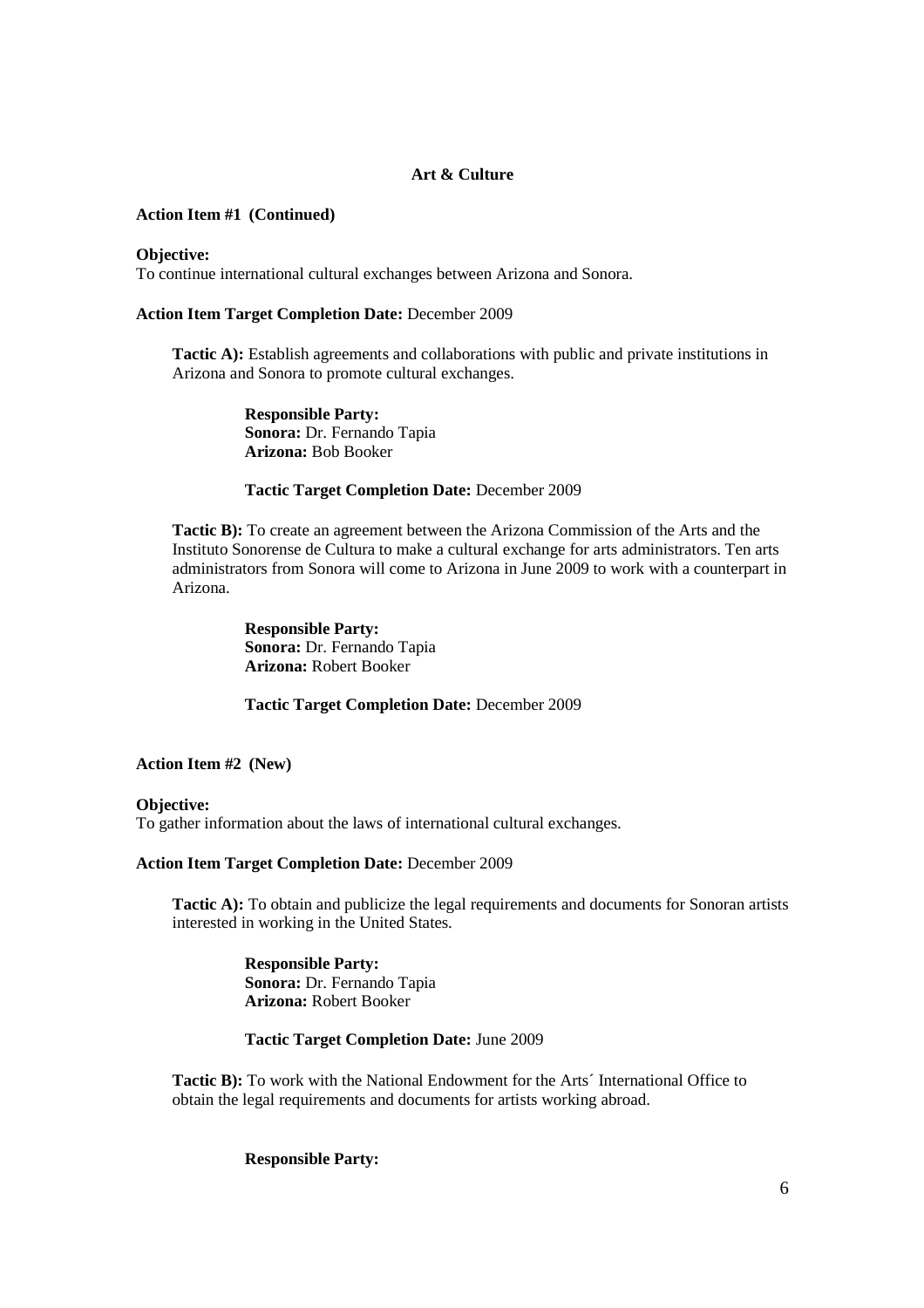## Art & Culture

**Action Item #1 (Continued)**

**Objective:**
To continue international cultural exchanges between Arizona and Sonora.

**Action Item Target Completion Date:** December 2009

**Tactic A):** Establish agreements and collaborations with public and private institutions in Arizona and Sonora to promote cultural exchanges.

> **Responsible Party:**
> **Sonora:** Dr. Fernando Tapia
> **Arizona:** Bob Booker
>
> **Tactic Target Completion Date:** December 2009

**Tactic B):** To create an agreement between the Arizona Commission of the Arts and the Instituto Sonorense de Cultura to make a cultural exchange for arts administrators. Ten arts administrators from Sonora will come to Arizona in June 2009 to work with a counterpart in Arizona.

> **Responsible Party:**
> **Sonora:** Dr. Fernando Tapia
> **Arizona:** Robert Booker
>
> **Tactic Target Completion Date:** December 2009

**Action Item #2 (New)**

**Objective:**
To gather information about the laws of international cultural exchanges.

**Action Item Target Completion Date:** December 2009

**Tactic A):** To obtain and publicize the legal requirements and documents for Sonoran artists interested in working in the United States.

> **Responsible Party:**
> **Sonora:** Dr. Fernando Tapia
> **Arizona:** Robert Booker
>
> **Tactic Target Completion Date:** June 2009

**Tactic B):** To work with the National Endowment for the Arts´ International Office to obtain the legal requirements and documents for artists working abroad.

> **Responsible Party:**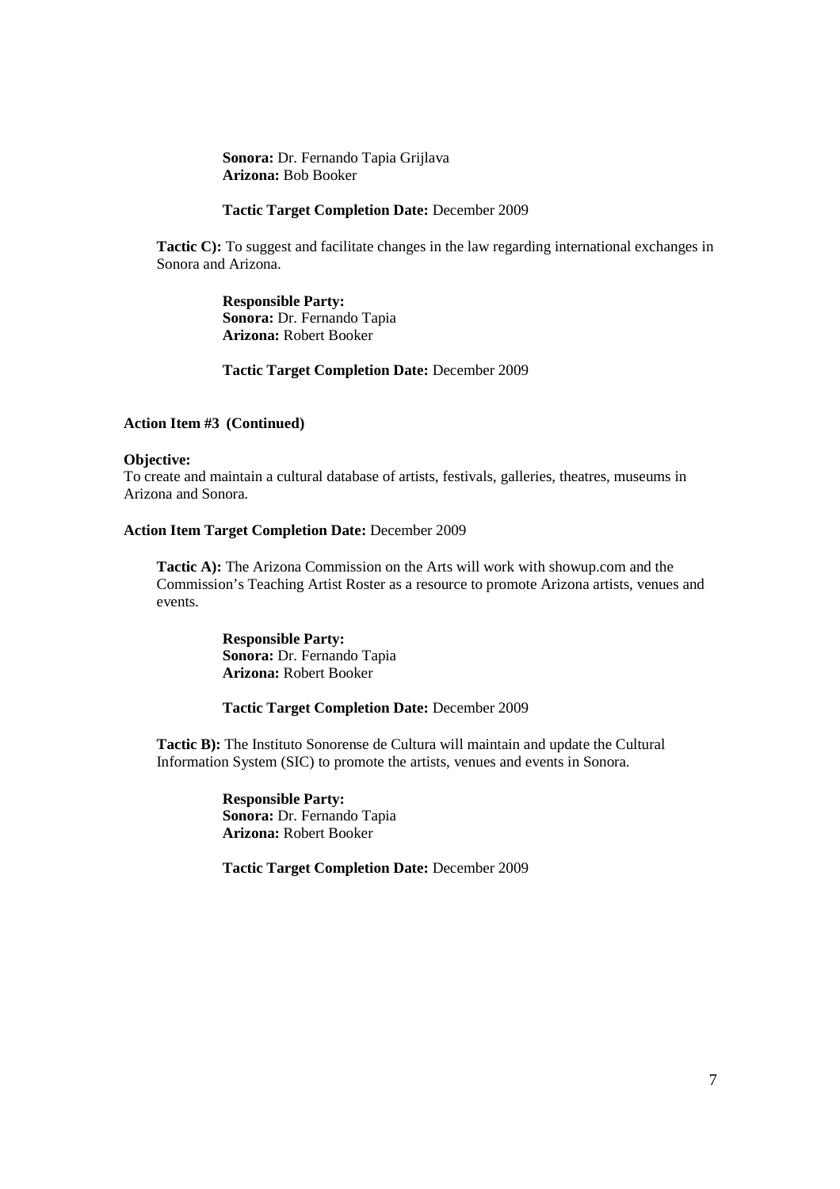**Sonora:** Dr. Fernando Tapia Grijlava
**Arizona:** Bob Booker

**Tactic Target Completion Date:** December 2009

**Tactic C):** To suggest and facilitate changes in the law regarding international exchanges in Sonora and Arizona.

**Responsible Party:**
**Sonora:** Dr. Fernando Tapia
**Arizona:** Robert Booker

**Tactic Target Completion Date:** December 2009

**Action Item #3 (Continued)**

**Objective:**
To create and maintain a cultural database of artists, festivals, galleries, theatres, museums in Arizona and Sonora.

**Action Item Target Completion Date:** December 2009

**Tactic A):** The Arizona Commission on the Arts will work with showup.com and the Commission's Teaching Artist Roster as a resource to promote Arizona artists, venues and events.

**Responsible Party:**
**Sonora:** Dr. Fernando Tapia
**Arizona:** Robert Booker

**Tactic Target Completion Date:** December 2009

**Tactic B):** The Instituto Sonorense de Cultura will maintain and update the Cultural Information System (SIC) to promote the artists, venues and events in Sonora.

**Responsible Party:**
**Sonora:** Dr. Fernando Tapia
**Arizona:** Robert Booker

**Tactic Target Completion Date:** December 2009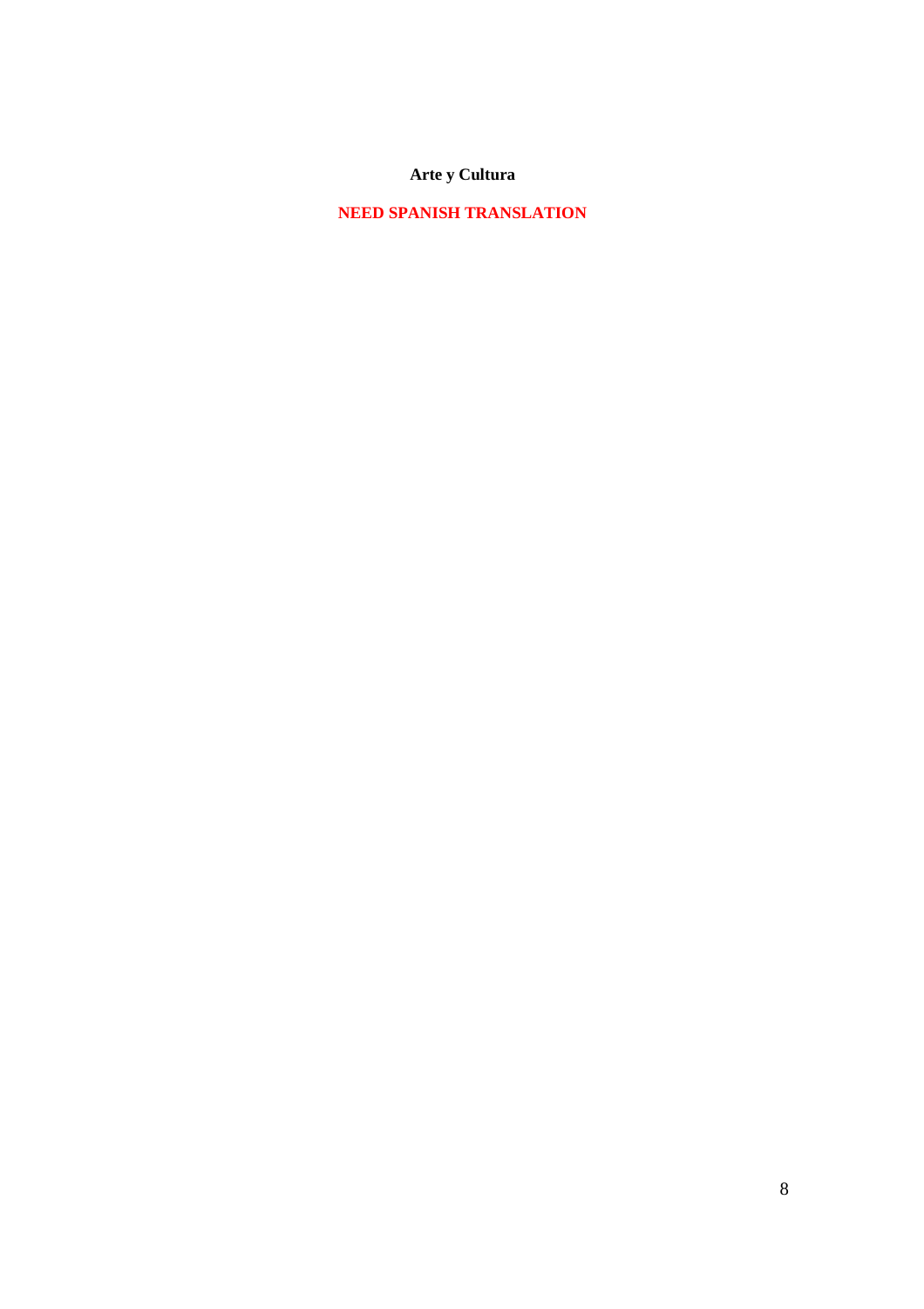**Arte y Cultura**

**NEED SPANISH TRANSLATION**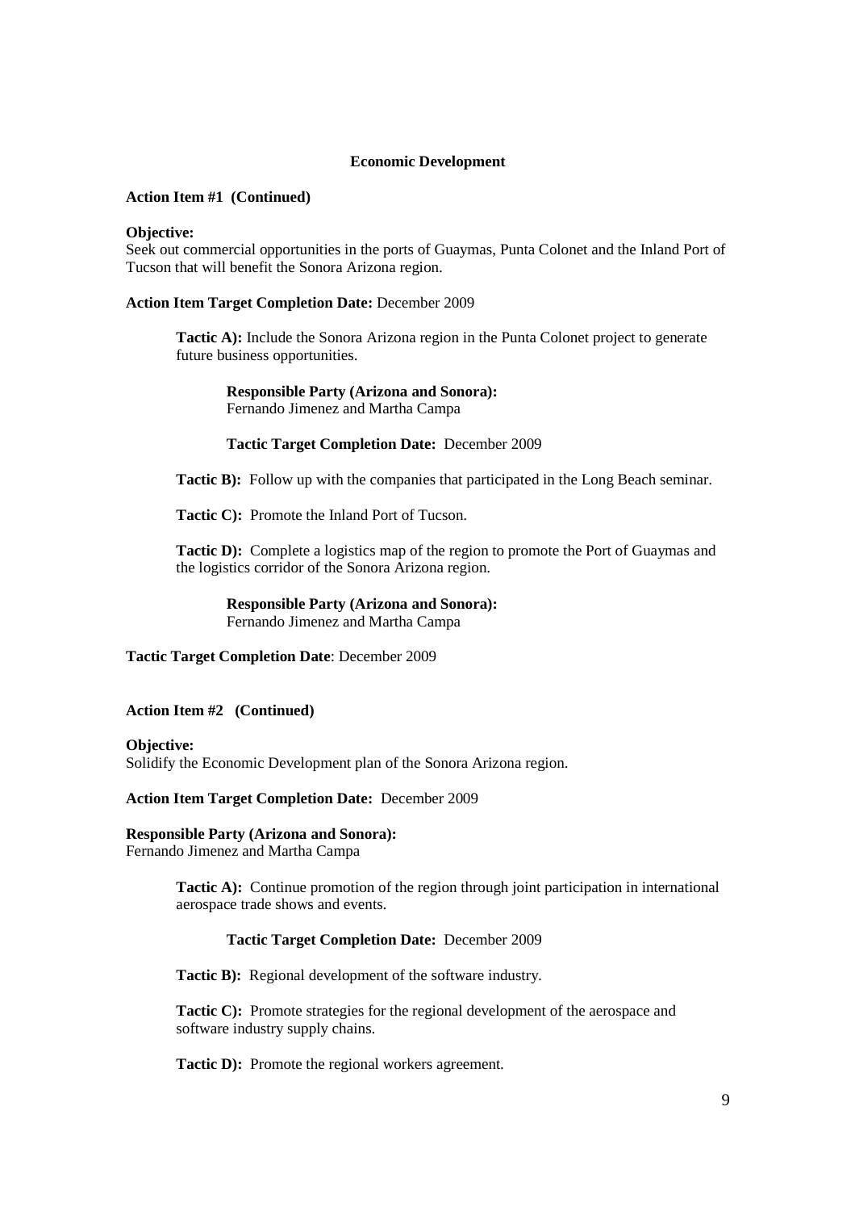## Economic Development

**Action Item #1 (Continued)**

**Objective:**
Seek out commercial opportunities in the ports of Guaymas, Punta Colonet and the Inland Port of Tucson that will benefit the Sonora Arizona region.

**Action Item Target Completion Date:** December 2009

> **Tactic A):** Include the Sonora Arizona region in the Punta Colonet project to generate future business opportunities.
>
> > **Responsible Party (Arizona and Sonora):**
> > Fernando Jimenez and Martha Campa
> >
> > **Tactic Target Completion Date:** December 2009
>
> **Tactic B):** Follow up with the companies that participated in the Long Beach seminar.
>
> **Tactic C):** Promote the Inland Port of Tucson.
>
> **Tactic D):** Complete a logistics map of the region to promote the Port of Guaymas and the logistics corridor of the Sonora Arizona region.
>
> > **Responsible Party (Arizona and Sonora):**
> > Fernando Jimenez and Martha Campa

**Tactic Target Completion Date**: December 2009

**Action Item #2 (Continued)**

**Objective:**
Solidify the Economic Development plan of the Sonora Arizona region.

**Action Item Target Completion Date:** December 2009

**Responsible Party (Arizona and Sonora):**
Fernando Jimenez and Martha Campa

> **Tactic A):** Continue promotion of the region through joint participation in international aerospace trade shows and events.
>
> > **Tactic Target Completion Date:** December 2009
>
> **Tactic B):** Regional development of the software industry.
>
> **Tactic C):** Promote strategies for the regional development of the aerospace and software industry supply chains.
>
> **Tactic D):** Promote the regional workers agreement.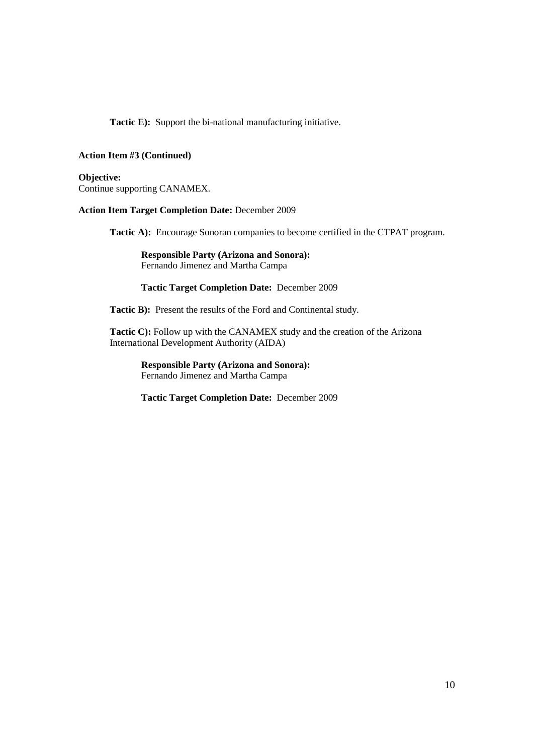**Tactic E):** Support the bi-national manufacturing initiative.

**Action Item #3 (Continued)**

**Objective:**
Continue supporting CANAMEX.

**Action Item Target Completion Date:** December 2009

**Tactic A):** Encourage Sonoran companies to become certified in the CTPAT program.

**Responsible Party (Arizona and Sonora):**
Fernando Jimenez and Martha Campa

**Tactic Target Completion Date:** December 2009

**Tactic B):** Present the results of the Ford and Continental study.

**Tactic C):** Follow up with the CANAMEX study and the creation of the Arizona International Development Authority (AIDA)

**Responsible Party (Arizona and Sonora):**
Fernando Jimenez and Martha Campa

**Tactic Target Completion Date:** December 2009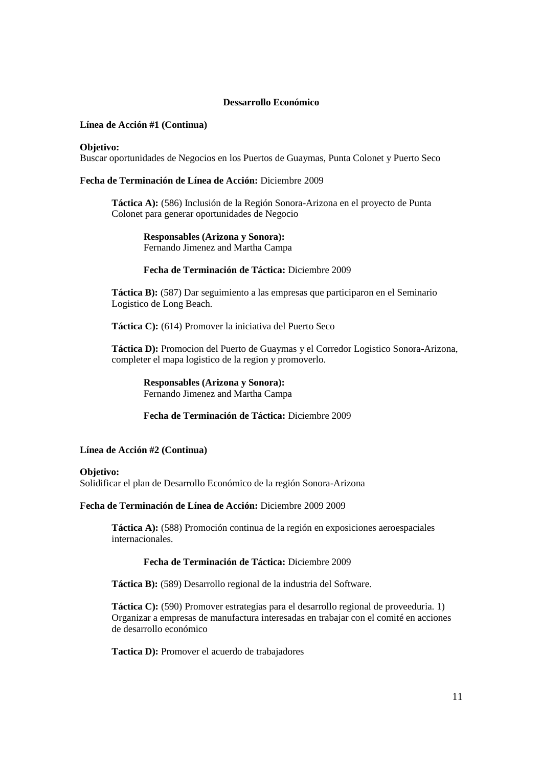## Dessarrollo Económico

**Línea de Acción #1 (Continua)**

**Objetivo:**
Buscar oportunidades de Negocios en los Puertos de Guaymas, Punta Colonet y Puerto Seco

**Fecha de Terminación de Línea de Acción:** Diciembre 2009

> **Táctica A):** (586) Inclusión de la Región Sonora-Arizona en el proyecto de Punta Colonet para generar oportunidades de Negocio
>
> > **Responsables (Arizona y Sonora):**
> > Fernando Jimenez and Martha Campa
> >
> > **Fecha de Terminación de Táctica:** Diciembre 2009
>
> **Táctica B):** (587) Dar seguimiento a las empresas que participaron en el Seminario Logistico de Long Beach.
>
> **Táctica C):** (614) Promover la iniciativa del Puerto Seco
>
> **Táctica D):** Promocion del Puerto de Guaymas y el Corredor Logistico Sonora-Arizona, completer el mapa logistico de la region y promoverlo.
>
> > **Responsables (Arizona y Sonora):**
> > Fernando Jimenez and Martha Campa
> >
> > **Fecha de Terminación de Táctica:** Diciembre 2009

**Línea de Acción #2 (Continua)**

**Objetivo:**
Solidificar el plan de Desarrollo Económico de la región Sonora-Arizona

**Fecha de Terminación de Línea de Acción:** Diciembre 2009 2009

> **Táctica A):** (588) Promoción continua de la región en exposiciones aeroespaciales internacionales.
>
> > **Fecha de Terminación de Táctica:** Diciembre 2009
>
> **Táctica B):** (589) Desarrollo regional de la industria del Software.
>
> **Táctica C):** (590) Promover estrategias para el desarrollo regional de proveeduria. 1) Organizar a empresas de manufactura interesadas en trabajar con el comité en acciones de desarrollo económico
>
> **Tactica D):** Promover el acuerdo de trabajadores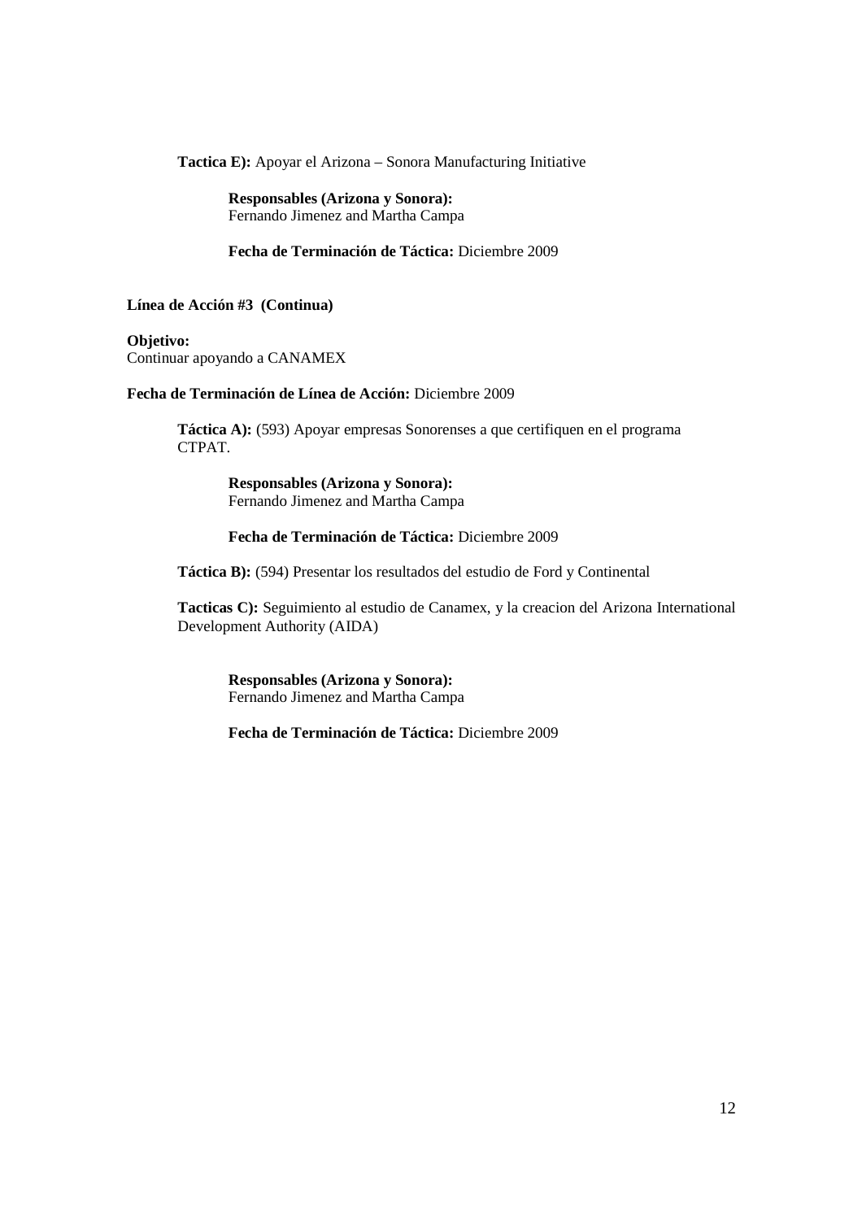**Tactica E):** Apoyar el Arizona – Sonora Manufacturing Initiative

**Responsables (Arizona y Sonora):**
Fernando Jimenez and Martha Campa

**Fecha de Terminación de Táctica:** Diciembre 2009

**Línea de Acción #3 (Continua)**

**Objetivo:**
Continuar apoyando a CANAMEX

**Fecha de Terminación de Línea de Acción:** Diciembre 2009

**Táctica A):** (593) Apoyar empresas Sonorenses a que certifiquen en el programa CTPAT.

**Responsables (Arizona y Sonora):**
Fernando Jimenez and Martha Campa

**Fecha de Terminación de Táctica:** Diciembre 2009

**Táctica B):** (594) Presentar los resultados del estudio de Ford y Continental

**Tacticas C):** Seguimiento al estudio de Canamex, y la creacion del Arizona International Development Authority (AIDA)

**Responsables (Arizona y Sonora):**
Fernando Jimenez and Martha Campa

**Fecha de Terminación de Táctica:** Diciembre 2009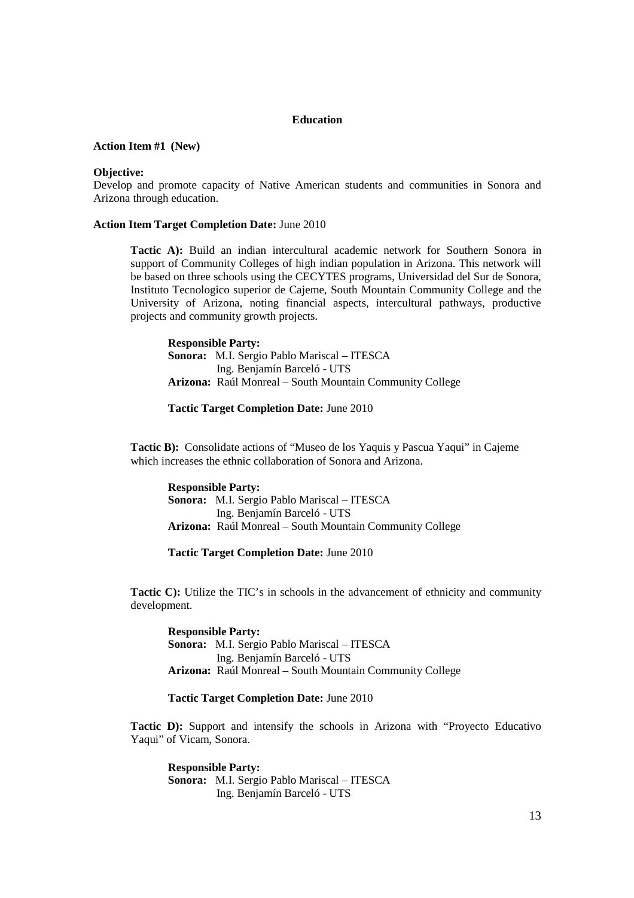## Education

**Action Item #1 (New)**

**Objective:**
Develop and promote capacity of Native American students and communities in Sonora and Arizona through education.

**Action Item Target Completion Date:** June 2010

**Tactic A):** Build an indian intercultural academic network for Southern Sonora in support of Community Colleges of high indian population in Arizona. This network will be based on three schools using the CECYTES programs, Universidad del Sur de Sonora, Instituto Tecnologico superior de Cajeme, South Mountain Community College and the University of Arizona, noting financial aspects, intercultural pathways, productive projects and community growth projects.

**Responsible Party:**
**Sonora:** M.I. Sergio Pablo Mariscal – ITESCA
Ing. Benjamín Barceló - UTS
**Arizona:** Raúl Monreal – South Mountain Community College

**Tactic Target Completion Date:** June 2010

**Tactic B):** Consolidate actions of "Museo de los Yaquis y Pascua Yaqui" in Cajeme which increases the ethnic collaboration of Sonora and Arizona.

**Responsible Party:**
**Sonora:** M.I. Sergio Pablo Mariscal – ITESCA
Ing. Benjamín Barceló - UTS
**Arizona:** Raúl Monreal – South Mountain Community College

**Tactic Target Completion Date:** June 2010

**Tactic C):** Utilize the TIC's in schools in the advancement of ethnicity and community development.

**Responsible Party:**
**Sonora:** M.I. Sergio Pablo Mariscal – ITESCA
Ing. Benjamín Barceló - UTS
**Arizona:** Raúl Monreal – South Mountain Community College

**Tactic Target Completion Date:** June 2010

**Tactic D):** Support and intensify the schools in Arizona with "Proyecto Educativo Yaqui" of Vicam, Sonora.

**Responsible Party:**
**Sonora:** M.I. Sergio Pablo Mariscal – ITESCA
Ing. Benjamín Barceló - UTS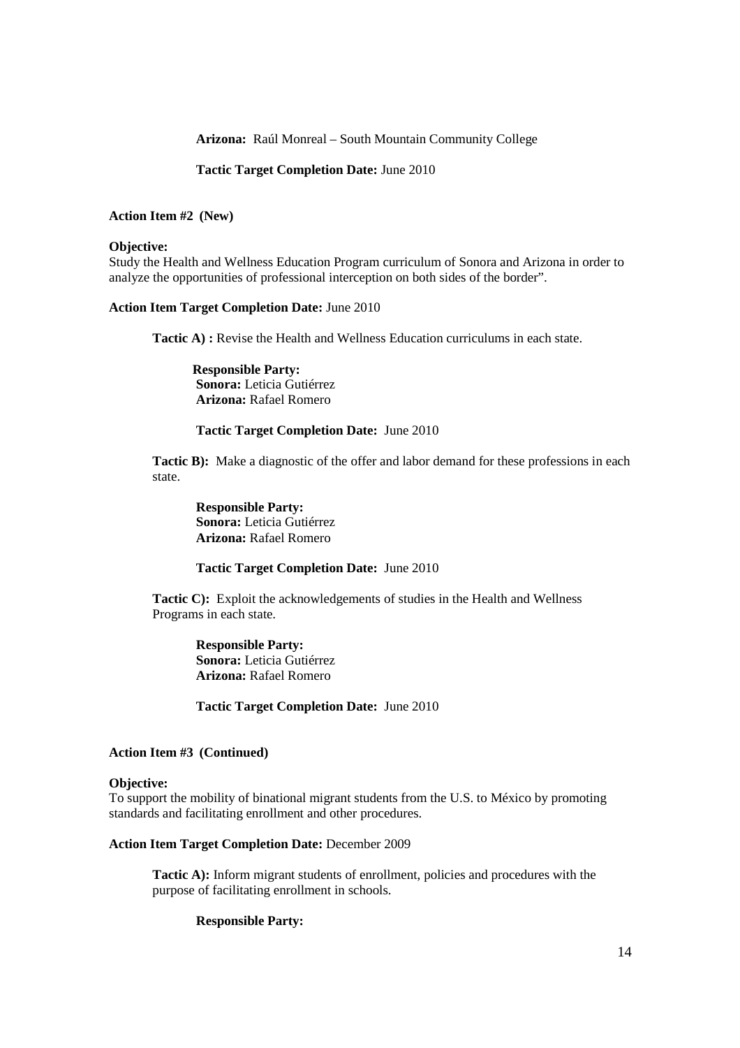**Arizona:** Raúl Monreal – South Mountain Community College

**Tactic Target Completion Date:** June 2010

**Action Item #2 (New)**

**Objective:**
Study the Health and Wellness Education Program curriculum of Sonora and Arizona in order to analyze the opportunities of professional interception on both sides of the border".

**Action Item Target Completion Date:** June 2010

**Tactic A) :** Revise the Health and Wellness Education curriculums in each state.

**Responsible Party:**
**Sonora:** Leticia Gutiérrez
**Arizona:** Rafael Romero

**Tactic Target Completion Date:** June 2010

**Tactic B):** Make a diagnostic of the offer and labor demand for these professions in each state.

**Responsible Party:**
**Sonora:** Leticia Gutiérrez
**Arizona:** Rafael Romero

**Tactic Target Completion Date:** June 2010

**Tactic C):** Exploit the acknowledgements of studies in the Health and Wellness Programs in each state.

**Responsible Party:**
**Sonora:** Leticia Gutiérrez
**Arizona:** Rafael Romero

**Tactic Target Completion Date:** June 2010

**Action Item #3 (Continued)**

**Objective:**
To support the mobility of binational migrant students from the U.S. to México by promoting standards and facilitating enrollment and other procedures.

**Action Item Target Completion Date:** December 2009

**Tactic A):** Inform migrant students of enrollment, policies and procedures with the purpose of facilitating enrollment in schools.

**Responsible Party:**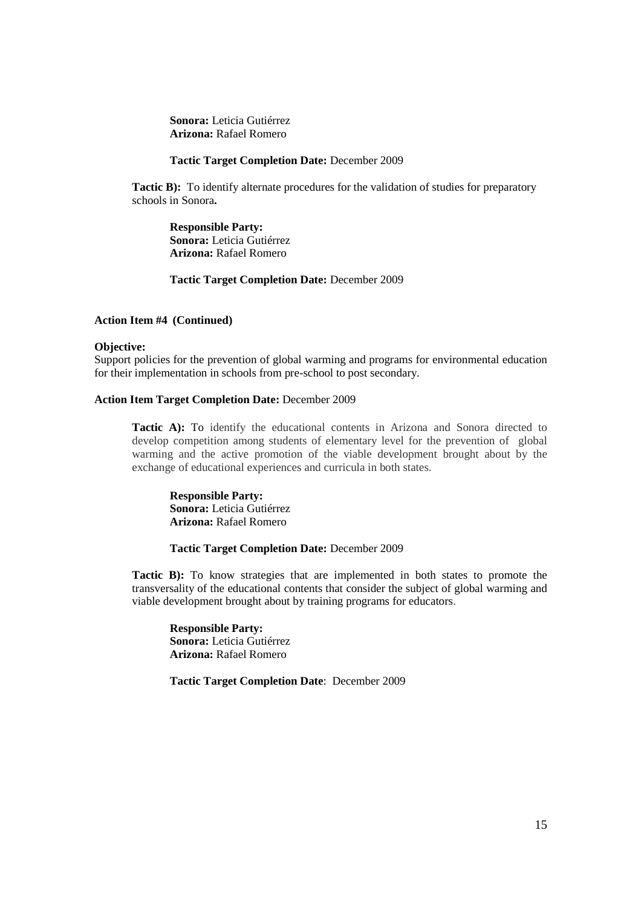**Sonora:** Leticia Gutiérrez
**Arizona:** Rafael Romero

**Tactic Target Completion Date:** December 2009

**Tactic B):** To identify alternate procedures for the validation of studies for preparatory schools in Sonora**.**

**Responsible Party:**
**Sonora:** Leticia Gutiérrez
**Arizona:** Rafael Romero

**Tactic Target Completion Date:** December 2009

**Action Item #4 (Continued)**

**Objective:**
Support policies for the prevention of global warming and programs for environmental education for their implementation in schools from pre-school to post secondary.

**Action Item Target Completion Date:** December 2009

**Tactic A):** To identify the educational contents in Arizona and Sonora directed to develop competition among students of elementary level for the prevention of global warming and the active promotion of the viable development brought about by the exchange of educational experiences and curricula in both states.

**Responsible Party:**
**Sonora:** Leticia Gutiérrez
**Arizona:** Rafael Romero

**Tactic Target Completion Date:** December 2009

**Tactic B):** To know strategies that are implemented in both states to promote the transversality of the educational contents that consider the subject of global warming and viable development brought about by training programs for educators.

**Responsible Party:**
**Sonora:** Leticia Gutiérrez
**Arizona:** Rafael Romero

**Tactic Target Completion Date**: December 2009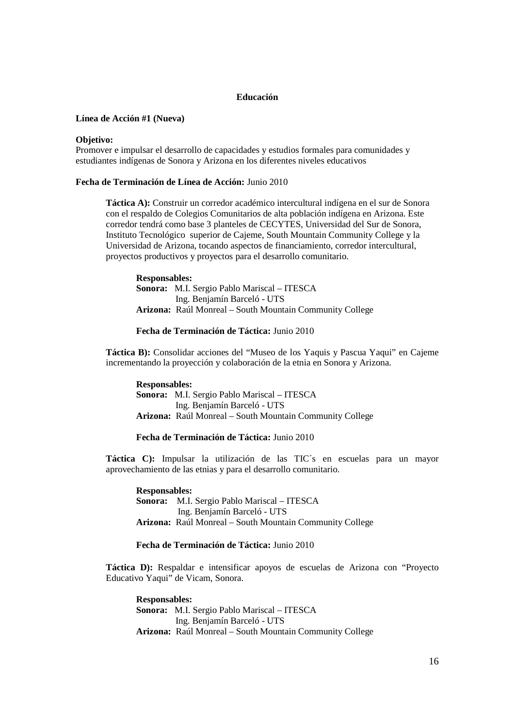## Educación

**Línea de Acción #1 (Nueva)**

**Objetivo:**
Promover e impulsar el desarrollo de capacidades y estudios formales para comunidades y estudiantes indígenas de Sonora y Arizona en los diferentes niveles educativos

**Fecha de Terminación de Línea de Acción:** Junio 2010

**Táctica A):** Construir un corredor académico intercultural indígena en el sur de Sonora con el respaldo de Colegios Comunitarios de alta población indígena en Arizona. Este corredor tendrá como base 3 planteles de CECYTES, Universidad del Sur de Sonora, Instituto Tecnológico superior de Cajeme, South Mountain Community College y la Universidad de Arizona, tocando aspectos de financiamiento, corredor intercultural, proyectos productivos y proyectos para el desarrollo comunitario.

**Responsables:**
**Sonora:** M.I. Sergio Pablo Mariscal – ITESCA
Ing. Benjamín Barceló - UTS
**Arizona:** Raúl Monreal – South Mountain Community College

**Fecha de Terminación de Táctica:** Junio 2010

**Táctica B):** Consolidar acciones del "Museo de los Yaquis y Pascua Yaqui" en Cajeme incrementando la proyección y colaboración de la etnia en Sonora y Arizona.

**Responsables:**
**Sonora:** M.I. Sergio Pablo Mariscal – ITESCA
Ing. Benjamín Barceló - UTS
**Arizona:** Raúl Monreal – South Mountain Community College

**Fecha de Terminación de Táctica:** Junio 2010

**Táctica C):** Impulsar la utilización de las TIC´s en escuelas para un mayor aprovechamiento de las etnias y para el desarrollo comunitario.

**Responsables:**
**Sonora:** M.I. Sergio Pablo Mariscal – ITESCA
Ing. Benjamín Barceló - UTS
**Arizona:** Raúl Monreal – South Mountain Community College

**Fecha de Terminación de Táctica:** Junio 2010

**Táctica D):** Respaldar e intensificar apoyos de escuelas de Arizona con "Proyecto Educativo Yaqui" de Vicam, Sonora.

**Responsables:**
**Sonora:** M.I. Sergio Pablo Mariscal – ITESCA
Ing. Benjamín Barceló - UTS
**Arizona:** Raúl Monreal – South Mountain Community College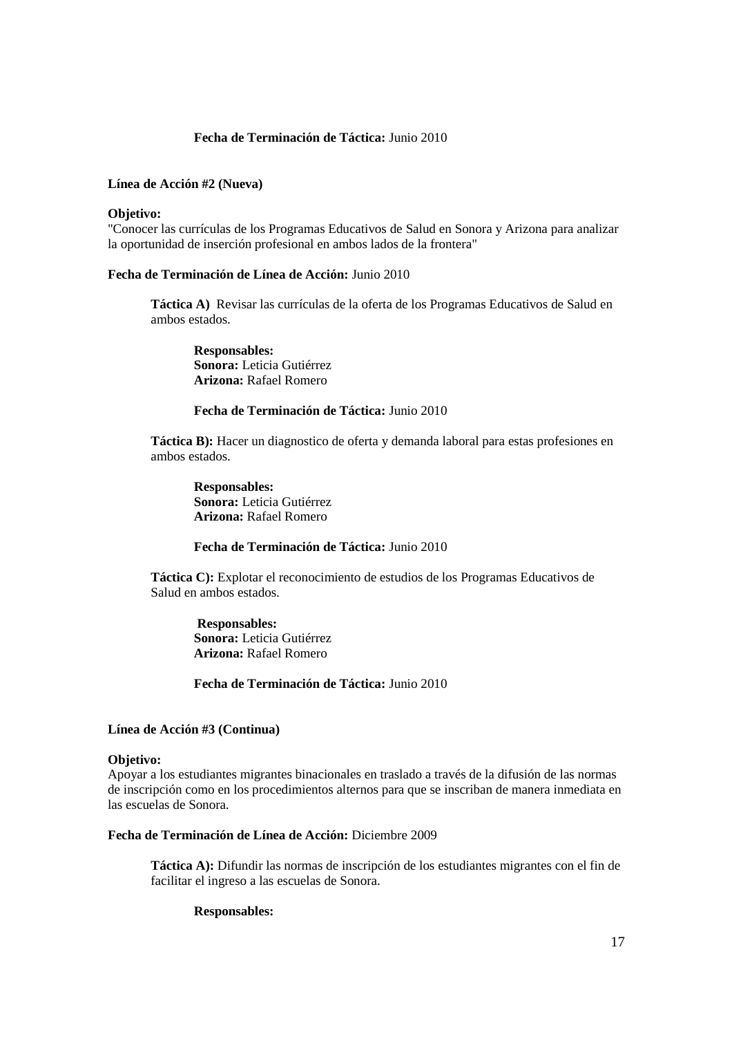**Fecha de Terminación de Táctica:** Junio 2010

**Línea de Acción #2 (Nueva)**

**Objetivo:**
"Conocer las currículas de los Programas Educativos de Salud en Sonora y Arizona para analizar la oportunidad de inserción profesional en ambos lados de la frontera"

**Fecha de Terminación de Línea de Acción:** Junio 2010

**Táctica A)** Revisar las currículas de la oferta de los Programas Educativos de Salud en ambos estados.

**Responsables:**
**Sonora:** Leticia Gutiérrez
**Arizona:** Rafael Romero

**Fecha de Terminación de Táctica:** Junio 2010

**Táctica B):** Hacer un diagnostico de oferta y demanda laboral para estas profesiones en ambos estados.

**Responsables:**
**Sonora:** Leticia Gutiérrez
**Arizona:** Rafael Romero

**Fecha de Terminación de Táctica:** Junio 2010

**Táctica C):** Explotar el reconocimiento de estudios de los Programas Educativos de Salud en ambos estados.

**Responsables:**
**Sonora:** Leticia Gutiérrez
**Arizona:** Rafael Romero

**Fecha de Terminación de Táctica:** Junio 2010

**Línea de Acción #3 (Continua)**

**Objetivo:**
Apoyar a los estudiantes migrantes binacionales en traslado a través de la difusión de las normas de inscripción como en los procedimientos alternos para que se inscriban de manera inmediata en las escuelas de Sonora.

**Fecha de Terminación de Línea de Acción:** Diciembre 2009

**Táctica A):** Difundir las normas de inscripción de los estudiantes migrantes con el fin de facilitar el ingreso a las escuelas de Sonora.

**Responsables:**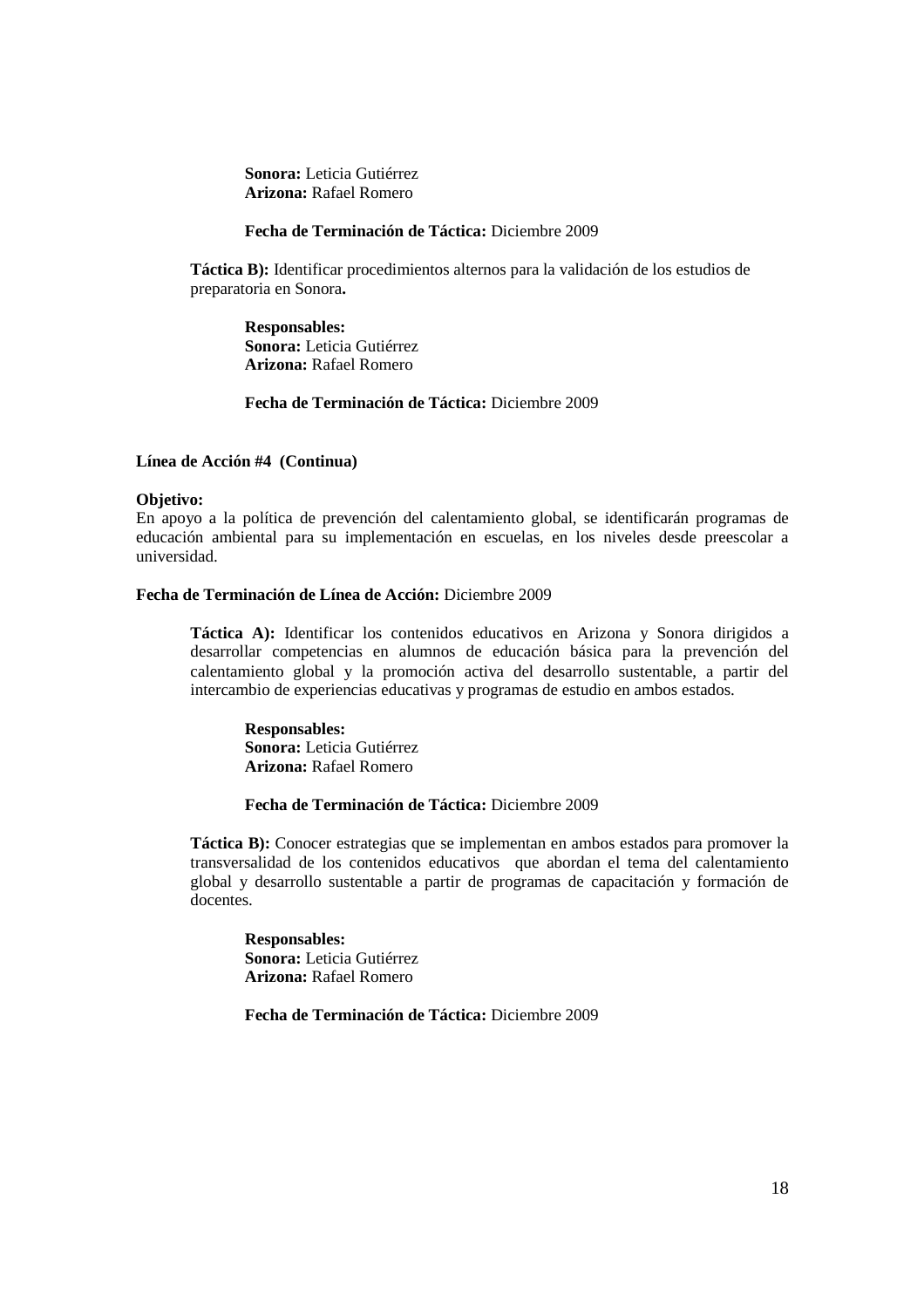**Sonora:** Leticia Gutiérrez
**Arizona:** Rafael Romero

**Fecha de Terminación de Táctica:** Diciembre 2009

**Táctica B):** Identificar procedimientos alternos para la validación de los estudios de preparatoria en Sonora**.**

**Responsables:**
**Sonora:** Leticia Gutiérrez
**Arizona:** Rafael Romero

**Fecha de Terminación de Táctica:** Diciembre 2009

**Línea de Acción #4 (Continua)**

**Objetivo:**
En apoyo a la política de prevención del calentamiento global, se identificarán programas de educación ambiental para su implementación en escuelas, en los niveles desde preescolar a universidad.

**Fecha de Terminación de Línea de Acción:** Diciembre 2009

**Táctica A):** Identificar los contenidos educativos en Arizona y Sonora dirigidos a desarrollar competencias en alumnos de educación básica para la prevención del calentamiento global y la promoción activa del desarrollo sustentable, a partir del intercambio de experiencias educativas y programas de estudio en ambos estados.

**Responsables:**
**Sonora:** Leticia Gutiérrez
**Arizona:** Rafael Romero

**Fecha de Terminación de Táctica:** Diciembre 2009

**Táctica B):** Conocer estrategias que se implementan en ambos estados para promover la transversalidad de los contenidos educativos que abordan el tema del calentamiento global y desarrollo sustentable a partir de programas de capacitación y formación de docentes.

**Responsables:**
**Sonora:** Leticia Gutiérrez
**Arizona:** Rafael Romero

**Fecha de Terminación de Táctica:** Diciembre 2009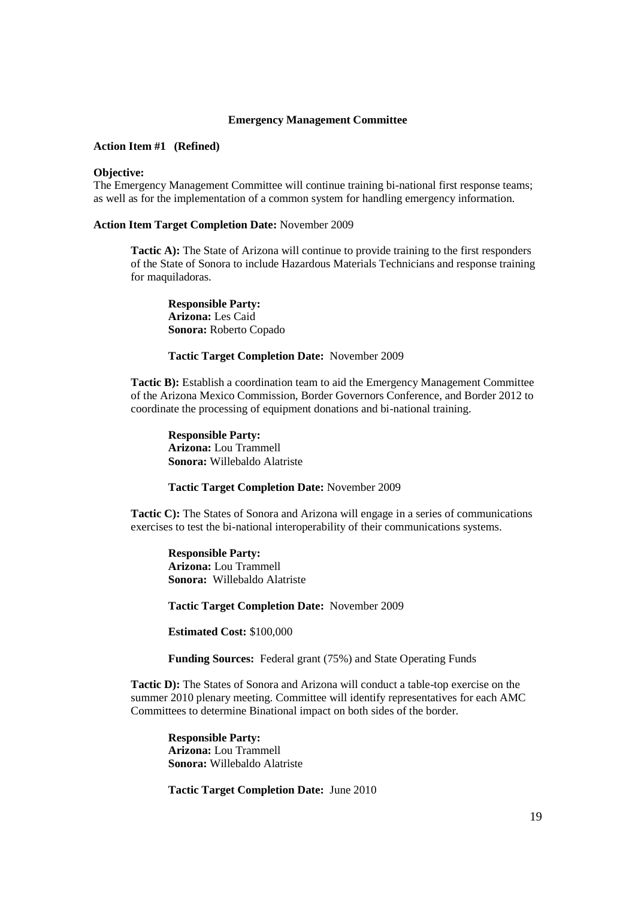## Emergency Management Committee

**Action Item #1 (Refined)**

**Objective:**
The Emergency Management Committee will continue training bi-national first response teams; as well as for the implementation of a common system for handling emergency information.

**Action Item Target Completion Date:** November 2009

**Tactic A):** The State of Arizona will continue to provide training to the first responders of the State of Sonora to include Hazardous Materials Technicians and response training for maquiladoras.

> **Responsible Party:**
> **Arizona:** Les Caid
> **Sonora:** Roberto Copado
>
> **Tactic Target Completion Date:** November 2009

**Tactic B):** Establish a coordination team to aid the Emergency Management Committee of the Arizona Mexico Commission, Border Governors Conference, and Border 2012 to coordinate the processing of equipment donations and bi-national training.

> **Responsible Party:**
> **Arizona:** Lou Trammell
> **Sonora:** Willebaldo Alatriste
>
> **Tactic Target Completion Date:** November 2009

**Tactic C):** The States of Sonora and Arizona will engage in a series of communications exercises to test the bi-national interoperability of their communications systems.

> **Responsible Party:**
> **Arizona:** Lou Trammell
> **Sonora:** Willebaldo Alatriste
>
> **Tactic Target Completion Date:** November 2009
>
> **Estimated Cost:** $100,000
>
> **Funding Sources:** Federal grant (75%) and State Operating Funds

**Tactic D):** The States of Sonora and Arizona will conduct a table-top exercise on the summer 2010 plenary meeting. Committee will identify representatives for each AMC Committees to determine Binational impact on both sides of the border.

> **Responsible Party:**
> **Arizona:** Lou Trammell
> **Sonora:** Willebaldo Alatriste
>
> **Tactic Target Completion Date:** June 2010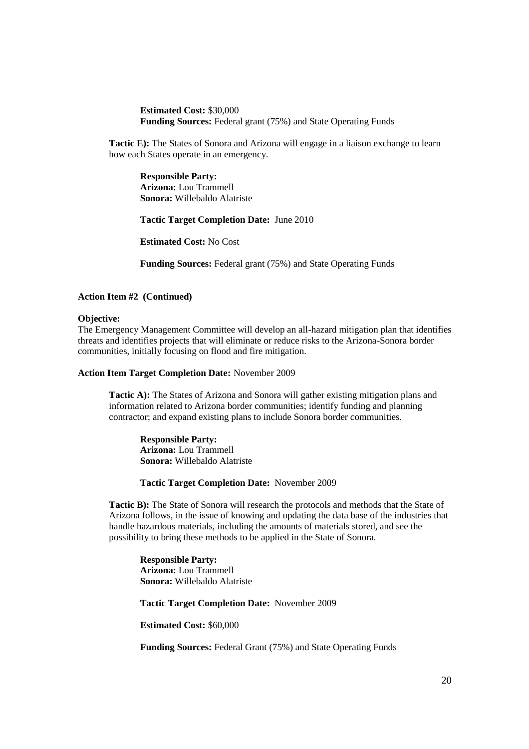**Estimated Cost:** \$30,000
**Funding Sources:** Federal grant (75%) and State Operating Funds

**Tactic E):** The States of Sonora and Arizona will engage in a liaison exchange to learn how each States operate in an emergency.

**Responsible Party:**
**Arizona:** Lou Trammell
**Sonora:** Willebaldo Alatriste

**Tactic Target Completion Date:** June 2010

**Estimated Cost:** No Cost

**Funding Sources:** Federal grant (75%) and State Operating Funds

**Action Item #2 (Continued)**

**Objective:**
The Emergency Management Committee will develop an all-hazard mitigation plan that identifies threats and identifies projects that will eliminate or reduce risks to the Arizona-Sonora border communities, initially focusing on flood and fire mitigation.

**Action Item Target Completion Date:** November 2009

**Tactic A):** The States of Arizona and Sonora will gather existing mitigation plans and information related to Arizona border communities; identify funding and planning contractor; and expand existing plans to include Sonora border communities.

**Responsible Party:**
**Arizona:** Lou Trammell
**Sonora:** Willebaldo Alatriste

**Tactic Target Completion Date:** November 2009

**Tactic B):** The State of Sonora will research the protocols and methods that the State of Arizona follows, in the issue of knowing and updating the data base of the industries that handle hazardous materials, including the amounts of materials stored, and see the possibility to bring these methods to be applied in the State of Sonora.

**Responsible Party:**
**Arizona:** Lou Trammell
**Sonora:** Willebaldo Alatriste

**Tactic Target Completion Date:** November 2009

**Estimated Cost:** \$60,000

**Funding Sources:** Federal Grant (75%) and State Operating Funds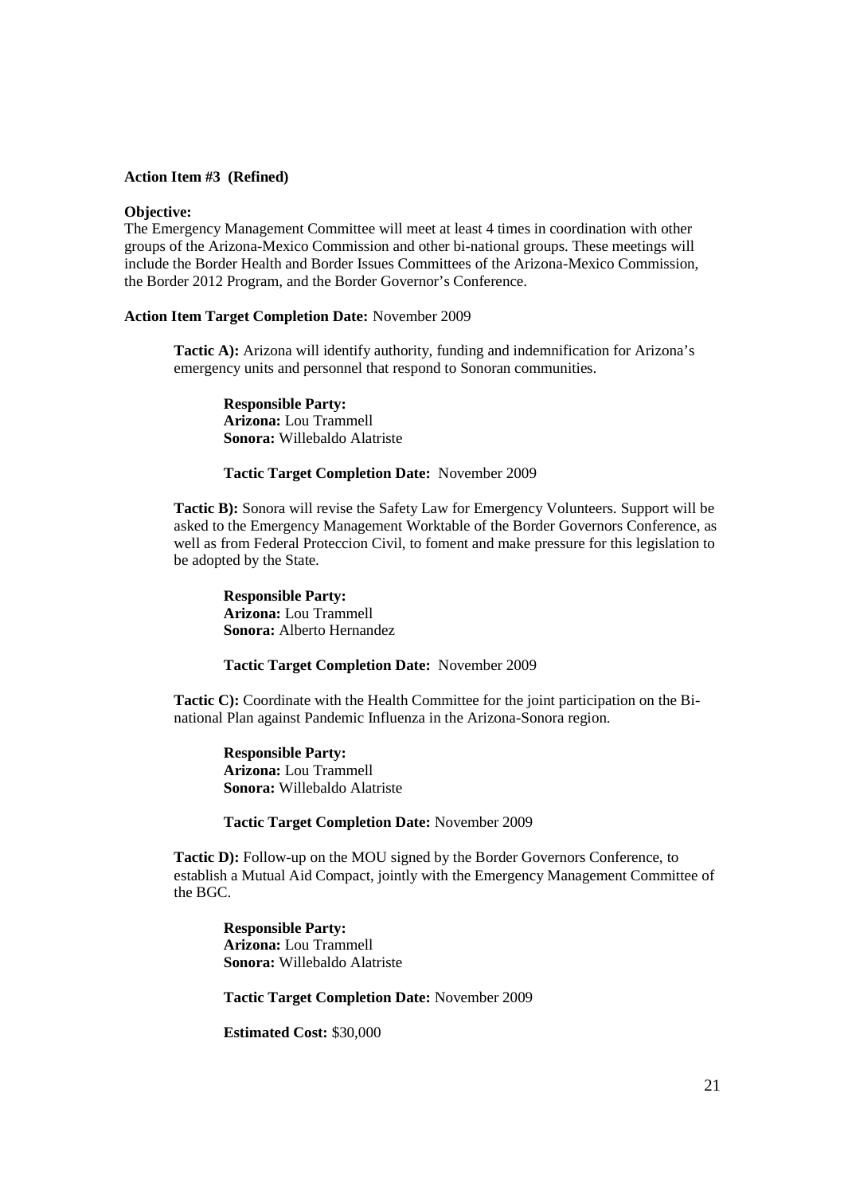**Action Item #3 (Refined)**

**Objective:**
The Emergency Management Committee will meet at least 4 times in coordination with other groups of the Arizona-Mexico Commission and other bi-national groups. These meetings will include the Border Health and Border Issues Committees of the Arizona-Mexico Commission, the Border 2012 Program, and the Border Governor's Conference.

**Action Item Target Completion Date:** November 2009

**Tactic A):** Arizona will identify authority, funding and indemnification for Arizona's emergency units and personnel that respond to Sonoran communities.

**Responsible Party:**
**Arizona:** Lou Trammell
**Sonora:** Willebaldo Alatriste

**Tactic Target Completion Date:** November 2009

**Tactic B):** Sonora will revise the Safety Law for Emergency Volunteers. Support will be asked to the Emergency Management Worktable of the Border Governors Conference, as well as from Federal Proteccion Civil, to foment and make pressure for this legislation to be adopted by the State.

**Responsible Party:**
**Arizona:** Lou Trammell
**Sonora:** Alberto Hernandez

**Tactic Target Completion Date:** November 2009

**Tactic C):** Coordinate with the Health Committee for the joint participation on the Bi-national Plan against Pandemic Influenza in the Arizona-Sonora region.

**Responsible Party:**
**Arizona:** Lou Trammell
**Sonora:** Willebaldo Alatriste

**Tactic Target Completion Date:** November 2009

**Tactic D):** Follow-up on the MOU signed by the Border Governors Conference, to establish a Mutual Aid Compact, jointly with the Emergency Management Committee of the BGC.

**Responsible Party:**
**Arizona:** Lou Trammell
**Sonora:** Willebaldo Alatriste

**Tactic Target Completion Date:** November 2009

**Estimated Cost:** $30,000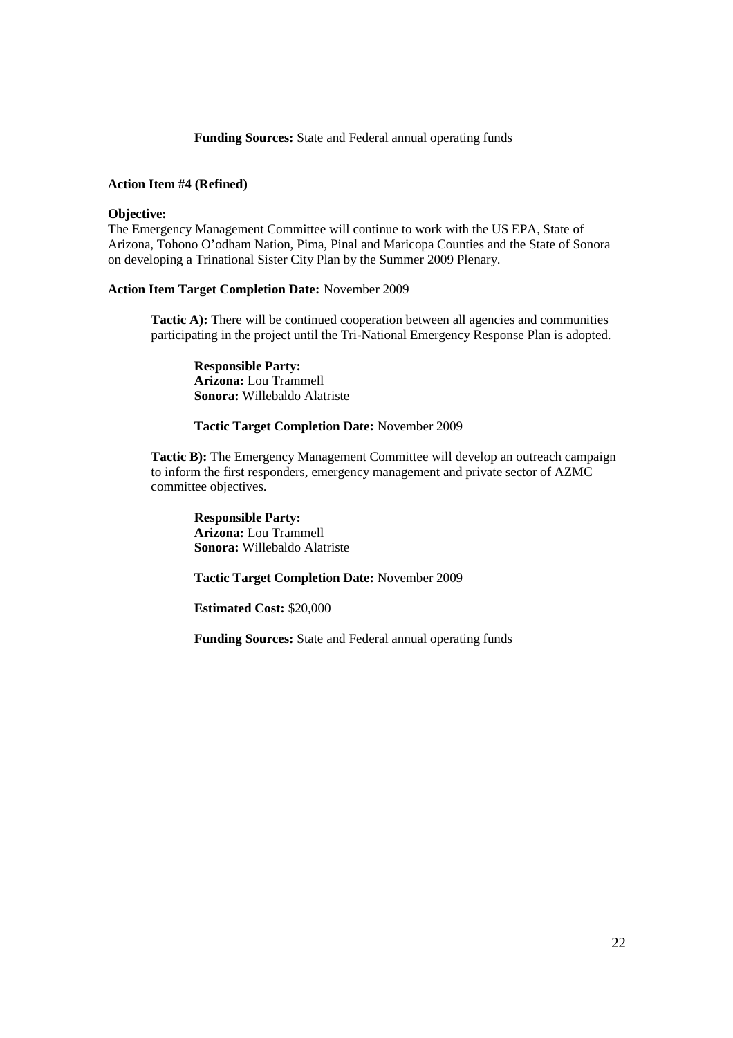**Funding Sources:** State and Federal annual operating funds

**Action Item #4 (Refined)**

**Objective:**
The Emergency Management Committee will continue to work with the US EPA, State of Arizona, Tohono O'odham Nation, Pima, Pinal and Maricopa Counties and the State of Sonora on developing a Trinational Sister City Plan by the Summer 2009 Plenary.

**Action Item Target Completion Date:** November 2009

**Tactic A):** There will be continued cooperation between all agencies and communities participating in the project until the Tri-National Emergency Response Plan is adopted.

**Responsible Party:**
**Arizona:** Lou Trammell
**Sonora:** Willebaldo Alatriste

**Tactic Target Completion Date:** November 2009

**Tactic B):** The Emergency Management Committee will develop an outreach campaign to inform the first responders, emergency management and private sector of AZMC committee objectives.

**Responsible Party:**
**Arizona:** Lou Trammell
**Sonora:** Willebaldo Alatriste

**Tactic Target Completion Date:** November 2009

**Estimated Cost:** $20,000

**Funding Sources:** State and Federal annual operating funds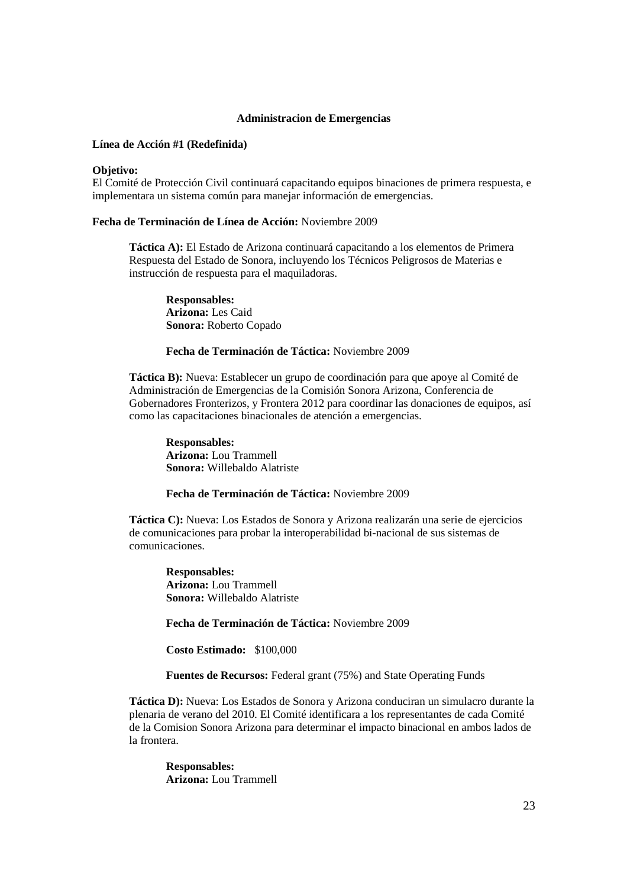## Administracion de Emergencias

**Línea de Acción #1 (Redefinida)**

**Objetivo:**
El Comité de Protección Civil continuará capacitando equipos binaciones de primera respuesta, e implementara un sistema común para manejar información de emergencias.

**Fecha de Terminación de Línea de Acción:** Noviembre 2009

**Táctica A):** El Estado de Arizona continuará capacitando a los elementos de Primera Respuesta del Estado de Sonora, incluyendo los Técnicos Peligrosos de Materias e instrucción de respuesta para el maquiladoras.

**Responsables:**
**Arizona:** Les Caid
**Sonora:** Roberto Copado

**Fecha de Terminación de Táctica:** Noviembre 2009

**Táctica B):** Nueva: Establecer un grupo de coordinación para que apoye al Comité de Administración de Emergencias de la Comisión Sonora Arizona, Conferencia de Gobernadores Fronterizos, y Frontera 2012 para coordinar las donaciones de equipos, así como las capacitaciones binacionales de atención a emergencias.

**Responsables:**
**Arizona:** Lou Trammell
**Sonora:** Willebaldo Alatriste

**Fecha de Terminación de Táctica:** Noviembre 2009

**Táctica C):** Nueva: Los Estados de Sonora y Arizona realizarán una serie de ejercicios de comunicaciones para probar la interoperabilidad bi-nacional de sus sistemas de comunicaciones.

**Responsables:**
**Arizona:** Lou Trammell
**Sonora:** Willebaldo Alatriste

**Fecha de Terminación de Táctica:** Noviembre 2009

**Costo Estimado:** $100,000

**Fuentes de Recursos:** Federal grant (75%) and State Operating Funds

**Táctica D):** Nueva: Los Estados de Sonora y Arizona conduciran un simulacro durante la plenaria de verano del 2010. El Comité identificara a los representantes de cada Comité de la Comision Sonora Arizona para determinar el impacto binacional en ambos lados de la frontera.

**Responsables:**
**Arizona:** Lou Trammell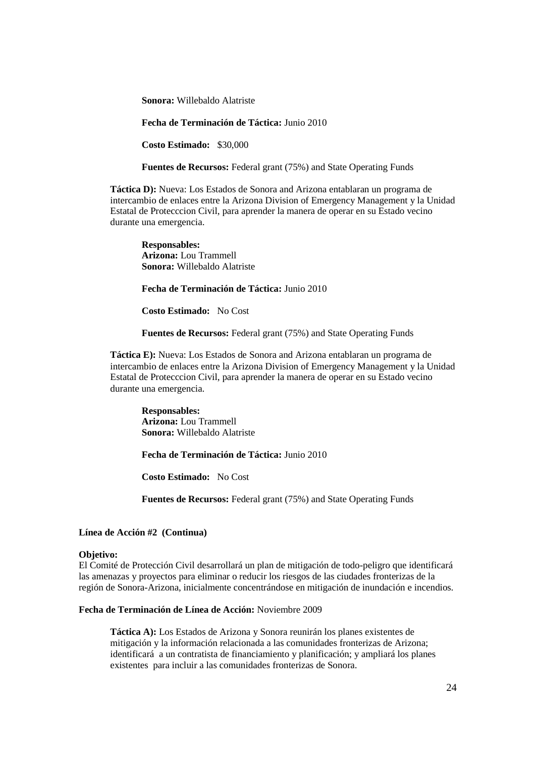**Sonora:** Willebaldo Alatriste

**Fecha de Terminación de Táctica:** Junio 2010

**Costo Estimado:** $30,000

**Fuentes de Recursos:** Federal grant (75%) and State Operating Funds

**Táctica D):** Nueva: Los Estados de Sonora and Arizona entablaran un programa de intercambio de enlaces entre la Arizona Division of Emergency Management y la Unidad Estatal de Protecccion Civil, para aprender la manera de operar en su Estado vecino durante una emergencia.

**Responsables:**
**Arizona:** Lou Trammell
**Sonora:** Willebaldo Alatriste

**Fecha de Terminación de Táctica:** Junio 2010

**Costo Estimado:** No Cost

**Fuentes de Recursos:** Federal grant (75%) and State Operating Funds

**Táctica E):** Nueva: Los Estados de Sonora and Arizona entablaran un programa de intercambio de enlaces entre la Arizona Division of Emergency Management y la Unidad Estatal de Protecccion Civil, para aprender la manera de operar en su Estado vecino durante una emergencia.

**Responsables:**
**Arizona:** Lou Trammell
**Sonora:** Willebaldo Alatriste

**Fecha de Terminación de Táctica:** Junio 2010

**Costo Estimado:** No Cost

**Fuentes de Recursos:** Federal grant (75%) and State Operating Funds

**Línea de Acción #2 (Continua)**

**Objetivo:**
El Comité de Protección Civil desarrollará un plan de mitigación de todo-peligro que identificará las amenazas y proyectos para eliminar o reducir los riesgos de las ciudades fronterizas de la región de Sonora-Arizona, inicialmente concentrándose en mitigación de inundación e incendios.

**Fecha de Terminación de Línea de Acción:** Noviembre 2009

**Táctica A):** Los Estados de Arizona y Sonora reunirán los planes existentes de mitigación y la información relacionada a las comunidades fronterizas de Arizona; identificará a un contratista de financiamiento y planificación; y ampliará los planes existentes para incluir a las comunidades fronterizas de Sonora.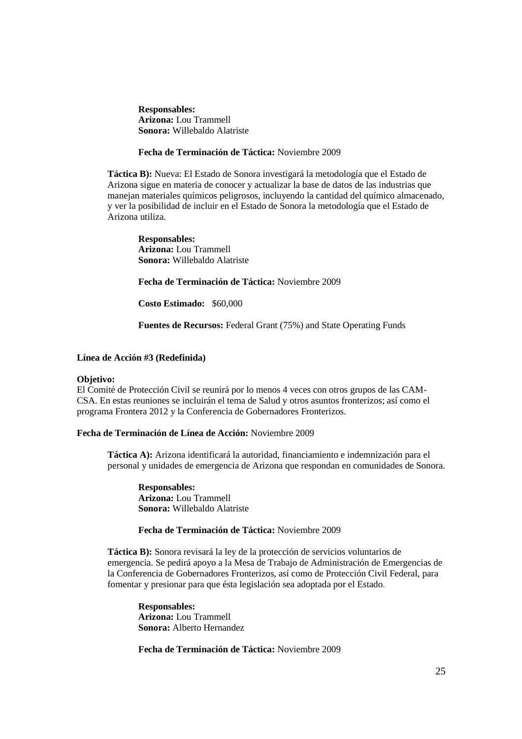**Responsables:**
**Arizona:** Lou Trammell
**Sonora:** Willebaldo Alatriste

**Fecha de Terminación de Táctica:** Noviembre 2009

**Táctica B):** Nueva: El Estado de Sonora investigará la metodología que el Estado de Arizona sigue en materia de conocer y actualizar la base de datos de las industrias que manejan materiales químicos peligrosos, incluyendo la cantidad del químico almacenado, y ver la posibilidad de incluir en el Estado de Sonora la metodología que el Estado de Arizona utiliza.

**Responsables:**
**Arizona:** Lou Trammell
**Sonora:** Willebaldo Alatriste

**Fecha de Terminación de Táctica:** Noviembre 2009

**Costo Estimado:** $60,000

**Fuentes de Recursos:** Federal Grant (75%) and State Operating Funds

**Línea de Acción #3 (Redefinida)**

**Objetivo:**
El Comité de Protección Civil se reunirá por lo menos 4 veces con otros grupos de las CAM-CSA. En estas reuniones se incluirán el tema de Salud y otros asuntos fronterizos; así como el programa Frontera 2012 y la Conferencia de Gobernadores Fronterizos.

**Fecha de Terminación de Línea de Acción:** Noviembre 2009

**Táctica A):** Arizona identificará la autoridad, financiamiento e indemnización para el personal y unidades de emergencia de Arizona que respondan en comunidades de Sonora.

**Responsables:**
**Arizona:** Lou Trammell
**Sonora:** Willebaldo Alatriste

**Fecha de Terminación de Táctica:** Noviembre 2009

**Táctica B):** Sonora revisará la ley de la protección de servicios voluntarios de emergencia. Se pedirá apoyo a la Mesa de Trabajo de Administración de Emergencias de la Conferencia de Gobernadores Fronterizos, así como de Protección Civil Federal, para fomentar y presionar para que ésta legislación sea adoptada por el Estado.

**Responsables:**
**Arizona:** Lou Trammell
**Sonora:** Alberto Hernandez

**Fecha de Terminación de Táctica:** Noviembre 2009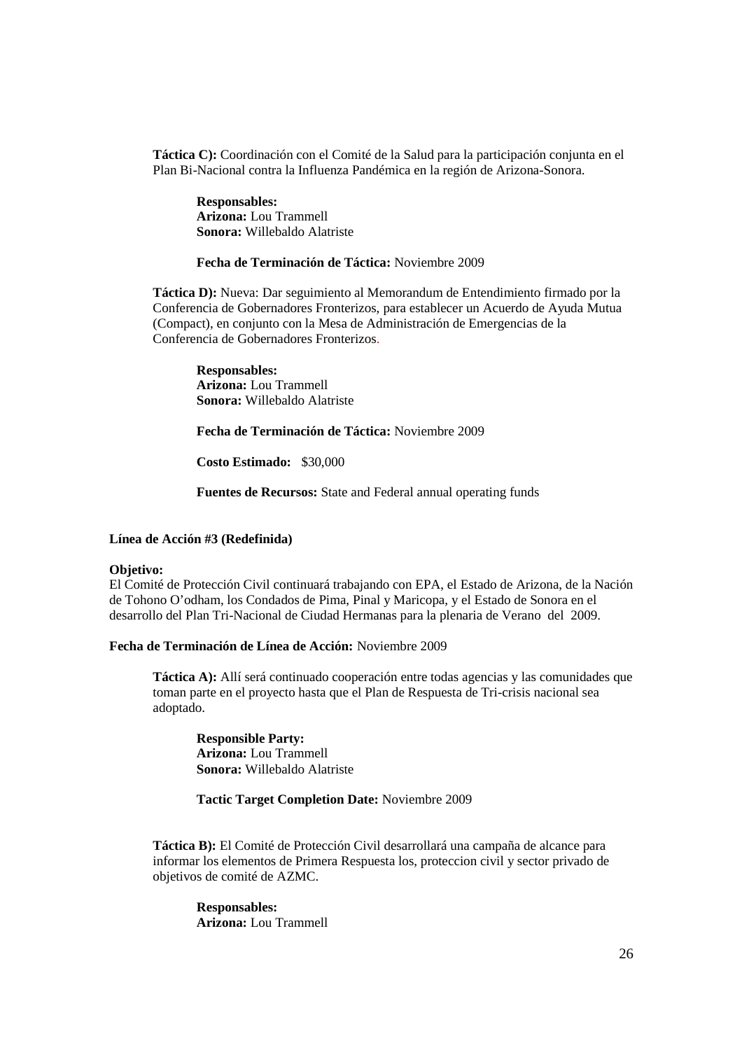**Táctica C):** Coordinación con el Comité de la Salud para la participación conjunta en el Plan Bi-Nacional contra la Influenza Pandémica en la región de Arizona-Sonora.

**Responsables:**
**Arizona:** Lou Trammell
**Sonora:** Willebaldo Alatriste

**Fecha de Terminación de Táctica:** Noviembre 2009

**Táctica D):** Nueva: Dar seguimiento al Memorandum de Entendimiento firmado por la Conferencia de Gobernadores Fronterizos, para establecer un Acuerdo de Ayuda Mutua (Compact), en conjunto con la Mesa de Administración de Emergencias de la Conferencia de Gobernadores Fronterizos.

**Responsables:**
**Arizona:** Lou Trammell
**Sonora:** Willebaldo Alatriste

**Fecha de Terminación de Táctica:** Noviembre 2009

**Costo Estimado:** $30,000

**Fuentes de Recursos:** State and Federal annual operating funds

**Línea de Acción #3 (Redefinida)**

**Objetivo:**
El Comité de Protección Civil continuará trabajando con EPA, el Estado de Arizona, de la Nación de Tohono O'odham, los Condados de Pima, Pinal y Maricopa, y el Estado de Sonora en el desarrollo del Plan Tri-Nacional de Ciudad Hermanas para la plenaria de Verano del 2009.

**Fecha de Terminación de Línea de Acción:** Noviembre 2009

**Táctica A):** Allí será continuado cooperación entre todas agencias y las comunidades que toman parte en el proyecto hasta que el Plan de Respuesta de Tri-crisis nacional sea adoptado.

**Responsible Party:**
**Arizona:** Lou Trammell
**Sonora:** Willebaldo Alatriste

**Tactic Target Completion Date:** Noviembre 2009

**Táctica B):** El Comité de Protección Civil desarrollará una campaña de alcance para informar los elementos de Primera Respuesta los, proteccion civil y sector privado de objetivos de comité de AZMC.

**Responsables:**
**Arizona:** Lou Trammell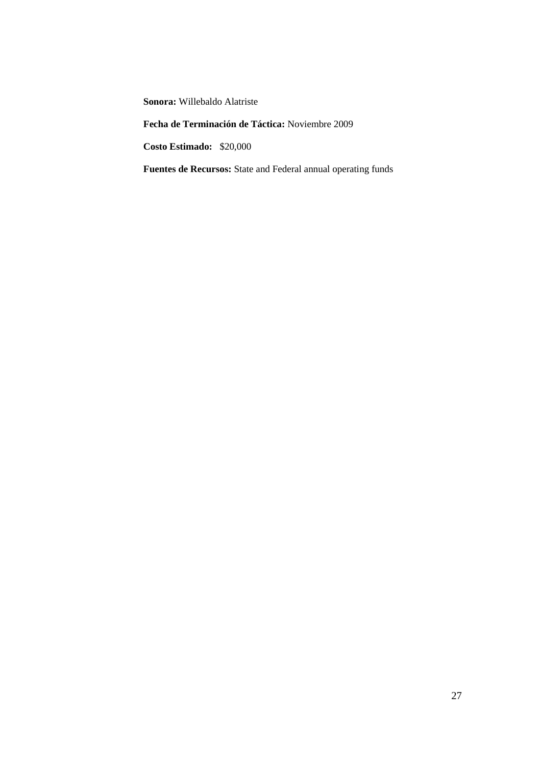**Sonora:** Willebaldo Alatriste

**Fecha de Terminación de Táctica:** Noviembre 2009

**Costo Estimado:** $20,000

**Fuentes de Recursos:** State and Federal annual operating funds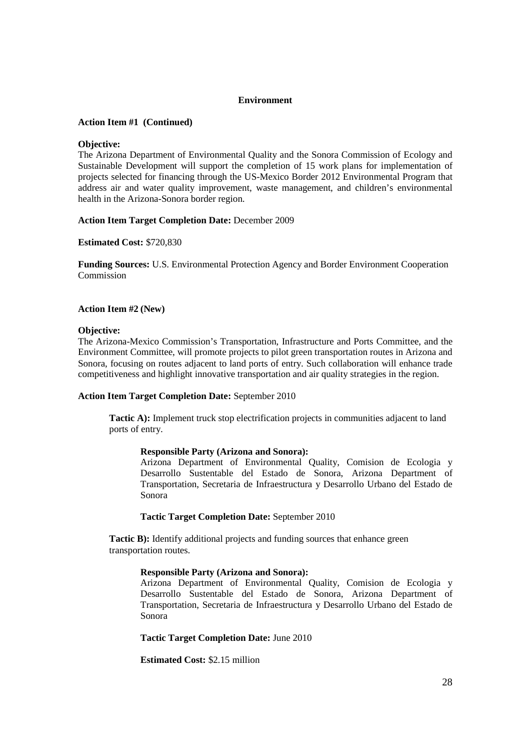## Environment

**Action Item #1 (Continued)**

**Objective:**
The Arizona Department of Environmental Quality and the Sonora Commission of Ecology and Sustainable Development will support the completion of 15 work plans for implementation of projects selected for financing through the US-Mexico Border 2012 Environmental Program that address air and water quality improvement, waste management, and children's environmental health in the Arizona-Sonora border region.

**Action Item Target Completion Date:** December 2009

**Estimated Cost:** $720,830

**Funding Sources:** U.S. Environmental Protection Agency and Border Environment Cooperation Commission

**Action Item #2 (New)**

**Objective:**
The Arizona-Mexico Commission's Transportation, Infrastructure and Ports Committee, and the Environment Committee, will promote projects to pilot green transportation routes in Arizona and Sonora, focusing on routes adjacent to land ports of entry. Such collaboration will enhance trade competitiveness and highlight innovative transportation and air quality strategies in the region.

**Action Item Target Completion Date:** September 2010

**Tactic A):** Implement truck stop electrification projects in communities adjacent to land ports of entry.

**Responsible Party (Arizona and Sonora):**
Arizona Department of Environmental Quality, Comision de Ecologia y Desarrollo Sustentable del Estado de Sonora, Arizona Department of Transportation, Secretaria de Infraestructura y Desarrollo Urbano del Estado de Sonora

**Tactic Target Completion Date:** September 2010

**Tactic B):** Identify additional projects and funding sources that enhance green transportation routes.

**Responsible Party (Arizona and Sonora):**
Arizona Department of Environmental Quality, Comision de Ecologia y Desarrollo Sustentable del Estado de Sonora, Arizona Department of Transportation, Secretaria de Infraestructura y Desarrollo Urbano del Estado de Sonora

**Tactic Target Completion Date:** June 2010

**Estimated Cost:** $2.15 million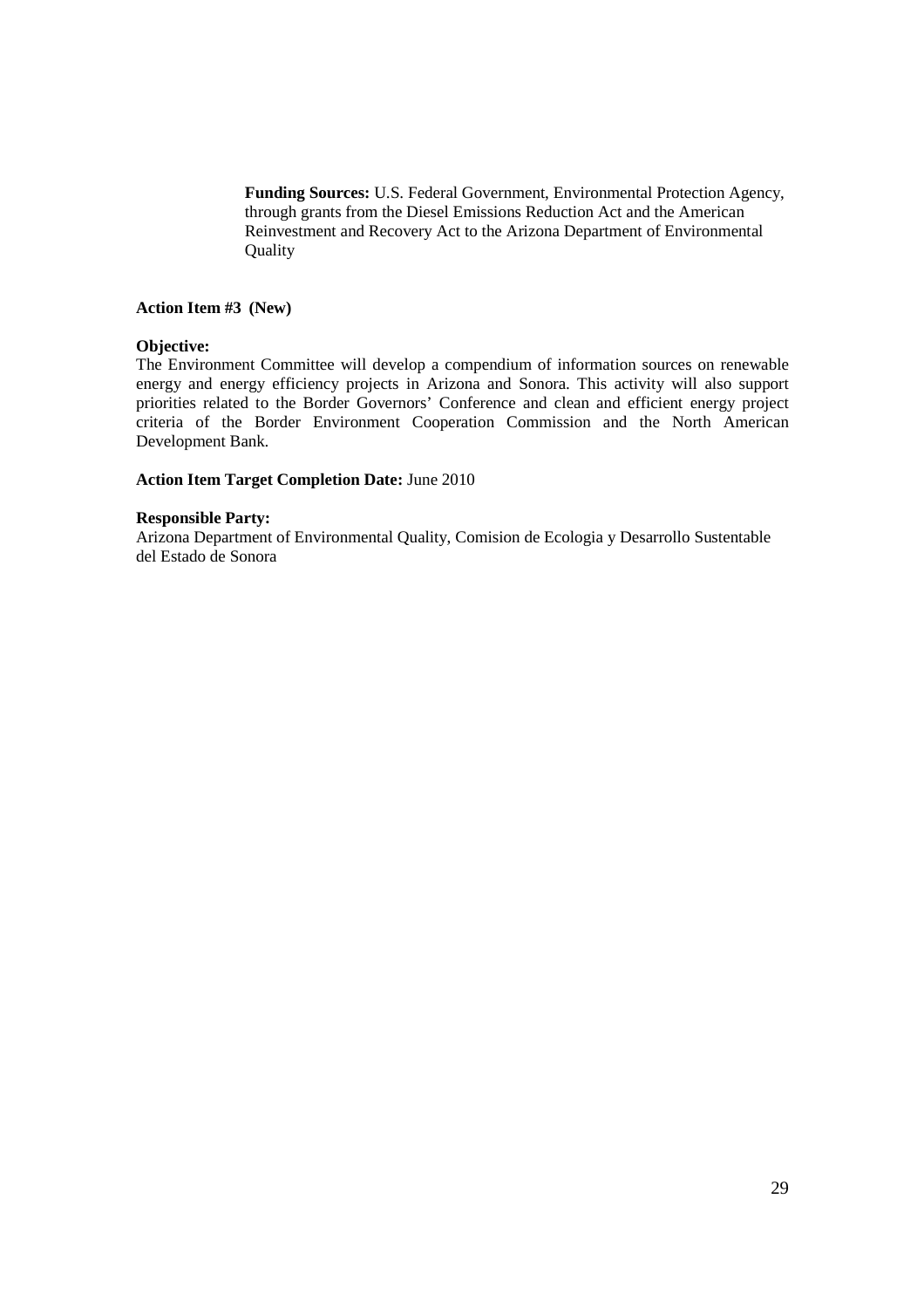**Funding Sources:** U.S. Federal Government, Environmental Protection Agency, through grants from the Diesel Emissions Reduction Act and the American Reinvestment and Recovery Act to the Arizona Department of Environmental Quality

**Action Item #3 (New)**

**Objective:**
The Environment Committee will develop a compendium of information sources on renewable energy and energy efficiency projects in Arizona and Sonora. This activity will also support priorities related to the Border Governors' Conference and clean and efficient energy project criteria of the Border Environment Cooperation Commission and the North American Development Bank.

**Action Item Target Completion Date:** June 2010

**Responsible Party:**
Arizona Department of Environmental Quality, Comision de Ecologia y Desarrollo Sustentable del Estado de Sonora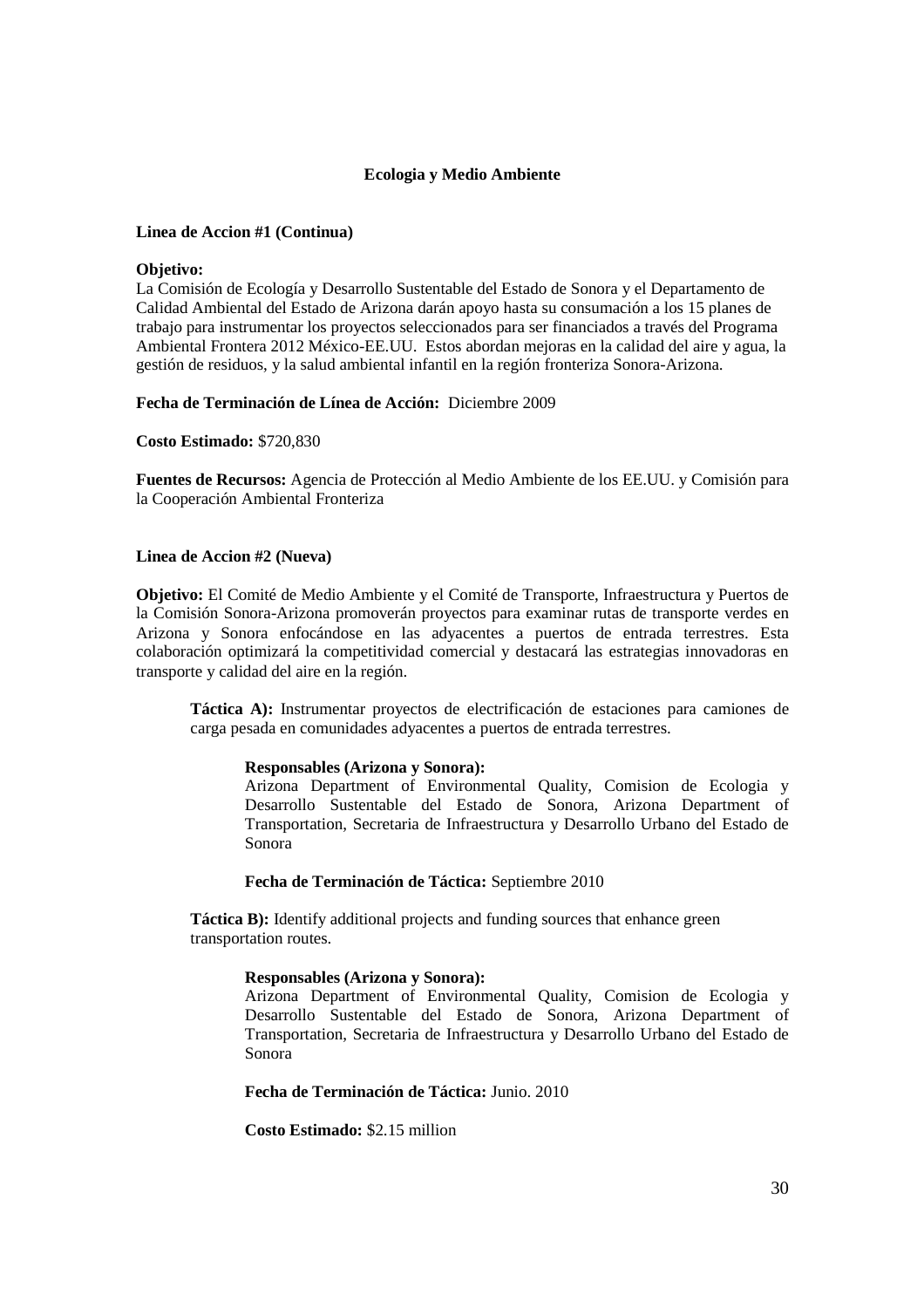## Ecologia y Medio Ambiente

**Linea de Accion #1 (Continua)**

**Objetivo:**
La Comisión de Ecología y Desarrollo Sustentable del Estado de Sonora y el Departamento de Calidad Ambiental del Estado de Arizona darán apoyo hasta su consumación a los 15 planes de trabajo para instrumentar los proyectos seleccionados para ser financiados a través del Programa Ambiental Frontera 2012 México-EE.UU. Estos abordan mejoras en la calidad del aire y agua, la gestión de residuos, y la salud ambiental infantil en la región fronteriza Sonora-Arizona.

**Fecha de Terminación de Línea de Acción:** Diciembre 2009

**Costo Estimado:** $720,830

**Fuentes de Recursos:** Agencia de Protección al Medio Ambiente de los EE.UU. y Comisión para la Cooperación Ambiental Fronteriza

**Linea de Accion #2 (Nueva)**

**Objetivo:** El Comité de Medio Ambiente y el Comité de Transporte, Infraestructura y Puertos de la Comisión Sonora-Arizona promoverán proyectos para examinar rutas de transporte verdes en Arizona y Sonora enfocándose en las adyacentes a puertos de entrada terrestres. Esta colaboración optimizará la competitividad comercial y destacará las estrategias innovadoras en transporte y calidad del aire en la región.

**Táctica A):** Instrumentar proyectos de electrificación de estaciones para camiones de carga pesada en comunidades adyacentes a puertos de entrada terrestres.

**Responsables (Arizona y Sonora):**
Arizona Department of Environmental Quality, Comision de Ecologia y Desarrollo Sustentable del Estado de Sonora, Arizona Department of Transportation, Secretaria de Infraestructura y Desarrollo Urbano del Estado de Sonora

**Fecha de Terminación de Táctica:** Septiembre 2010

**Táctica B):** Identify additional projects and funding sources that enhance green transportation routes.

**Responsables (Arizona y Sonora):**
Arizona Department of Environmental Quality, Comision de Ecologia y Desarrollo Sustentable del Estado de Sonora, Arizona Department of Transportation, Secretaria de Infraestructura y Desarrollo Urbano del Estado de Sonora

**Fecha de Terminación de Táctica:** Junio. 2010

**Costo Estimado:** $2.15 million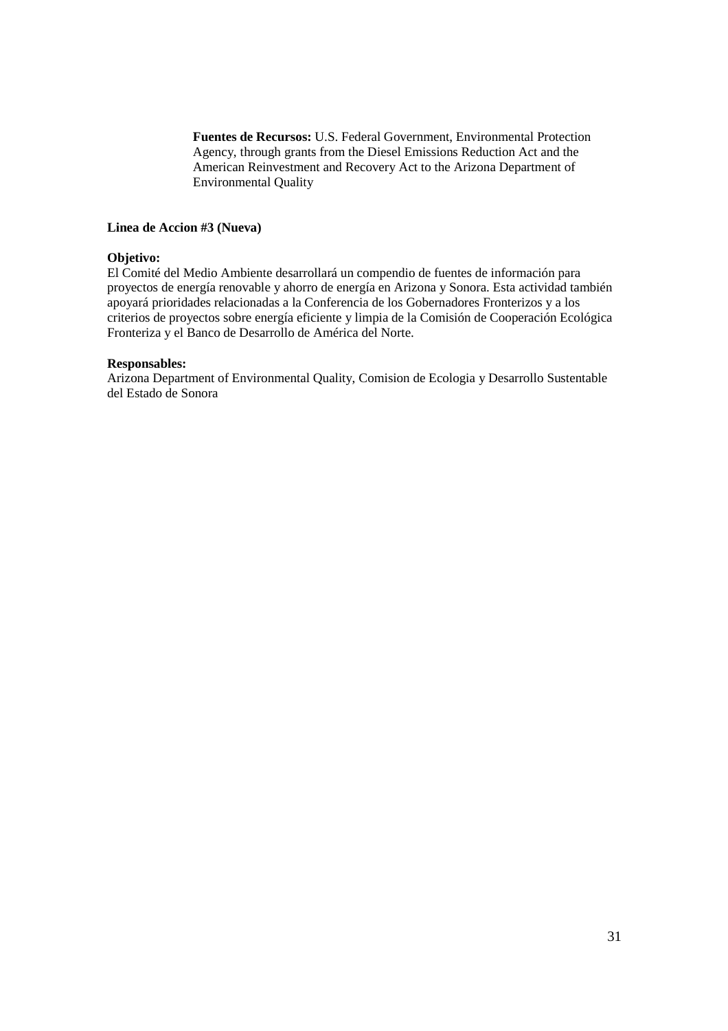**Fuentes de Recursos:** U.S. Federal Government, Environmental Protection Agency, through grants from the Diesel Emissions Reduction Act and the American Reinvestment and Recovery Act to the Arizona Department of Environmental Quality

**Linea de Accion #3 (Nueva)**

**Objetivo:**
El Comité del Medio Ambiente desarrollará un compendio de fuentes de información para proyectos de energía renovable y ahorro de energía en Arizona y Sonora. Esta actividad también apoyará prioridades relacionadas a la Conferencia de los Gobernadores Fronterizos y a los criterios de proyectos sobre energía eficiente y limpia de la Comisión de Cooperación Ecológica Fronteriza y el Banco de Desarrollo de América del Norte.

**Responsables:**
Arizona Department of Environmental Quality, Comision de Ecologia y Desarrollo Sustentable del Estado de Sonora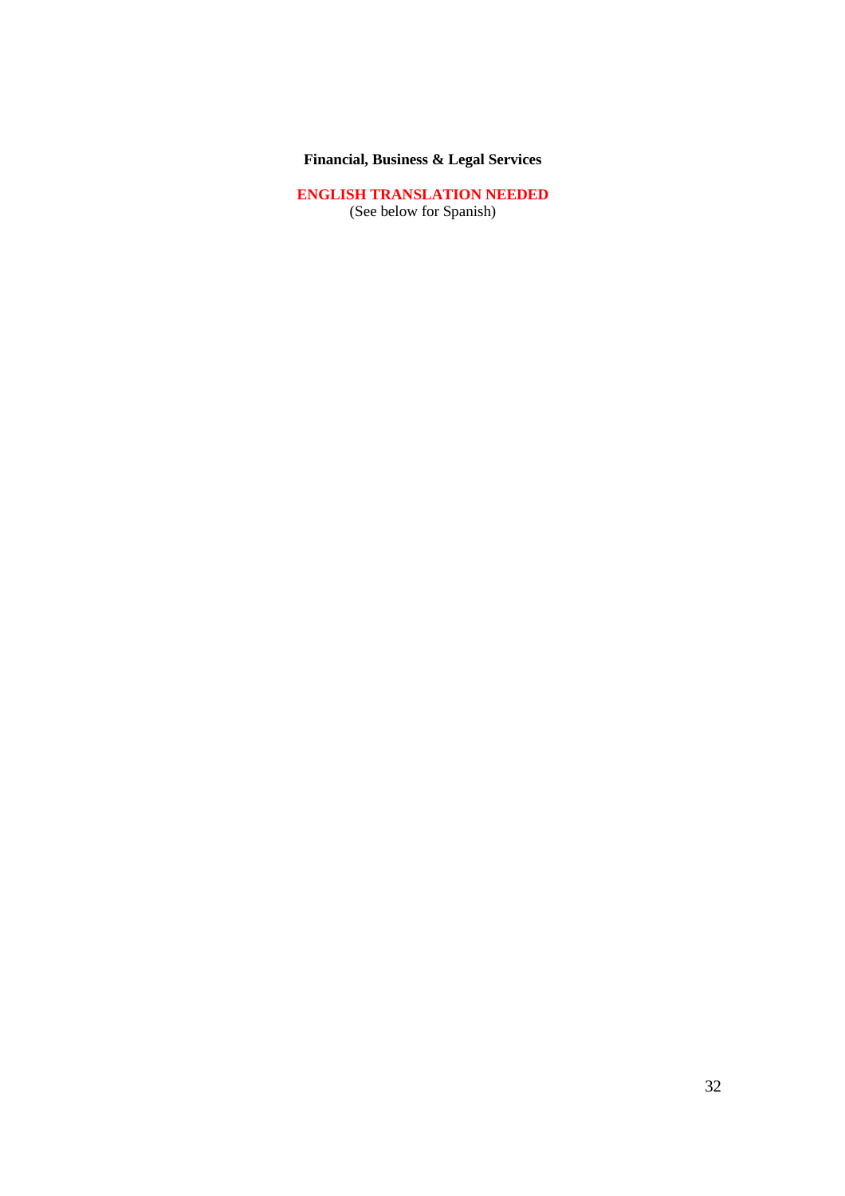**Financial, Business & Legal Services**

**ENGLISH TRANSLATION NEEDED**
(See below for Spanish)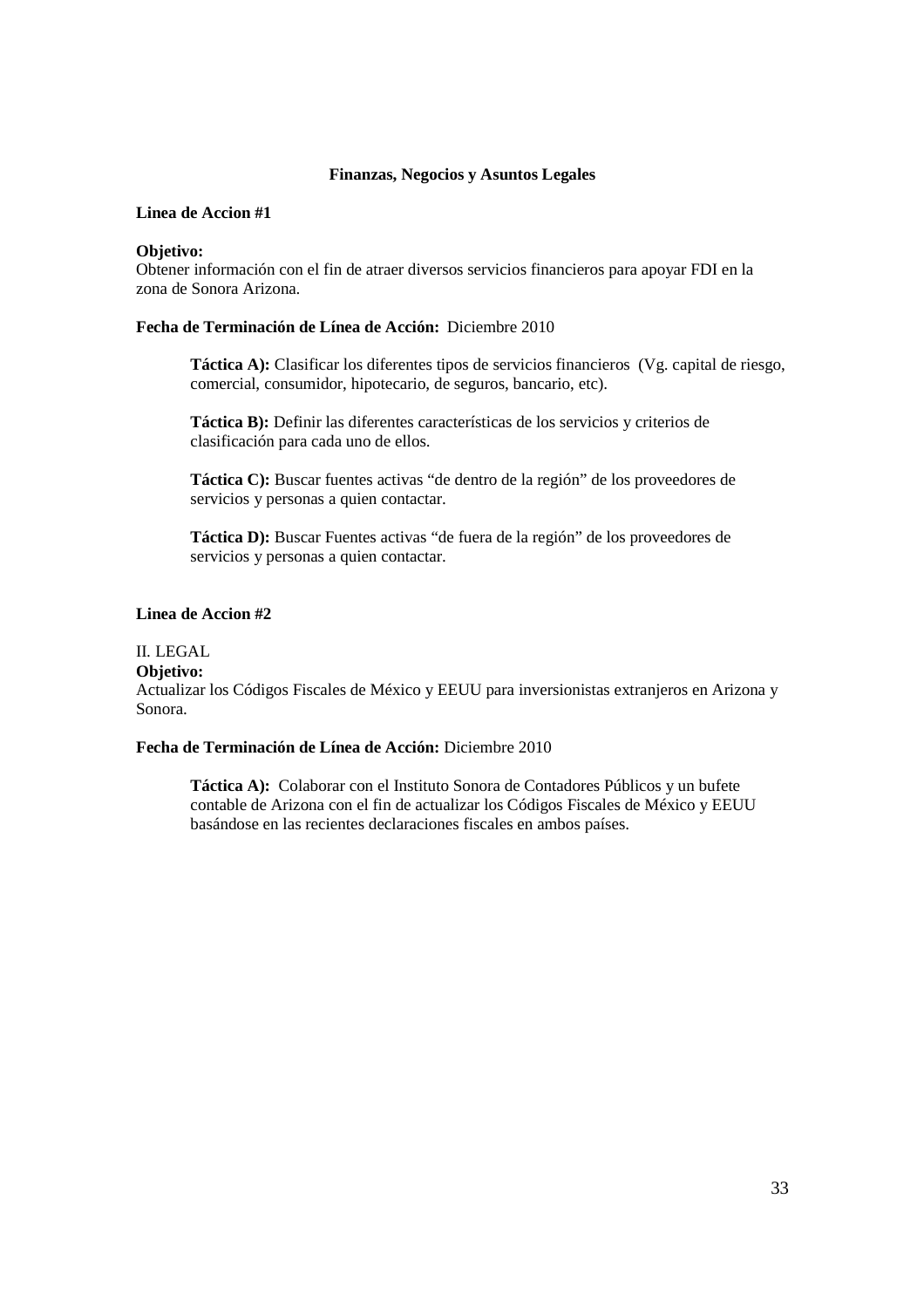## Finanzas, Negocios y Asuntos Legales

**Linea de Accion #1**

**Objetivo:**
Obtener información con el fin de atraer diversos servicios financieros para apoyar FDI en la zona de Sonora Arizona.

**Fecha de Terminación de Línea de Acción:** Diciembre 2010

> **Táctica A):** Clasificar los diferentes tipos de servicios financieros (Vg. capital de riesgo, comercial, consumidor, hipotecario, de seguros, bancario, etc).
>
> **Táctica B):** Definir las diferentes características de los servicios y criterios de clasificación para cada uno de ellos.
>
> **Táctica C):** Buscar fuentes activas "de dentro de la región" de los proveedores de servicios y personas a quien contactar.
>
> **Táctica D):** Buscar Fuentes activas "de fuera de la región" de los proveedores de servicios y personas a quien contactar.

**Linea de Accion #2**

II. LEGAL

**Objetivo:**
Actualizar los Códigos Fiscales de México y EEUU para inversionistas extranjeros en Arizona y Sonora.

**Fecha de Terminación de Línea de Acción:** Diciembre 2010

> **Táctica A):** Colaborar con el Instituto Sonora de Contadores Públicos y un bufete contable de Arizona con el fin de actualizar los Códigos Fiscales de México y EEUU basándose en las recientes declaraciones fiscales en ambos países.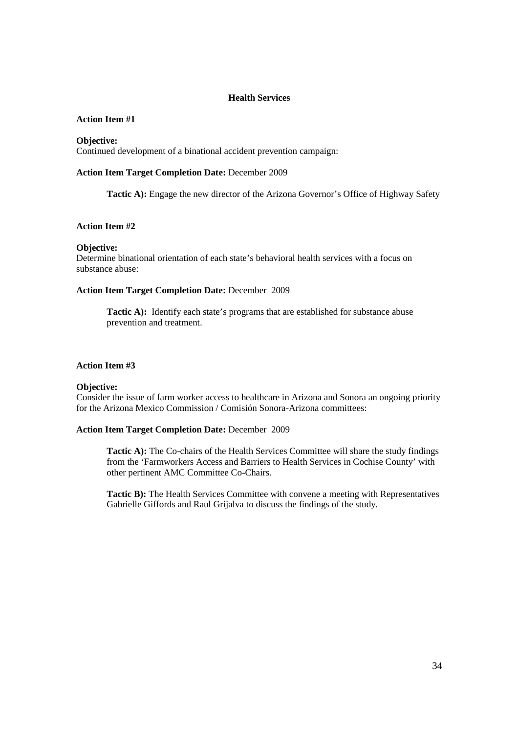## Health Services

**Action Item #1**

**Objective:**
Continued development of a binational accident prevention campaign:

**Action Item Target Completion Date:** December 2009

> **Tactic A):** Engage the new director of the Arizona Governor's Office of Highway Safety

**Action Item #2**

**Objective:**
Determine binational orientation of each state's behavioral health services with a focus on substance abuse:

**Action Item Target Completion Date:** December 2009

> **Tactic A):** Identify each state's programs that are established for substance abuse prevention and treatment.

**Action Item #3**

**Objective:**
Consider the issue of farm worker access to healthcare in Arizona and Sonora an ongoing priority for the Arizona Mexico Commission / Comisión Sonora-Arizona committees:

**Action Item Target Completion Date:** December 2009

> **Tactic A):** The Co-chairs of the Health Services Committee will share the study findings from the 'Farmworkers Access and Barriers to Health Services in Cochise County' with other pertinent AMC Committee Co-Chairs.
>
> **Tactic B):** The Health Services Committee with convene a meeting with Representatives Gabrielle Giffords and Raul Grijalva to discuss the findings of the study.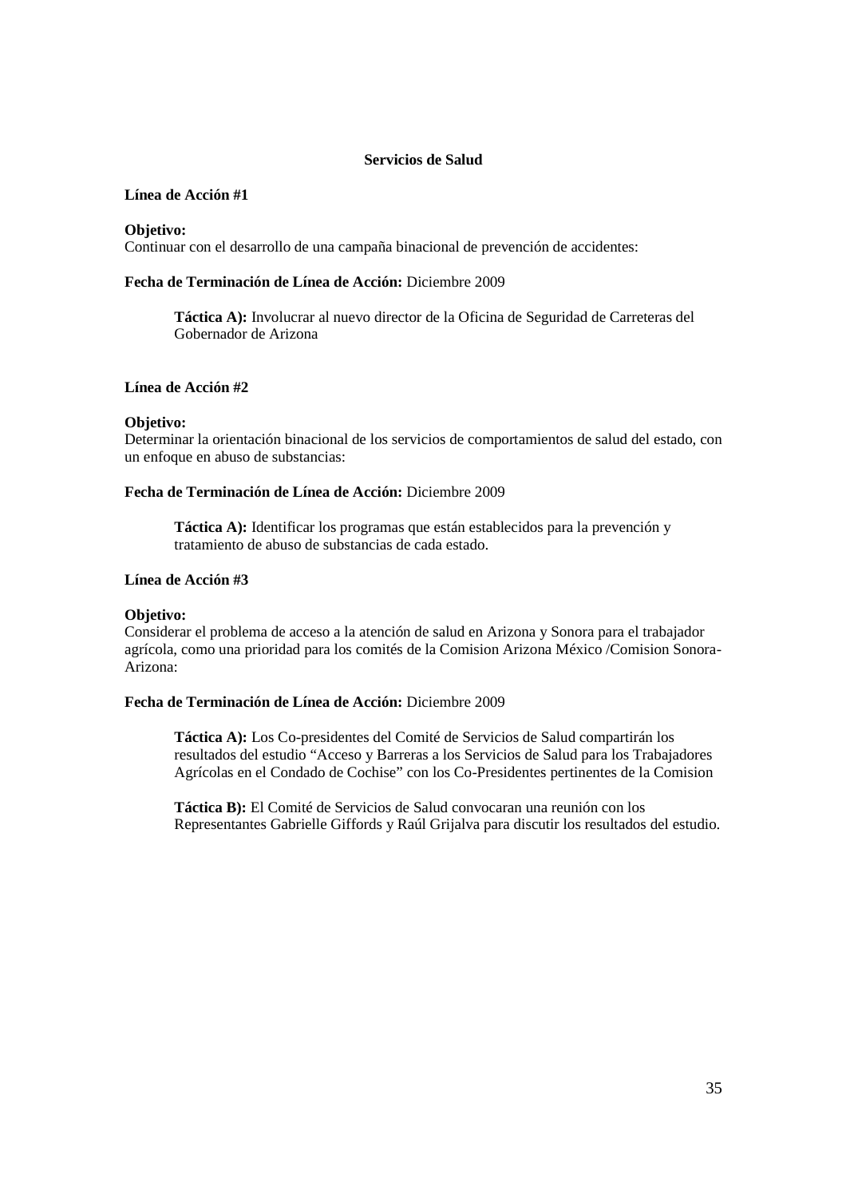## Servicios de Salud

**Línea de Acción #1**

**Objetivo:**
Continuar con el desarrollo de una campaña binacional de prevención de accidentes:

**Fecha de Terminación de Línea de Acción:** Diciembre 2009

> **Táctica A):** Involucrar al nuevo director de la Oficina de Seguridad de Carreteras del Gobernador de Arizona

**Línea de Acción #2**

**Objetivo:**
Determinar la orientación binacional de los servicios de comportamientos de salud del estado, con un enfoque en abuso de substancias:

**Fecha de Terminación de Línea de Acción:** Diciembre 2009

> **Táctica A):** Identificar los programas que están establecidos para la prevención y tratamiento de abuso de substancias de cada estado.

**Línea de Acción #3**

**Objetivo:**
Considerar el problema de acceso a la atención de salud en Arizona y Sonora para el trabajador agrícola, como una prioridad para los comités de la Comision Arizona México /Comision Sonora-Arizona:

**Fecha de Terminación de Línea de Acción:** Diciembre 2009

> **Táctica A):** Los Co-presidentes del Comité de Servicios de Salud compartirán los resultados del estudio "Acceso y Barreras a los Servicios de Salud para los Trabajadores Agrícolas en el Condado de Cochise" con los Co-Presidentes pertinentes de la Comision
>
> **Táctica B):** El Comité de Servicios de Salud convocaran una reunión con los Representantes Gabrielle Giffords y Raúl Grijalva para discutir los resultados del estudio.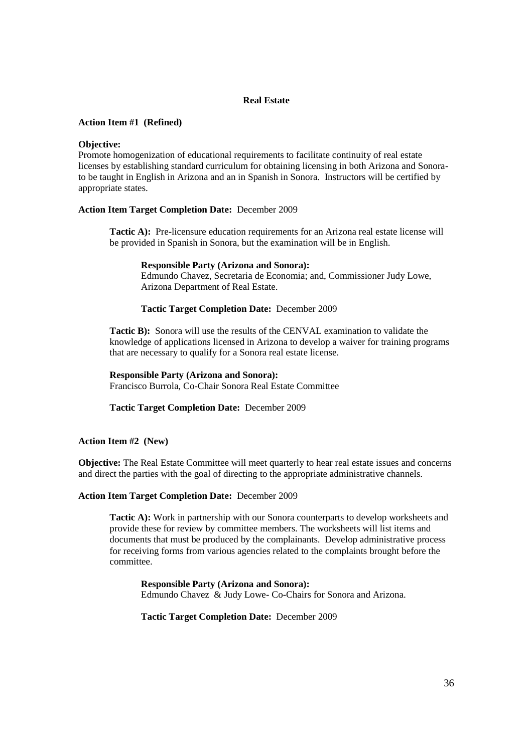## Real Estate

**Action Item #1 (Refined)**

**Objective:**
Promote homogenization of educational requirements to facilitate continuity of real estate licenses by establishing standard curriculum for obtaining licensing in both Arizona and Sonora- to be taught in English in Arizona and an in Spanish in Sonora. Instructors will be certified by appropriate states.

**Action Item Target Completion Date:** December 2009

> **Tactic A):** Pre-licensure education requirements for an Arizona real estate license will be provided in Spanish in Sonora, but the examination will be in English.
>
> > **Responsible Party (Arizona and Sonora):**
> > Edmundo Chavez, Secretaria de Economia; and, Commissioner Judy Lowe, Arizona Department of Real Estate.
> >
> > **Tactic Target Completion Date:** December 2009
>
> **Tactic B):** Sonora will use the results of the CENVAL examination to validate the knowledge of applications licensed in Arizona to develop a waiver for training programs that are necessary to qualify for a Sonora real estate license.
>
> **Responsible Party (Arizona and Sonora):**
> Francisco Burrola, Co-Chair Sonora Real Estate Committee
>
> **Tactic Target Completion Date:** December 2009

**Action Item #2 (New)**

**Objective:** The Real Estate Committee will meet quarterly to hear real estate issues and concerns and direct the parties with the goal of directing to the appropriate administrative channels.

**Action Item Target Completion Date:** December 2009

> **Tactic A):** Work in partnership with our Sonora counterparts to develop worksheets and provide these for review by committee members. The worksheets will list items and documents that must be produced by the complainants. Develop administrative process for receiving forms from various agencies related to the complaints brought before the committee.
>
> > **Responsible Party (Arizona and Sonora):**
> > Edmundo Chavez & Judy Lowe- Co-Chairs for Sonora and Arizona.
> >
> > **Tactic Target Completion Date:** December 2009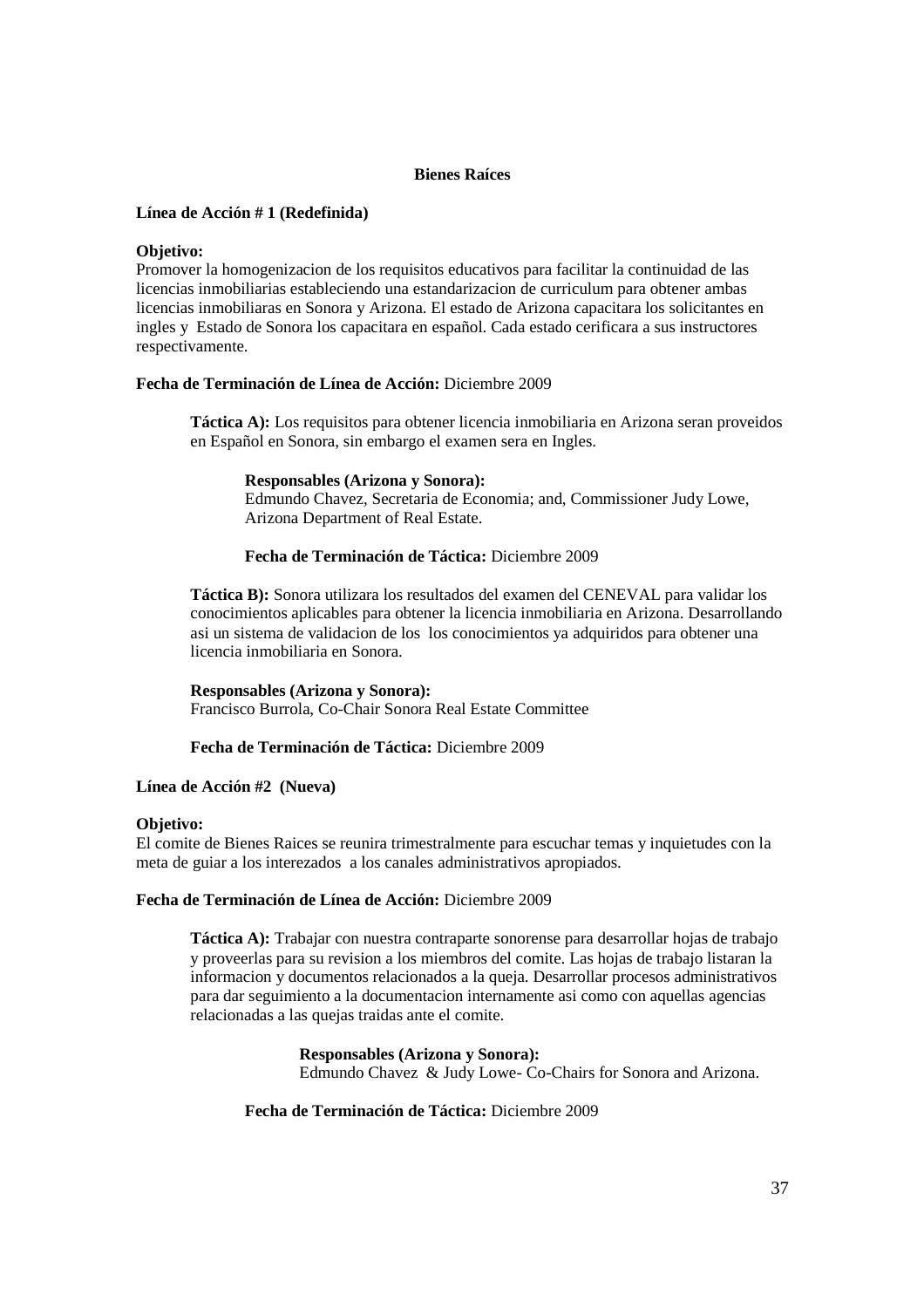## Bienes Raíces

**Línea de Acción # 1 (Redefinida)**

**Objetivo:**
Promover la homogenizacion de los requisitos educativos para facilitar la continuidad de las licencias inmobiliarias estableciendo una estandarizacion de curriculum para obtener ambas licencias inmobiliaras en Sonora y Arizona. El estado de Arizona capacitara los solicitantes en ingles y Estado de Sonora los capacitara en español. Cada estado cerificara a sus instructores respectivamente.

**Fecha de Terminación de Línea de Acción:** Diciembre 2009

> **Táctica A):** Los requisitos para obtener licencia inmobiliaria en Arizona seran proveidos en Español en Sonora, sin embargo el examen sera en Ingles.
>
> > **Responsables (Arizona y Sonora):**
> > Edmundo Chavez, Secretaria de Economia; and, Commissioner Judy Lowe, Arizona Department of Real Estate.
> >
> > **Fecha de Terminación de Táctica:** Diciembre 2009
>
> **Táctica B):** Sonora utilizara los resultados del examen del CENEVAL para validar los conocimientos aplicables para obtener la licencia inmobiliaria en Arizona. Desarrollando asi un sistema de validacion de los los conocimientos ya adquiridos para obtener una licencia inmobiliaria en Sonora.
>
> **Responsables (Arizona y Sonora):**
> Francisco Burrola, Co-Chair Sonora Real Estate Committee
>
> **Fecha de Terminación de Táctica:** Diciembre 2009

**Línea de Acción #2 (Nueva)**

**Objetivo:**
El comite de Bienes Raices se reunira trimestralmente para escuchar temas y inquietudes con la meta de guiar a los interezados a los canales administrativos apropiados.

**Fecha de Terminación de Línea de Acción:** Diciembre 2009

> **Táctica A):** Trabajar con nuestra contraparte sonorense para desarrollar hojas de trabajo y proveerlas para su revision a los miembros del comite. Las hojas de trabajo listaran la informacion y documentos relacionados a la queja. Desarrollar procesos administrativos para dar seguimiento a la documentacion internamente asi como con aquellas agencias relacionadas a las quejas traidas ante el comite.
>
> > **Responsables (Arizona y Sonora):**
> > Edmundo Chavez & Judy Lowe- Co-Chairs for Sonora and Arizona.
> >
> > **Fecha de Terminación de Táctica:** Diciembre 2009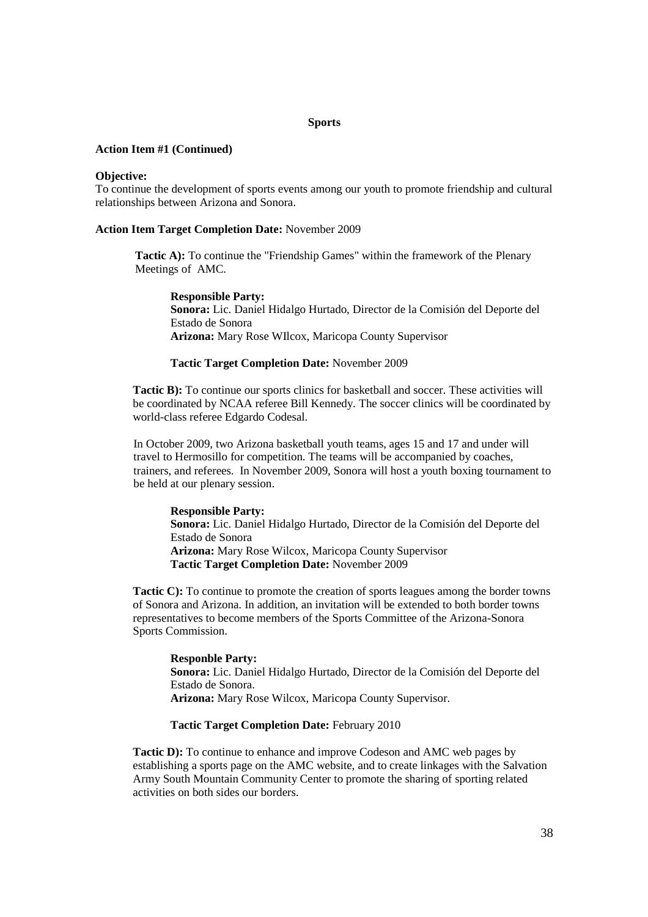## Sports

**Action Item #1 (Continued)**

**Objective:**
To continue the development of sports events among our youth to promote friendship and cultural relationships between Arizona and Sonora.

**Action Item Target Completion Date:** November 2009

**Tactic A):** To continue the "Friendship Games" within the framework of the Plenary Meetings of AMC.

**Responsible Party:**
**Sonora:** Lic. Daniel Hidalgo Hurtado, Director de la Comisión del Deporte del Estado de Sonora
**Arizona:** Mary Rose WIlcox, Maricopa County Supervisor

**Tactic Target Completion Date:** November 2009

**Tactic B):** To continue our sports clinics for basketball and soccer. These activities will be coordinated by NCAA referee Bill Kennedy. The soccer clinics will be coordinated by world-class referee Edgardo Codesal.

In October 2009, two Arizona basketball youth teams, ages 15 and 17 and under will travel to Hermosillo for competition. The teams will be accompanied by coaches, trainers, and referees. In November 2009, Sonora will host a youth boxing tournament to be held at our plenary session.

**Responsible Party:**
**Sonora:** Lic. Daniel Hidalgo Hurtado, Director de la Comisión del Deporte del Estado de Sonora
**Arizona:** Mary Rose Wilcox, Maricopa County Supervisor
**Tactic Target Completion Date:** November 2009

**Tactic C):** To continue to promote the creation of sports leagues among the border towns of Sonora and Arizona. In addition, an invitation will be extended to both border towns representatives to become members of the Sports Committee of the Arizona-Sonora Sports Commission.

**Responble Party:**
**Sonora:** Lic. Daniel Hidalgo Hurtado, Director de la Comisión del Deporte del Estado de Sonora.
**Arizona:** Mary Rose Wilcox, Maricopa County Supervisor.

**Tactic Target Completion Date:** February 2010

**Tactic D):** To continue to enhance and improve Codeson and AMC web pages by establishing a sports page on the AMC website, and to create linkages with the Salvation Army South Mountain Community Center to promote the sharing of sporting related activities on both sides our borders.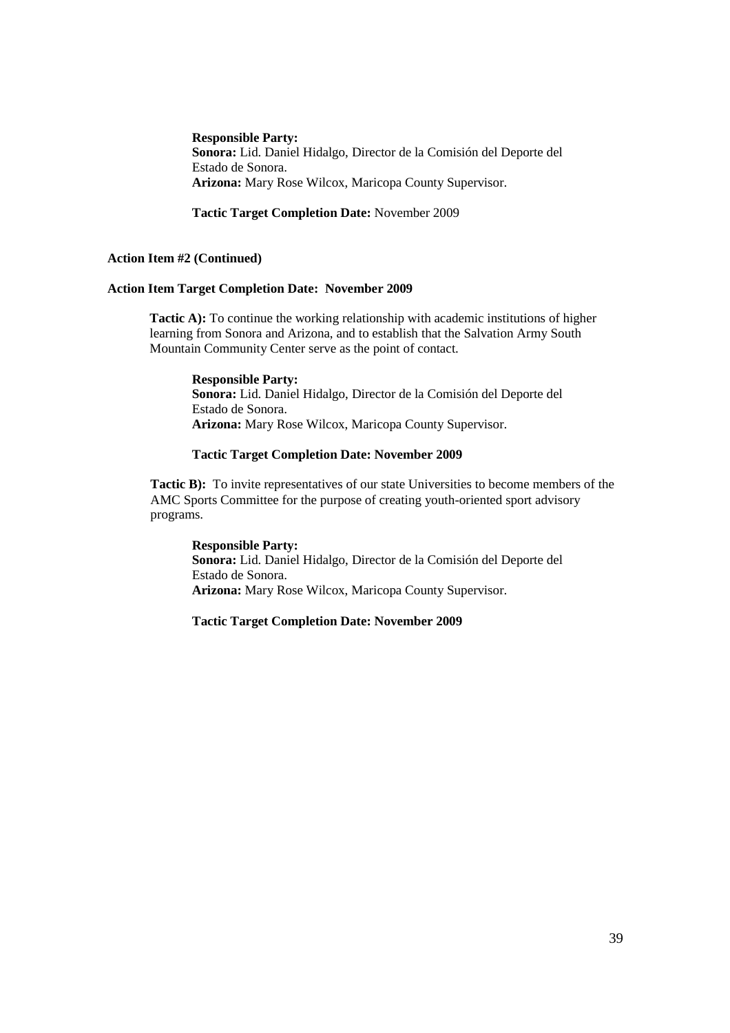**Responsible Party:**
**Sonora:** Lid. Daniel Hidalgo, Director de la Comisión del Deporte del Estado de Sonora.
**Arizona:** Mary Rose Wilcox, Maricopa County Supervisor.

**Tactic Target Completion Date:** November 2009

**Action Item #2 (Continued)**

**Action Item Target Completion Date: November 2009**

**Tactic A):** To continue the working relationship with academic institutions of higher learning from Sonora and Arizona, and to establish that the Salvation Army South Mountain Community Center serve as the point of contact.

**Responsible Party:**
**Sonora:** Lid. Daniel Hidalgo, Director de la Comisión del Deporte del Estado de Sonora.
**Arizona:** Mary Rose Wilcox, Maricopa County Supervisor.

**Tactic Target Completion Date: November 2009**

**Tactic B):** To invite representatives of our state Universities to become members of the AMC Sports Committee for the purpose of creating youth-oriented sport advisory programs.

**Responsible Party:**
**Sonora:** Lid. Daniel Hidalgo, Director de la Comisión del Deporte del Estado de Sonora.
**Arizona:** Mary Rose Wilcox, Maricopa County Supervisor.

**Tactic Target Completion Date: November 2009**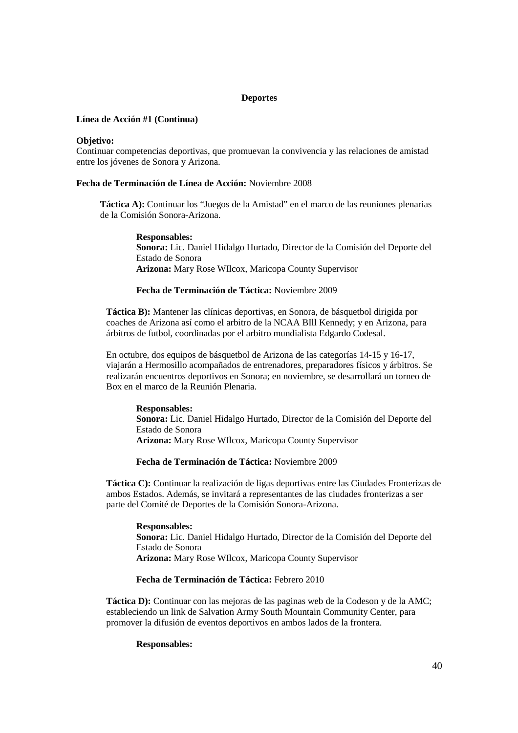## Deportes

**Línea de Acción #1 (Continua)**

**Objetivo:**
Continuar competencias deportivas, que promuevan la convivencia y las relaciones de amistad entre los jóvenes de Sonora y Arizona.

**Fecha de Terminación de Línea de Acción:** Noviembre 2008

**Táctica A):** Continuar los "Juegos de la Amistad" en el marco de las reuniones plenarias de la Comisión Sonora-Arizona.

**Responsables:**
**Sonora:** Lic. Daniel Hidalgo Hurtado, Director de la Comisión del Deporte del Estado de Sonora
**Arizona:** Mary Rose WIlcox, Maricopa County Supervisor

**Fecha de Terminación de Táctica:** Noviembre 2009

**Táctica B):** Mantener las clínicas deportivas, en Sonora, de básquetbol dirigida por coaches de Arizona así como el arbitro de la NCAA BIll Kennedy; y en Arizona, para árbitros de futbol, coordinadas por el arbitro mundialista Edgardo Codesal.

En octubre, dos equipos de básquetbol de Arizona de las categorías 14-15 y 16-17, viajarán a Hermosillo acompañados de entrenadores, preparadores físicos y árbitros. Se realizarán encuentros deportivos en Sonora; en noviembre, se desarrollará un torneo de Box en el marco de la Reunión Plenaria.

**Responsables:**
**Sonora:** Lic. Daniel Hidalgo Hurtado, Director de la Comisión del Deporte del Estado de Sonora
**Arizona:** Mary Rose WIlcox, Maricopa County Supervisor

**Fecha de Terminación de Táctica:** Noviembre 2009

**Táctica C):** Continuar la realización de ligas deportivas entre las Ciudades Fronterizas de ambos Estados. Además, se invitará a representantes de las ciudades fronterizas a ser parte del Comité de Deportes de la Comisión Sonora-Arizona.

**Responsables:**
**Sonora:** Lic. Daniel Hidalgo Hurtado, Director de la Comisión del Deporte del Estado de Sonora
**Arizona:** Mary Rose WIlcox, Maricopa County Supervisor

**Fecha de Terminación de Táctica:** Febrero 2010

**Táctica D):** Continuar con las mejoras de las paginas web de la Codeson y de la AMC; estableciendo un link de Salvation Army South Mountain Community Center, para promover la difusión de eventos deportivos en ambos lados de la frontera.

**Responsables:**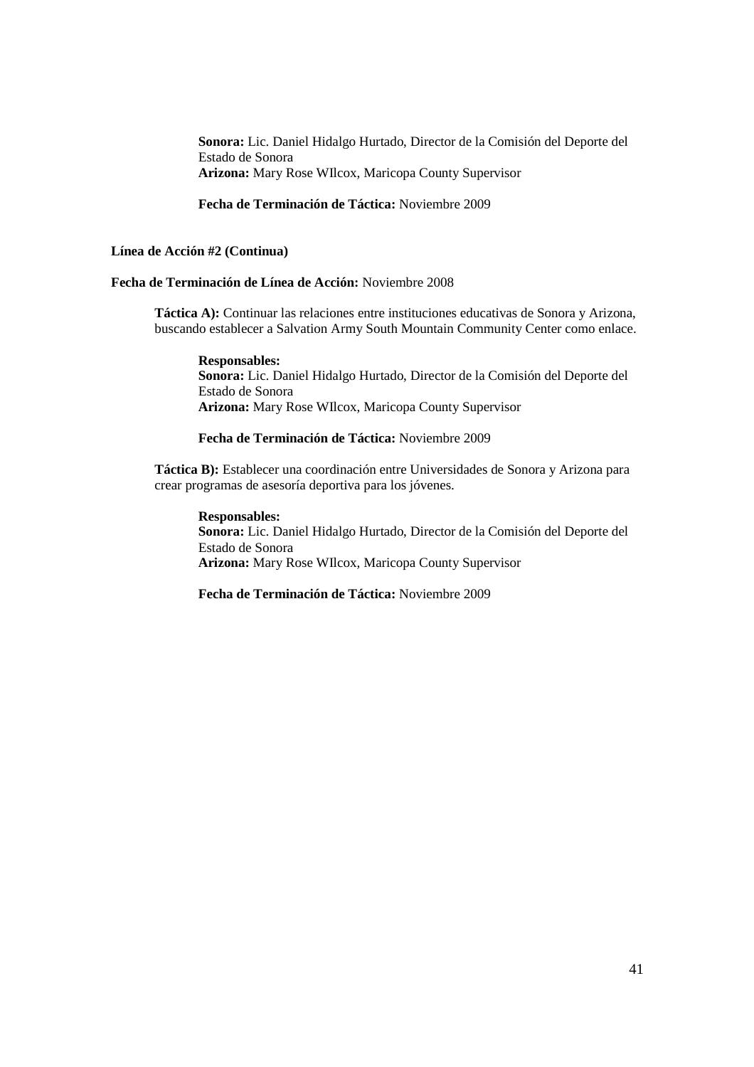**Sonora:** Lic. Daniel Hidalgo Hurtado, Director de la Comisión del Deporte del Estado de Sonora
**Arizona:** Mary Rose WIlcox, Maricopa County Supervisor

**Fecha de Terminación de Táctica:** Noviembre 2009

**Línea de Acción #2 (Continua)**

**Fecha de Terminación de Línea de Acción:** Noviembre 2008

**Táctica A):** Continuar las relaciones entre instituciones educativas de Sonora y Arizona, buscando establecer a Salvation Army South Mountain Community Center como enlace.

**Responsables:**
**Sonora:** Lic. Daniel Hidalgo Hurtado, Director de la Comisión del Deporte del Estado de Sonora
**Arizona:** Mary Rose WIlcox, Maricopa County Supervisor

**Fecha de Terminación de Táctica:** Noviembre 2009

**Táctica B):** Establecer una coordinación entre Universidades de Sonora y Arizona para crear programas de asesoría deportiva para los jóvenes.

**Responsables:**
**Sonora:** Lic. Daniel Hidalgo Hurtado, Director de la Comisión del Deporte del Estado de Sonora
**Arizona:** Mary Rose WIlcox, Maricopa County Supervisor

**Fecha de Terminación de Táctica:** Noviembre 2009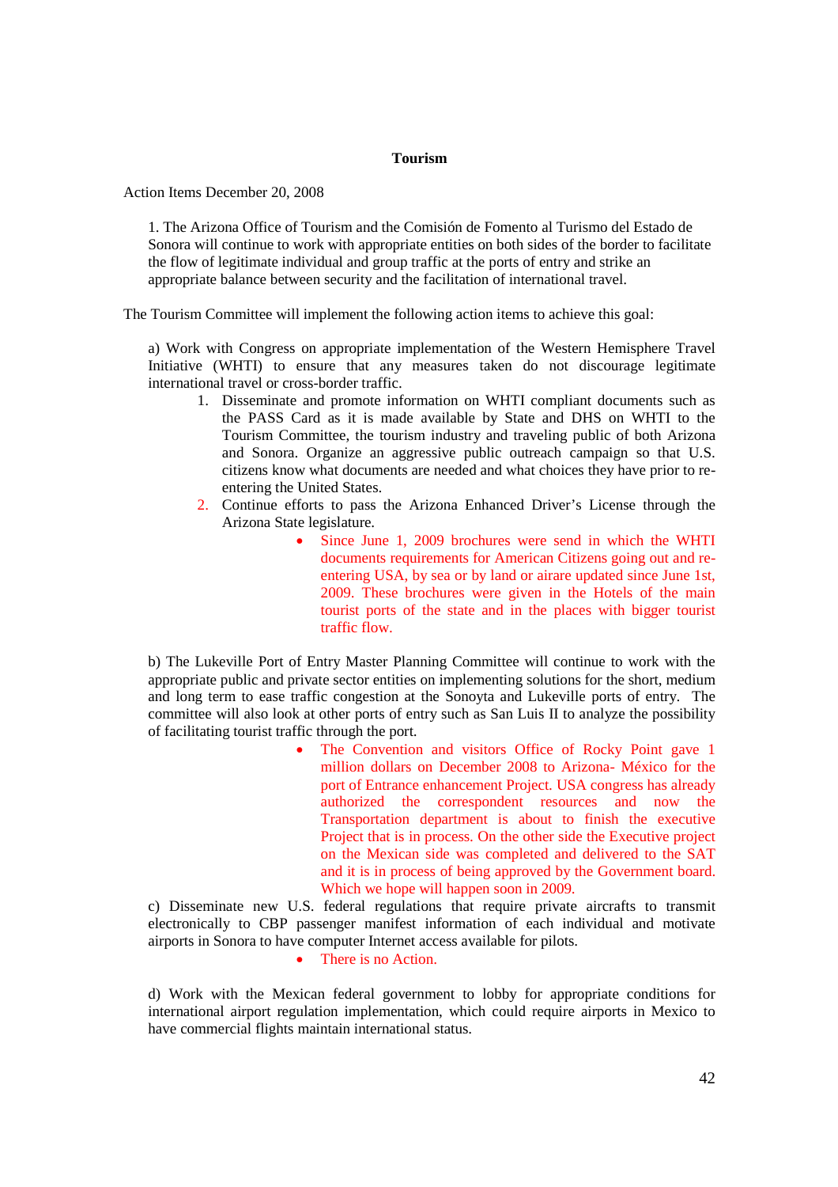## Tourism

Action Items December 20, 2008

1. The Arizona Office of Tourism and the Comisión de Fomento al Turismo del Estado de Sonora will continue to work with appropriate entities on both sides of the border to facilitate the flow of legitimate individual and group traffic at the ports of entry and strike an appropriate balance between security and the facilitation of international travel.

The Tourism Committee will implement the following action items to achieve this goal:

a) Work with Congress on appropriate implementation of the Western Hemisphere Travel Initiative (WHTI) to ensure that any measures taken do not discourage legitimate international travel or cross-border traffic.

1. Disseminate and promote information on WHTI compliant documents such as the PASS Card as it is made available by State and DHS on WHTI to the Tourism Committee, the tourism industry and traveling public of both Arizona and Sonora. Organize an aggressive public outreach campaign so that U.S. citizens know what documents are needed and what choices they have prior to re-entering the United States.
2. Continue efforts to pass the Arizona Enhanced Driver's License through the Arizona State legislature.
   - Since June 1, 2009 brochures were send in which the WHTI documents requirements for American Citizens going out and re-entering USA, by sea or by land or airare updated since June 1st, 2009. These brochures were given in the Hotels of the main tourist ports of the state and in the places with bigger tourist traffic flow.

b) The Lukeville Port of Entry Master Planning Committee will continue to work with the appropriate public and private sector entities on implementing solutions for the short, medium and long term to ease traffic congestion at the Sonoyta and Lukeville ports of entry. The committee will also look at other ports of entry such as San Luis II to analyze the possibility of facilitating tourist traffic through the port.

- The Convention and visitors Office of Rocky Point gave 1 million dollars on December 2008 to Arizona- México for the port of Entrance enhancement Project. USA congress has already authorized the correspondent resources and now the Transportation department is about to finish the executive Project that is in process. On the other side the Executive project on the Mexican side was completed and delivered to the SAT and it is in process of being approved by the Government board. Which we hope will happen soon in 2009.

c) Disseminate new U.S. federal regulations that require private aircrafts to transmit electronically to CBP passenger manifest information of each individual and motivate airports in Sonora to have computer Internet access available for pilots.

- There is no Action.

d) Work with the Mexican federal government to lobby for appropriate conditions for international airport regulation implementation, which could require airports in Mexico to have commercial flights maintain international status.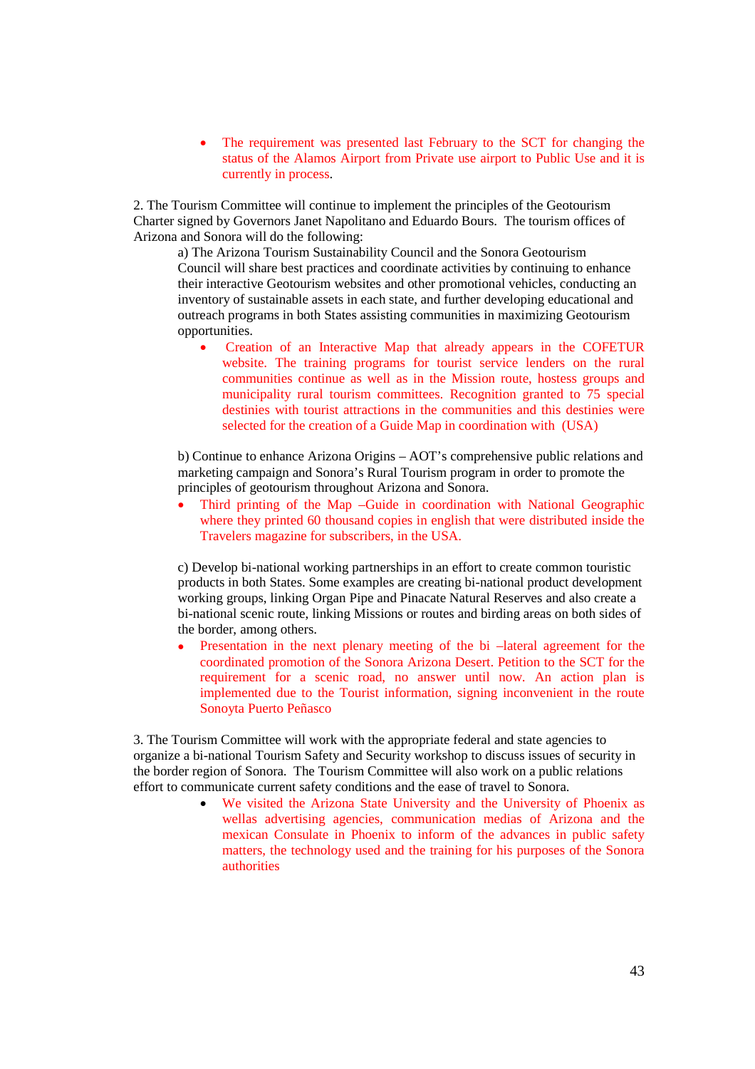- The requirement was presented last February to the SCT for changing the status of the Alamos Airport from Private use airport to Public Use and it is currently in process.

2. The Tourism Committee will continue to implement the principles of the Geotourism Charter signed by Governors Janet Napolitano and Eduardo Bours. The tourism offices of Arizona and Sonora will do the following:

a) The Arizona Tourism Sustainability Council and the Sonora Geotourism Council will share best practices and coordinate activities by continuing to enhance their interactive Geotourism websites and other promotional vehicles, conducting an inventory of sustainable assets in each state, and further developing educational and outreach programs in both States assisting communities in maximizing Geotourism opportunities.

- Creation of an Interactive Map that already appears in the COFETUR website. The training programs for tourist service lenders on the rural communities continue as well as in the Mission route, hostess groups and municipality rural tourism committees. Recognition granted to 75 special destinies with tourist attractions in the communities and this destinies were selected for the creation of a Guide Map in coordination with (USA)

b) Continue to enhance Arizona Origins – AOT's comprehensive public relations and marketing campaign and Sonora's Rural Tourism program in order to promote the principles of geotourism throughout Arizona and Sonora.

- Third printing of the Map –Guide in coordination with National Geographic where they printed 60 thousand copies in english that were distributed inside the Travelers magazine for subscribers, in the USA.

c) Develop bi-national working partnerships in an effort to create common touristic products in both States. Some examples are creating bi-national product development working groups, linking Organ Pipe and Pinacate Natural Reserves and also create a bi-national scenic route, linking Missions or routes and birding areas on both sides of the border, among others.

- Presentation in the next plenary meeting of the bi –lateral agreement for the coordinated promotion of the Sonora Arizona Desert. Petition to the SCT for the requirement for a scenic road, no answer until now. An action plan is implemented due to the Tourist information, signing inconvenient in the route Sonoyta Puerto Peñasco

3. The Tourism Committee will work with the appropriate federal and state agencies to organize a bi-national Tourism Safety and Security workshop to discuss issues of security in the border region of Sonora. The Tourism Committee will also work on a public relations effort to communicate current safety conditions and the ease of travel to Sonora.

- We visited the Arizona State University and the University of Phoenix as wellas advertising agencies, communication medias of Arizona and the mexican Consulate in Phoenix to inform of the advances in public safety matters, the technology used and the training for his purposes of the Sonora authorities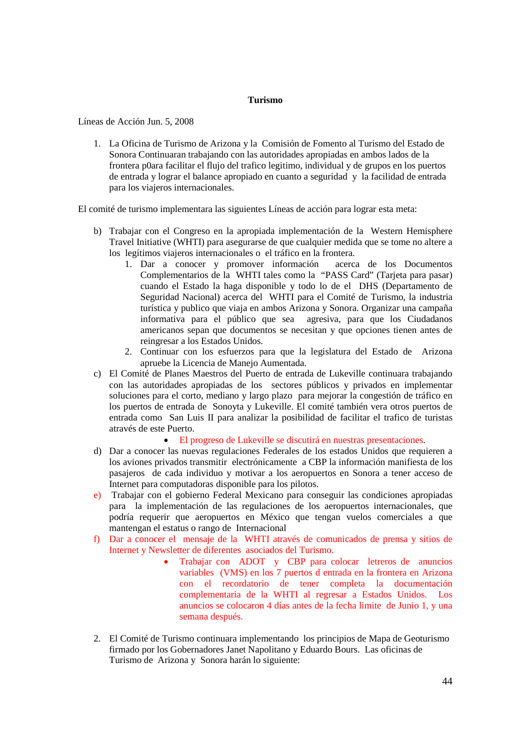**Turismo**

Líneas de Acción Jun. 5, 2008

1. La Oficina de Turismo de Arizona y la Comisión de Fomento al Turismo del Estado de Sonora Continuaran trabajando con las autoridades apropiadas en ambos lados de la frontera p0ara facilitar el flujo del trafico legitimo, individual y de grupos en los puertos de entrada y lograr el balance apropiado en cuanto a seguridad y la facilidad de entrada para los viajeros internacionales.

El comité de turismo implementara las siguientes Líneas de acción para lograr esta meta:

b) Trabajar con el Congreso en la apropiada implementación de la Western Hemisphere Travel Initiative (WHTI) para asegurarse de que cualquier medida que se tome no altere a los legítimos viajeros internacionales o el tráfico en la frontera.
    1. Dar a conocer y promover información acerca de los Documentos Complementarios de la WHTI tales como la "PASS Card" (Tarjeta para pasar) cuando el Estado la haga disponible y todo lo de el DHS (Departamento de Seguridad Nacional) acerca del WHTI para el Comité de Turismo, la industria turística y publico que viaja en ambos Arizona y Sonora. Organizar una campaña informativa para el público que sea agresiva, para que los Ciudadanos americanos sepan que documentos se necesitan y que opciones tienen antes de reingresar a los Estados Unidos.
    2. Continuar con los esfuerzos para que la legislatura del Estado de Arizona apruebe la Licencia de Manejo Aumentada.

c) El Comité de Planes Maestros del Puerto de entrada de Lukeville continuara trabajando con las autoridades apropiadas de los sectores públicos y privados en implementar soluciones para el corto, mediano y largo plazo para mejorar la congestión de tráfico en los puertos de entrada de Sonoyta y Lukeville. El comité también vera otros puertos de entrada como San Luis II para analizar la posibilidad de facilitar el trafico de turistas através de este Puerto.
    - El progreso de Lukeville se discutirá en nuestras presentaciones.

d) Dar a conocer las nuevas regulaciones Federales de los estados Unidos que requieren a los aviones privados transmitir electrónicamente a CBP la información manifiesta de los pasajeros de cada individuo y motivar a los aeropuertos en Sonora a tener acceso de Internet para computadoras disponible para los pilotos.

e) Trabajar con el gobierno Federal Mexicano para conseguir las condiciones apropiadas para la implementación de las regulaciones de los aeropuertos internacionales, que podría requerir que aeropuertos en México que tengan vuelos comerciales a que mantengan el estatus o rango de Internacional

f) Dar a conocer el mensaje de la WHTI através de comunicados de prensa y sitios de Internet y Newsletter de diferentes asociados del Turismo.
    - Trabajar con ADOT y CBP para colocar letreros de anuncios variables (VMS) en los 7 puertos d entrada en la frontera en Arizona con el recordatorio de tener completa la documentación complementaria de la WHTI al regresar a Estados Unidos. Los anuncios se colocaron 4 días antes de la fecha limite de Junio 1, y una semana después.

2. El Comité de Turismo continuara implementando los principios de Mapa de Geoturismo firmado por los Gobernadores Janet Napolitano y Eduardo Bours. Las oficinas de Turismo de Arizona y Sonora harán lo siguiente: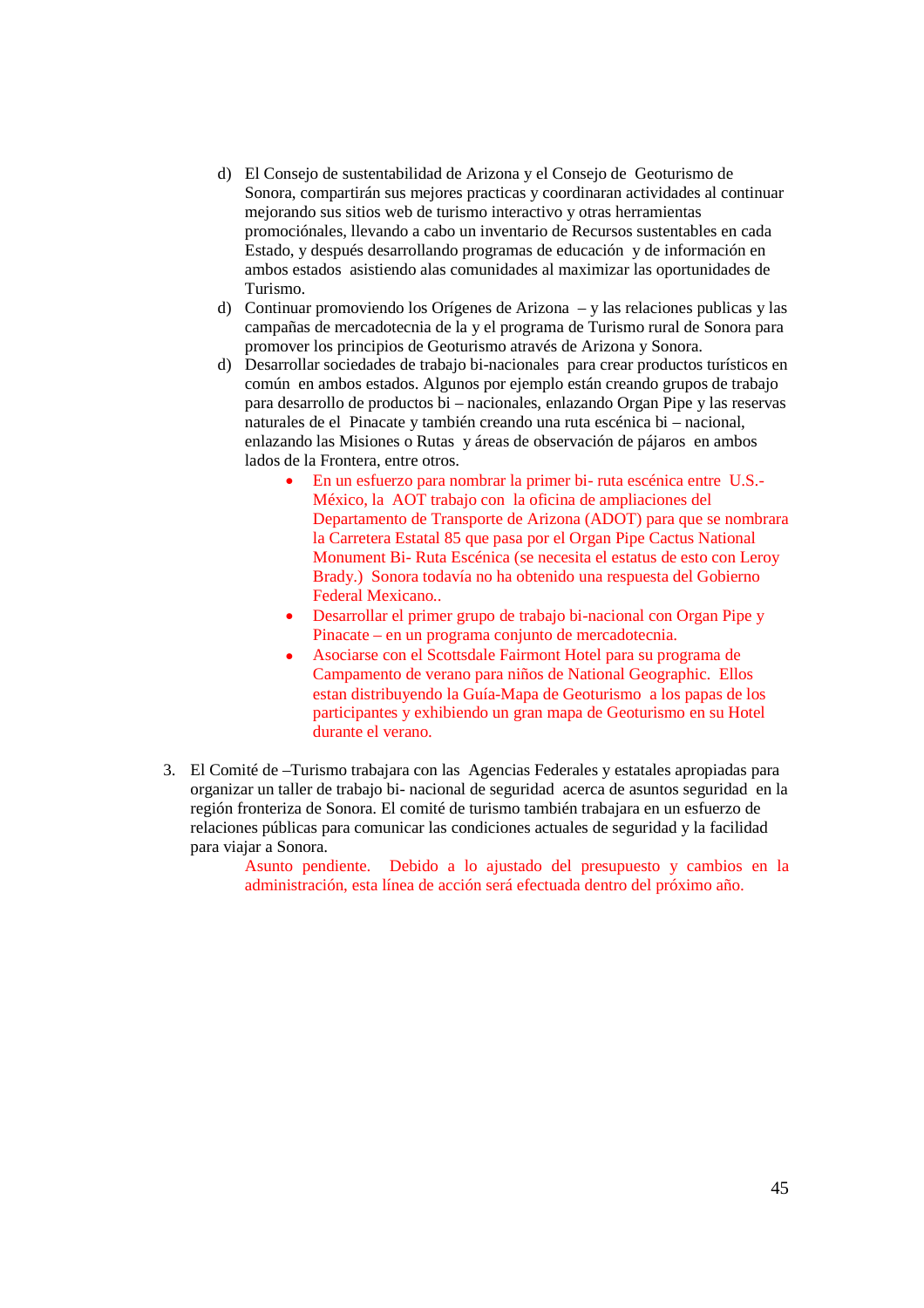d) El Consejo de sustentabilidad de Arizona y el Consejo de Geoturismo de Sonora, compartirán sus mejores practicas y coordinaran actividades al continuar mejorando sus sitios web de turismo interactivo y otras herramientas promociónales, llevando a cabo un inventario de Recursos sustentables en cada Estado, y después desarrollando programas de educación y de información en ambos estados asistiendo alas comunidades al maximizar las oportunidades de Turismo.

d) Continuar promoviendo los Orígenes de Arizona – y las relaciones publicas y las campañas de mercadotecnia de la y el programa de Turismo rural de Sonora para promover los principios de Geoturismo através de Arizona y Sonora.

d) Desarrollar sociedades de trabajo bi-nacionales para crear productos turísticos en común en ambos estados. Algunos por ejemplo están creando grupos de trabajo para desarrollo de productos bi – nacionales, enlazando Organ Pipe y las reservas naturales de el Pinacate y también creando una ruta escénica bi – nacional, enlazando las Misiones o Rutas y áreas de observación de pájaros en ambos lados de la Frontera, entre otros.

- En un esfuerzo para nombrar la primer bi- ruta escénica entre U.S.- México, la AOT trabajo con la oficina de ampliaciones del Departamento de Transporte de Arizona (ADOT) para que se nombrara la Carretera Estatal 85 que pasa por el Organ Pipe Cactus National Monument Bi- Ruta Escénica (se necesita el estatus de esto con Leroy Brady.) Sonora todavía no ha obtenido una respuesta del Gobierno Federal Mexicano..
- Desarrollar el primer grupo de trabajo bi-nacional con Organ Pipe y Pinacate – en un programa conjunto de mercadotecnia.
- Asociarse con el Scottsdale Fairmont Hotel para su programa de Campamento de verano para niños de National Geographic. Ellos estan distribuyendo la Guía-Mapa de Geoturismo a los papas de los participantes y exhibiendo un gran mapa de Geoturismo en su Hotel durante el verano.

3. El Comité de –Turismo trabajara con las Agencias Federales y estatales apropiadas para organizar un taller de trabajo bi- nacional de seguridad acerca de asuntos seguridad en la región fronteriza de Sonora. El comité de turismo también trabajara en un esfuerzo de relaciones públicas para comunicar las condiciones actuales de seguridad y la facilidad para viajar a Sonora.

   Asunto pendiente. Debido a lo ajustado del presupuesto y cambios en la administración, esta línea de acción será efectuada dentro del próximo año.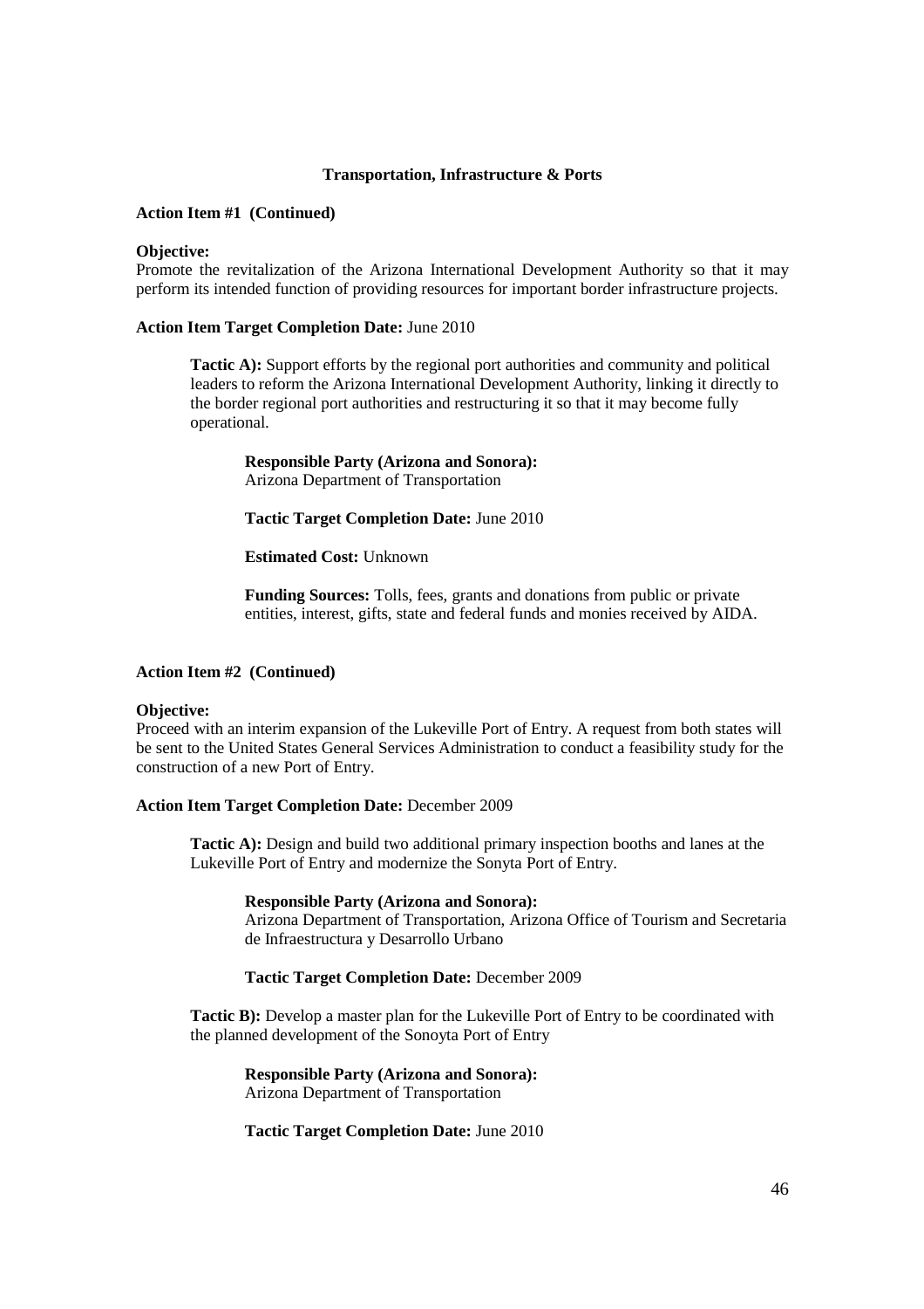## Transportation, Infrastructure & Ports

**Action Item #1 (Continued)**

**Objective:**
Promote the revitalization of the Arizona International Development Authority so that it may perform its intended function of providing resources for important border infrastructure projects.

**Action Item Target Completion Date:** June 2010

**Tactic A):** Support efforts by the regional port authorities and community and political leaders to reform the Arizona International Development Authority, linking it directly to the border regional port authorities and restructuring it so that it may become fully operational.

**Responsible Party (Arizona and Sonora):**
Arizona Department of Transportation

**Tactic Target Completion Date:** June 2010

**Estimated Cost:** Unknown

**Funding Sources:** Tolls, fees, grants and donations from public or private entities, interest, gifts, state and federal funds and monies received by AIDA.

**Action Item #2 (Continued)**

**Objective:**
Proceed with an interim expansion of the Lukeville Port of Entry. A request from both states will be sent to the United States General Services Administration to conduct a feasibility study for the construction of a new Port of Entry.

**Action Item Target Completion Date:** December 2009

**Tactic A):** Design and build two additional primary inspection booths and lanes at the Lukeville Port of Entry and modernize the Sonyta Port of Entry.

**Responsible Party (Arizona and Sonora):**
Arizona Department of Transportation, Arizona Office of Tourism and Secretaria de Infraestructura y Desarrollo Urbano

**Tactic Target Completion Date:** December 2009

**Tactic B):** Develop a master plan for the Lukeville Port of Entry to be coordinated with the planned development of the Sonoyta Port of Entry

**Responsible Party (Arizona and Sonora):**
Arizona Department of Transportation

**Tactic Target Completion Date:** June 2010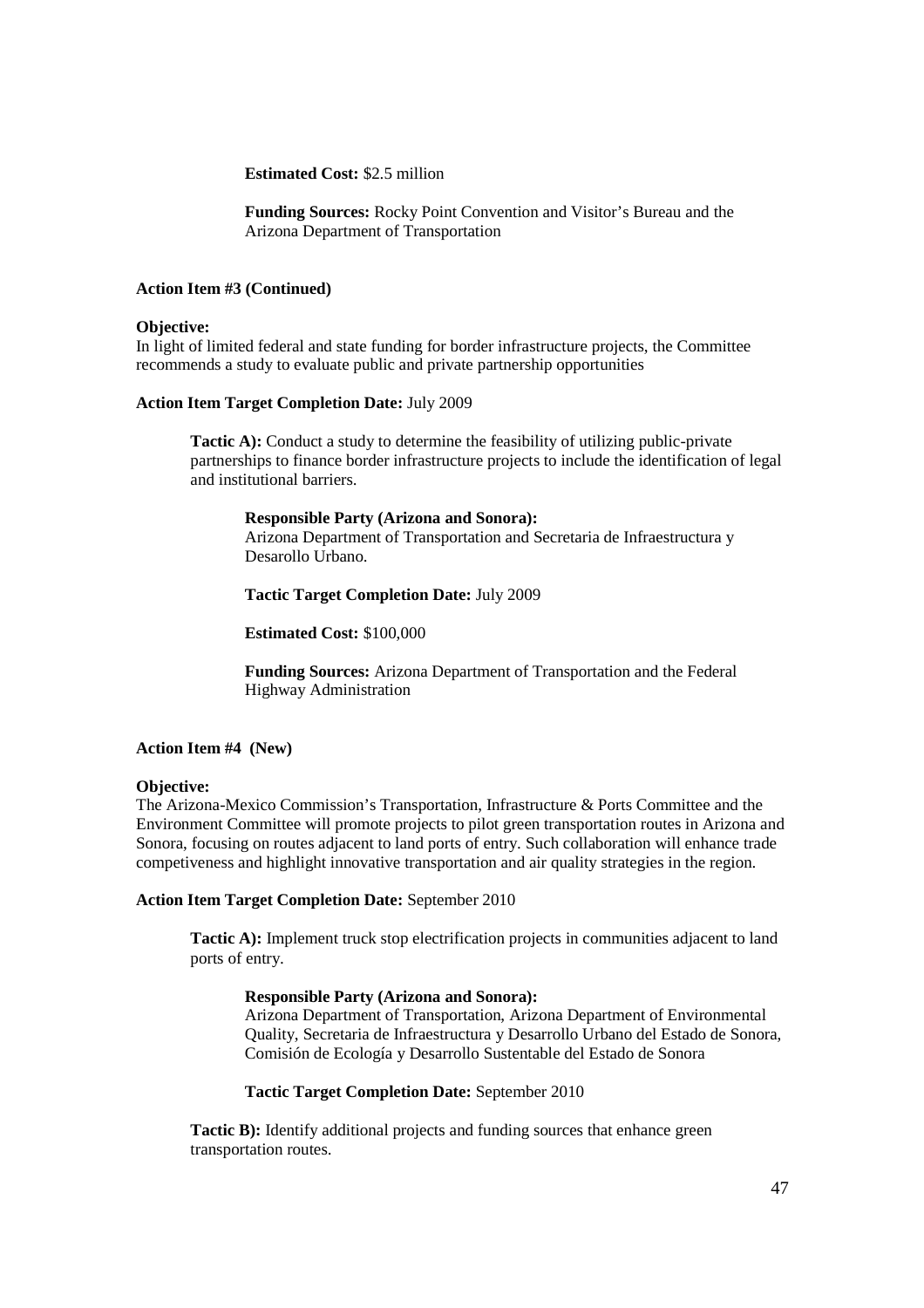**Estimated Cost:** \$2.5 million

**Funding Sources:** Rocky Point Convention and Visitor's Bureau and the Arizona Department of Transportation

**Action Item #3 (Continued)**

**Objective:**
In light of limited federal and state funding for border infrastructure projects, the Committee recommends a study to evaluate public and private partnership opportunities

**Action Item Target Completion Date:** July 2009

**Tactic A):** Conduct a study to determine the feasibility of utilizing public-private partnerships to finance border infrastructure projects to include the identification of legal and institutional barriers.

**Responsible Party (Arizona and Sonora):**
Arizona Department of Transportation and Secretaria de Infraestructura y Desarollo Urbano.

**Tactic Target Completion Date:** July 2009

**Estimated Cost:** \$100,000

**Funding Sources:** Arizona Department of Transportation and the Federal Highway Administration

**Action Item #4 (New)**

**Objective:**
The Arizona-Mexico Commission's Transportation, Infrastructure & Ports Committee and the Environment Committee will promote projects to pilot green transportation routes in Arizona and Sonora, focusing on routes adjacent to land ports of entry. Such collaboration will enhance trade competiveness and highlight innovative transportation and air quality strategies in the region.

**Action Item Target Completion Date:** September 2010

**Tactic A):** Implement truck stop electrification projects in communities adjacent to land ports of entry.

**Responsible Party (Arizona and Sonora):**
Arizona Department of Transportation, Arizona Department of Environmental Quality, Secretaria de Infraestructura y Desarrollo Urbano del Estado de Sonora, Comisión de Ecología y Desarrollo Sustentable del Estado de Sonora

**Tactic Target Completion Date:** September 2010

**Tactic B):** Identify additional projects and funding sources that enhance green transportation routes.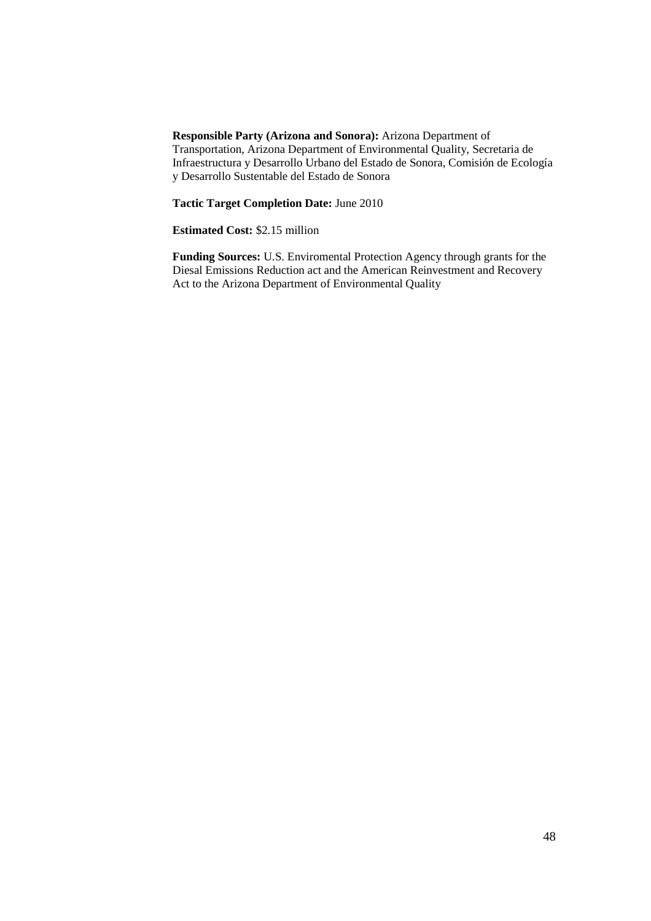**Responsible Party (Arizona and Sonora):** Arizona Department of Transportation, Arizona Department of Environmental Quality, Secretaria de Infraestructura y Desarrollo Urbano del Estado de Sonora, Comisión de Ecología y Desarrollo Sustentable del Estado de Sonora

**Tactic Target Completion Date:** June 2010

**Estimated Cost:** $2.15 million

**Funding Sources:** U.S. Enviromental Protection Agency through grants for the Diesal Emissions Reduction act and the American Reinvestment and Recovery Act to the Arizona Department of Environmental Quality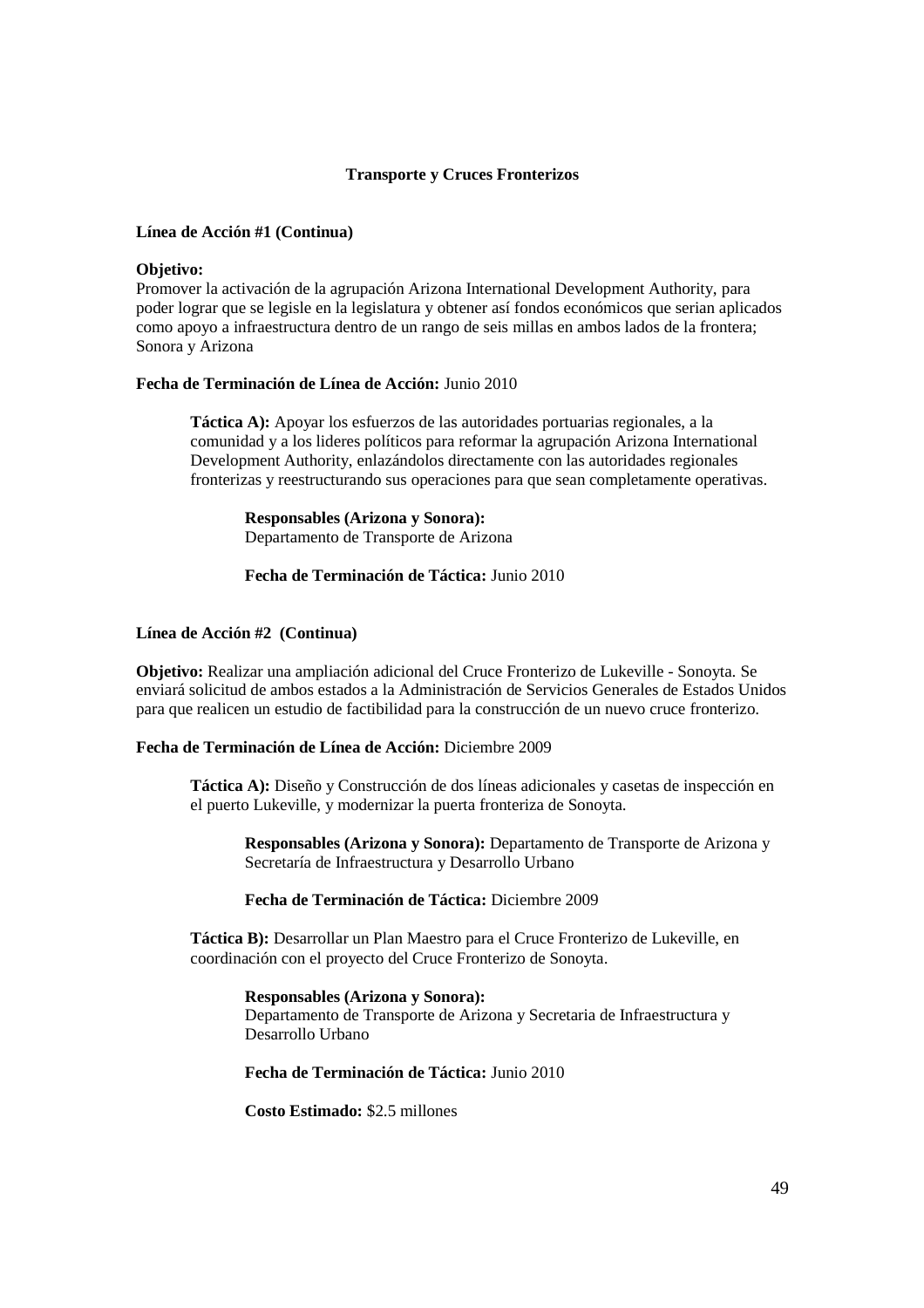## Transporte y Cruces Fronterizos

**Línea de Acción #1 (Continua)**

**Objetivo:**
Promover la activación de la agrupación Arizona International Development Authority, para poder lograr que se legisle en la legislatura y obtener así fondos económicos que serian aplicados como apoyo a infraestructura dentro de un rango de seis millas en ambos lados de la frontera; Sonora y Arizona

**Fecha de Terminación de Línea de Acción:** Junio 2010

> **Táctica A):** Apoyar los esfuerzos de las autoridades portuarias regionales, a la comunidad y a los lideres políticos para reformar la agrupación Arizona International Development Authority, enlazándolos directamente con las autoridades regionales fronterizas y reestructurando sus operaciones para que sean completamente operativas.
>
> > **Responsables (Arizona y Sonora):**
> > Departamento de Transporte de Arizona
> >
> > **Fecha de Terminación de Táctica:** Junio 2010

**Línea de Acción #2 (Continua)**

**Objetivo:** Realizar una ampliación adicional del Cruce Fronterizo de Lukeville - Sonoyta. Se enviará solicitud de ambos estados a la Administración de Servicios Generales de Estados Unidos para que realicen un estudio de factibilidad para la construcción de un nuevo cruce fronterizo.

**Fecha de Terminación de Línea de Acción:** Diciembre 2009

> **Táctica A):** Diseño y Construcción de dos líneas adicionales y casetas de inspección en el puerto Lukeville, y modernizar la puerta fronteriza de Sonoyta.
>
> > **Responsables (Arizona y Sonora):** Departamento de Transporte de Arizona y Secretaría de Infraestructura y Desarrollo Urbano
> >
> > **Fecha de Terminación de Táctica:** Diciembre 2009
>
> **Táctica B):** Desarrollar un Plan Maestro para el Cruce Fronterizo de Lukeville, en coordinación con el proyecto del Cruce Fronterizo de Sonoyta.
>
> > **Responsables (Arizona y Sonora):**
> > Departamento de Transporte de Arizona y Secretaria de Infraestructura y Desarrollo Urbano
> >
> > **Fecha de Terminación de Táctica:** Junio 2010
> >
> > **Costo Estimado:** $2.5 millones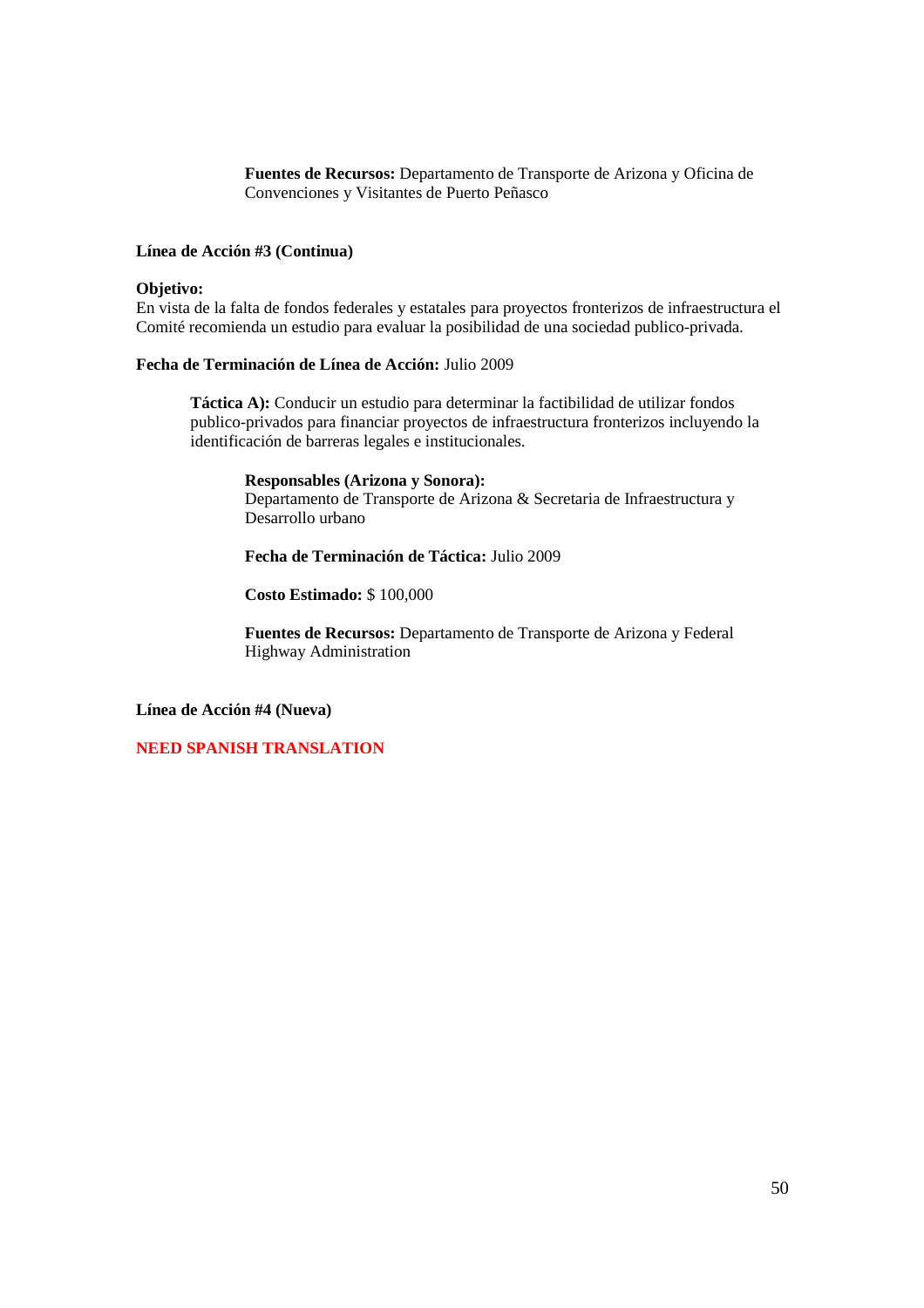**Fuentes de Recursos:** Departamento de Transporte de Arizona y Oficina de Convenciones y Visitantes de Puerto Peñasco

**Línea de Acción #3 (Continua)**

**Objetivo:**
En vista de la falta de fondos federales y estatales para proyectos fronterizos de infraestructura el Comité recomienda un estudio para evaluar la posibilidad de una sociedad publico-privada.

**Fecha de Terminación de Línea de Acción:** Julio 2009

**Táctica A):** Conducir un estudio para determinar la factibilidad de utilizar fondos publico-privados para financiar proyectos de infraestructura fronterizos incluyendo la identificación de barreras legales e institucionales.

**Responsables (Arizona y Sonora):**
Departamento de Transporte de Arizona & Secretaria de Infraestructura y Desarrollo urbano

**Fecha de Terminación de Táctica:** Julio 2009

**Costo Estimado:** $ 100,000

**Fuentes de Recursos:** Departamento de Transporte de Arizona y Federal Highway Administration

**Línea de Acción #4 (Nueva)**

**NEED SPANISH TRANSLATION**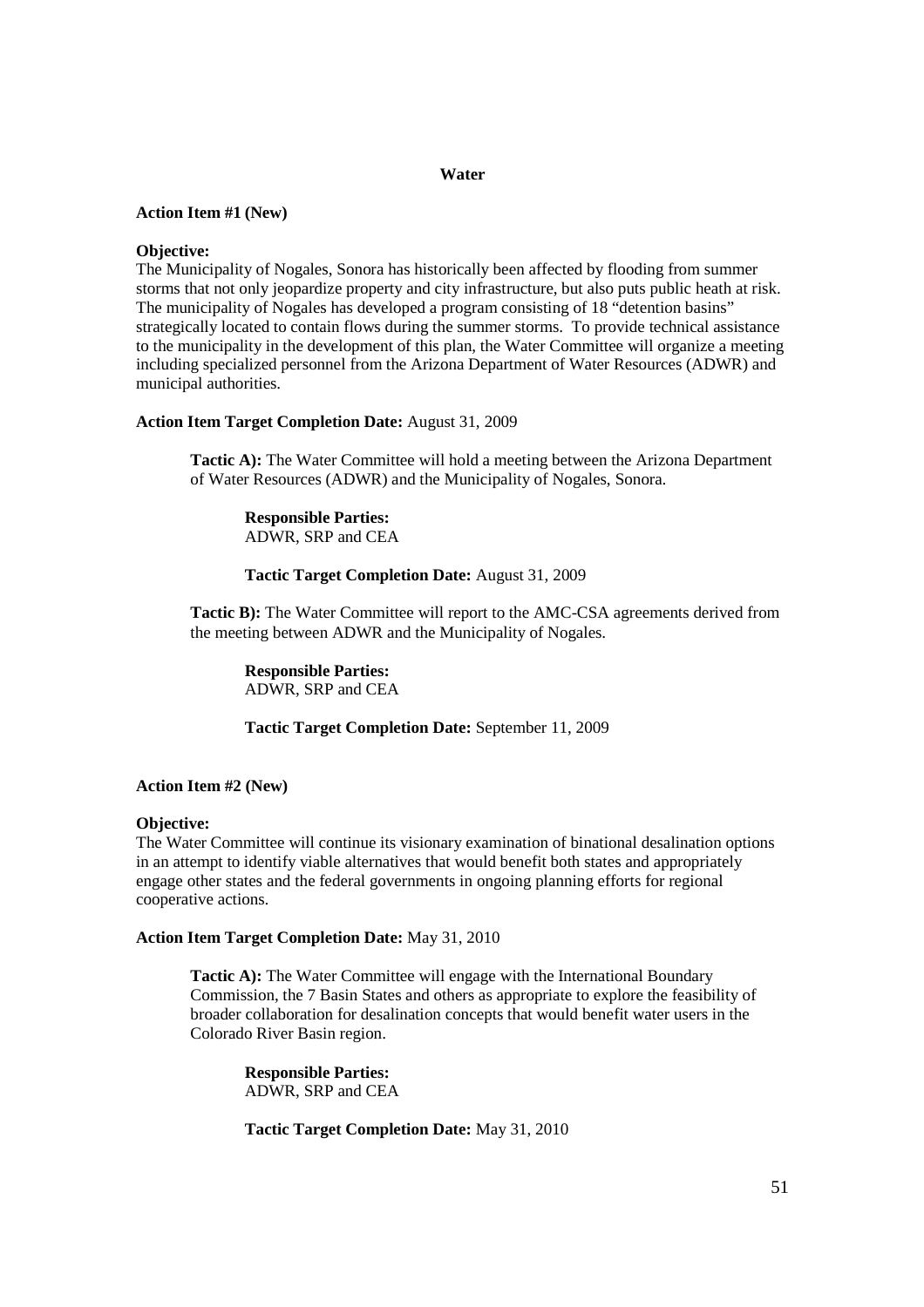## Water

**Action Item #1 (New)**

**Objective:**
The Municipality of Nogales, Sonora has historically been affected by flooding from summer storms that not only jeopardize property and city infrastructure, but also puts public heath at risk. The municipality of Nogales has developed a program consisting of 18 "detention basins" strategically located to contain flows during the summer storms. To provide technical assistance to the municipality in the development of this plan, the Water Committee will organize a meeting including specialized personnel from the Arizona Department of Water Resources (ADWR) and municipal authorities.

**Action Item Target Completion Date:** August 31, 2009

> **Tactic A):** The Water Committee will hold a meeting between the Arizona Department of Water Resources (ADWR) and the Municipality of Nogales, Sonora.
>
> > **Responsible Parties:**
> > ADWR, SRP and CEA
> >
> > **Tactic Target Completion Date:** August 31, 2009
>
> **Tactic B):** The Water Committee will report to the AMC-CSA agreements derived from the meeting between ADWR and the Municipality of Nogales.
>
> > **Responsible Parties:**
> > ADWR, SRP and CEA
> >
> > **Tactic Target Completion Date:** September 11, 2009

**Action Item #2 (New)**

**Objective:**
The Water Committee will continue its visionary examination of binational desalination options in an attempt to identify viable alternatives that would benefit both states and appropriately engage other states and the federal governments in ongoing planning efforts for regional cooperative actions.

**Action Item Target Completion Date:** May 31, 2010

> **Tactic A):** The Water Committee will engage with the International Boundary Commission, the 7 Basin States and others as appropriate to explore the feasibility of broader collaboration for desalination concepts that would benefit water users in the Colorado River Basin region.
>
> > **Responsible Parties:**
> > ADWR, SRP and CEA
> >
> > **Tactic Target Completion Date:** May 31, 2010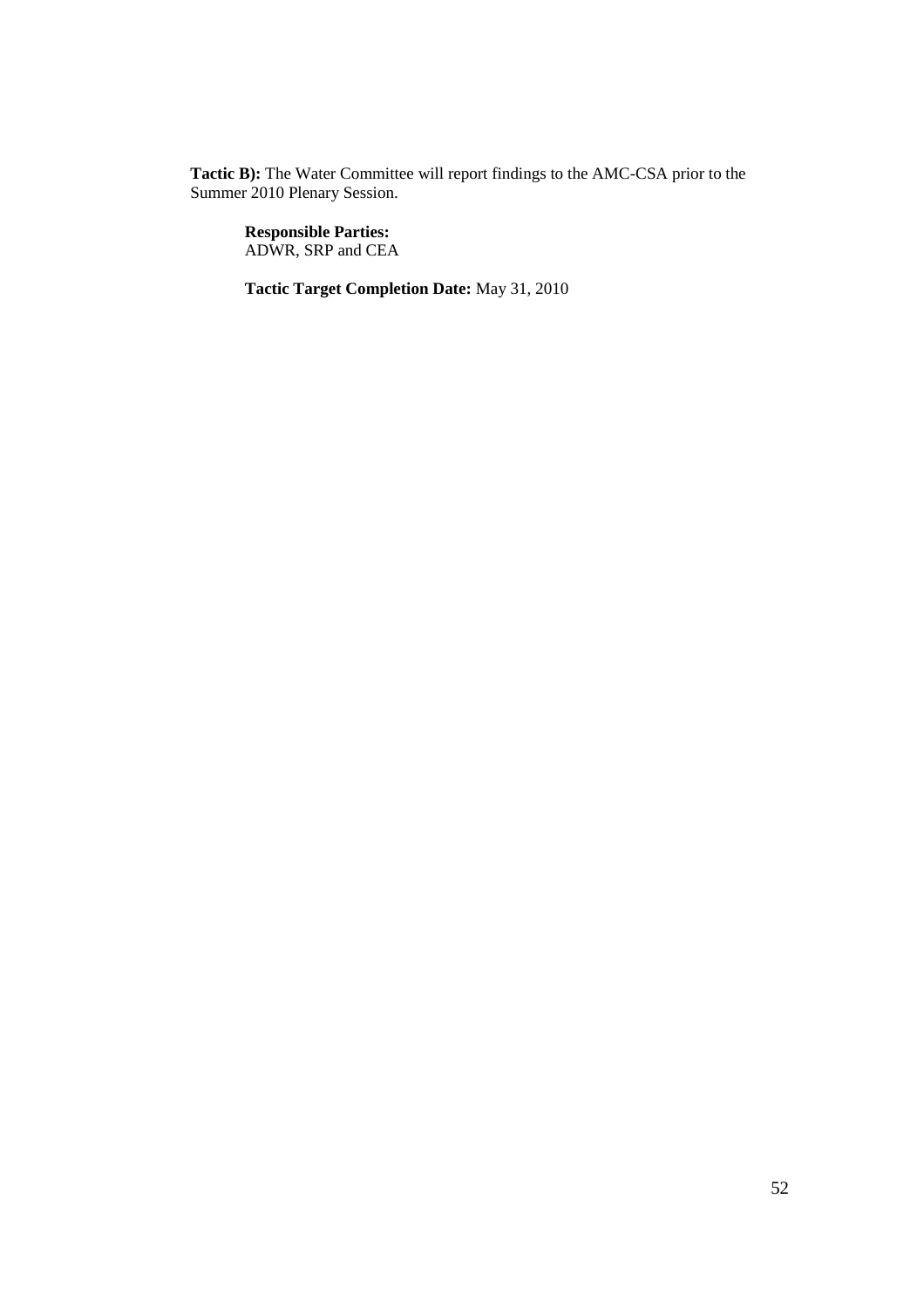**Tactic B):** The Water Committee will report findings to the AMC-CSA prior to the Summer 2010 Plenary Session.

**Responsible Parties:**
ADWR, SRP and CEA

**Tactic Target Completion Date:** May 31, 2010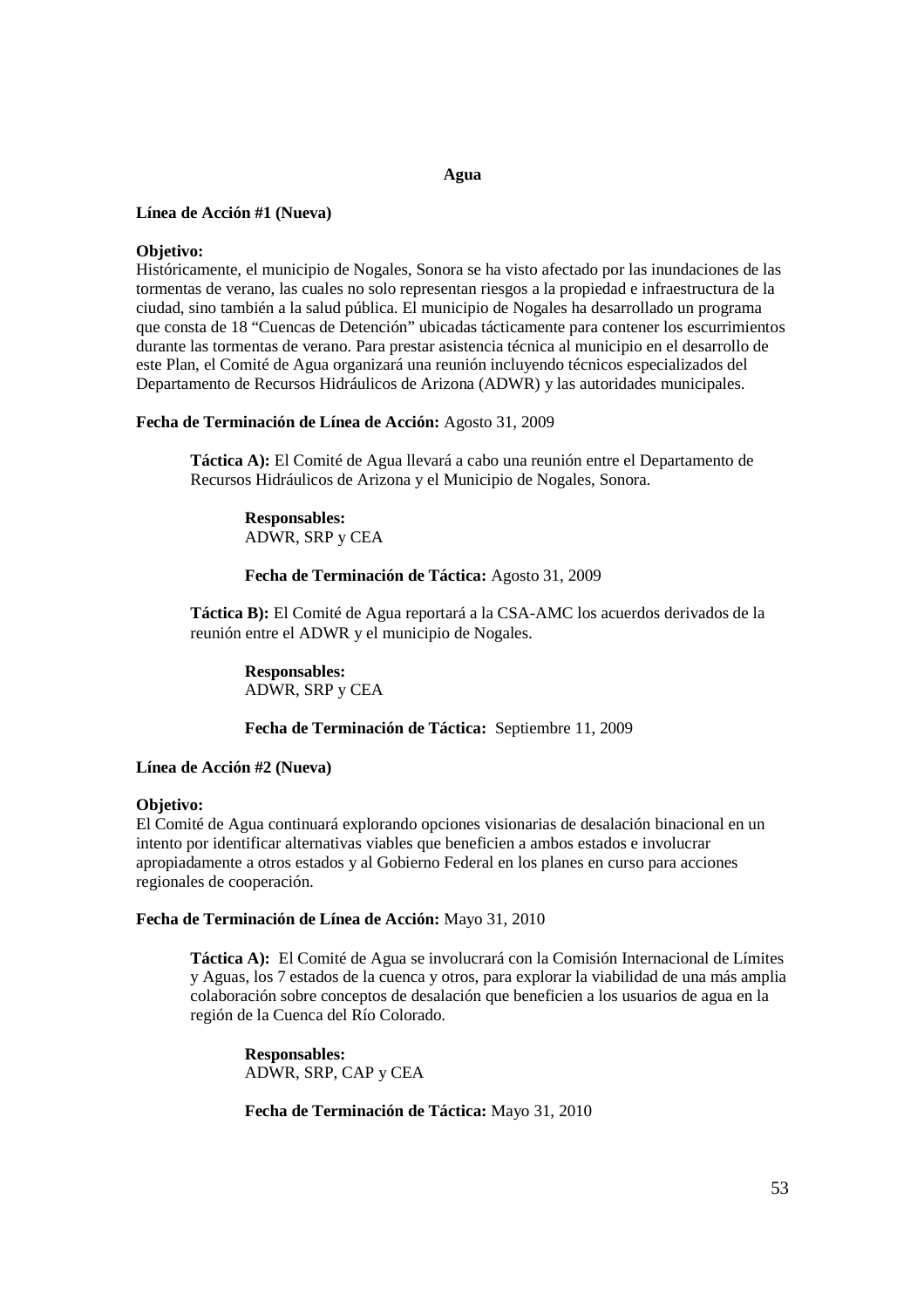## Agua

**Línea de Acción #1 (Nueva)**

**Objetivo:**
Históricamente, el municipio de Nogales, Sonora se ha visto afectado por las inundaciones de las tormentas de verano, las cuales no solo representan riesgos a la propiedad e infraestructura de la ciudad, sino también a la salud pública. El municipio de Nogales ha desarrollado un programa que consta de 18 "Cuencas de Detención" ubicadas tácticamente para contener los escurrimientos durante las tormentas de verano. Para prestar asistencia técnica al municipio en el desarrollo de este Plan, el Comité de Agua organizará una reunión incluyendo técnicos especializados del Departamento de Recursos Hidráulicos de Arizona (ADWR) y las autoridades municipales.

**Fecha de Terminación de Línea de Acción:** Agosto 31, 2009

> **Táctica A):** El Comité de Agua llevará a cabo una reunión entre el Departamento de Recursos Hidráulicos de Arizona y el Municipio de Nogales, Sonora.
>
> **Responsables:**
> ADWR, SRP y CEA
>
> **Fecha de Terminación de Táctica:** Agosto 31, 2009
>
> **Táctica B):** El Comité de Agua reportará a la CSA-AMC los acuerdos derivados de la reunión entre el ADWR y el municipio de Nogales.
>
> **Responsables:**
> ADWR, SRP y CEA
>
> **Fecha de Terminación de Táctica:** Septiembre 11, 2009

**Línea de Acción #2 (Nueva)**

**Objetivo:**
El Comité de Agua continuará explorando opciones visionarias de desalación binacional en un intento por identificar alternativas viables que beneficien a ambos estados e involucrar apropiadamente a otros estados y al Gobierno Federal en los planes en curso para acciones regionales de cooperación.

**Fecha de Terminación de Línea de Acción:** Mayo 31, 2010

> **Táctica A):** El Comité de Agua se involucrará con la Comisión Internacional de Límites y Aguas, los 7 estados de la cuenca y otros, para explorar la viabilidad de una más amplia colaboración sobre conceptos de desalación que beneficien a los usuarios de agua en la región de la Cuenca del Río Colorado.
>
> **Responsables:**
> ADWR, SRP, CAP y CEA
>
> **Fecha de Terminación de Táctica:** Mayo 31, 2010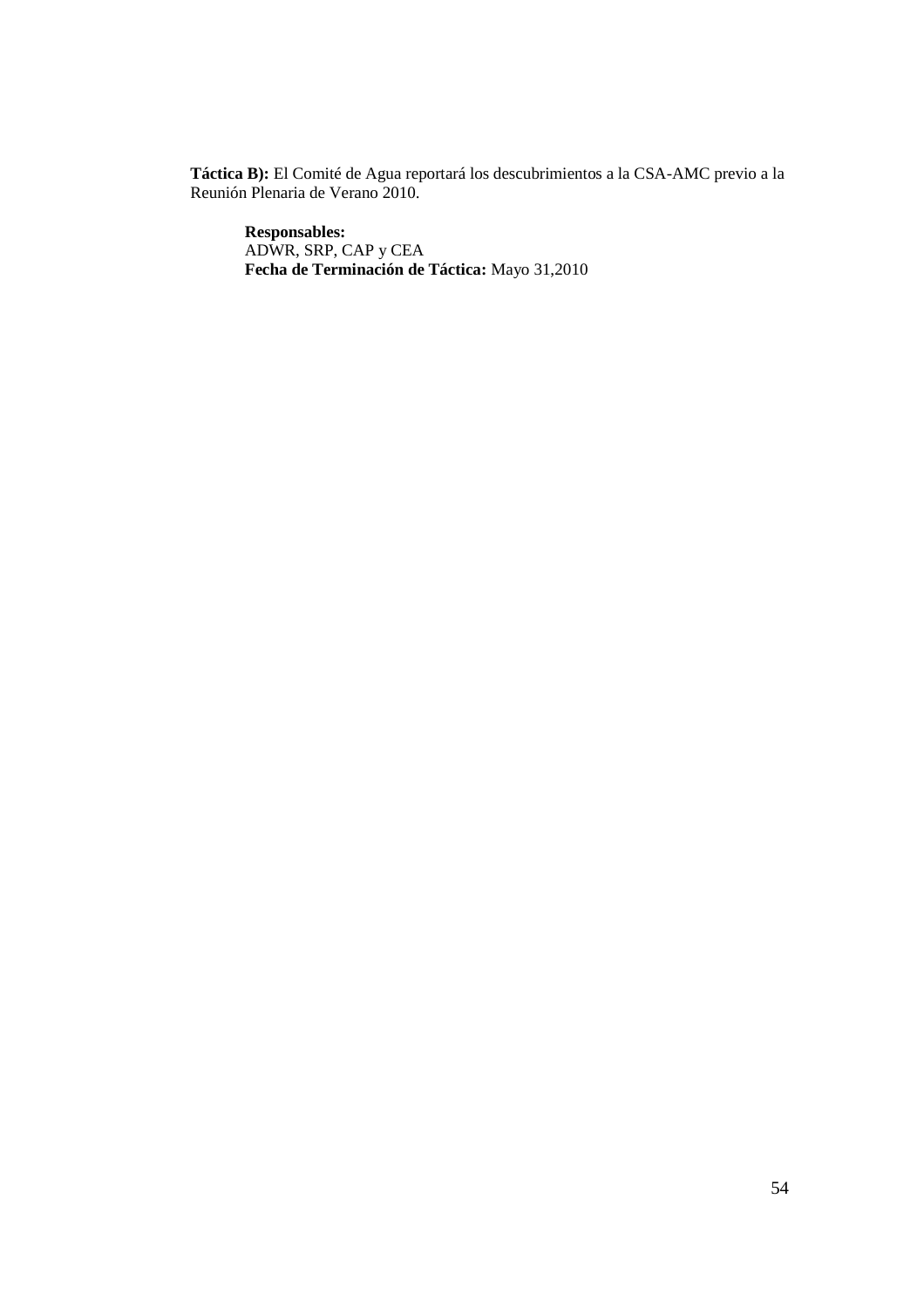**Táctica B):** El Comité de Agua reportará los descubrimientos a la CSA-AMC previo a la Reunión Plenaria de Verano 2010.

**Responsables:**
ADWR, SRP, CAP y CEA
**Fecha de Terminación de Táctica:** Mayo 31,2010